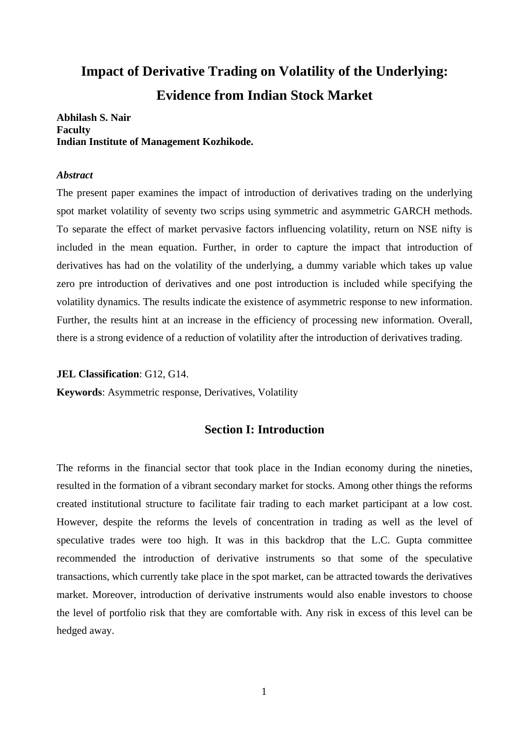# Impact of Derivative Trading on Volatility of the Underlying: Evidence from Indian Stock Market

**Abhilash S. Nair**
**Faculty**
**Indian Institute of Management Kozhikode.**

***Abstract***

The present paper examines the impact of introduction of derivatives trading on the underlying spot market volatility of seventy two scrips using symmetric and asymmetric GARCH methods. To separate the effect of market pervasive factors influencing volatility, return on NSE nifty is included in the mean equation. Further, in order to capture the impact that introduction of derivatives has had on the volatility of the underlying, a dummy variable which takes up value zero pre introduction of derivatives and one post introduction is included while specifying the volatility dynamics. The results indicate the existence of asymmetric response to new information. Further, the results hint at an increase in the efficiency of processing new information. Overall, there is a strong evidence of a reduction of volatility after the introduction of derivatives trading.

**JEL Classification**: G12, G14.

**Keywords**: Asymmetric response, Derivatives, Volatility

## Section I: Introduction

The reforms in the financial sector that took place in the Indian economy during the nineties, resulted in the formation of a vibrant secondary market for stocks. Among other things the reforms created institutional structure to facilitate fair trading to each market participant at a low cost. However, despite the reforms the levels of concentration in trading as well as the level of speculative trades were too high. It was in this backdrop that the L.C. Gupta committee recommended the introduction of derivative instruments so that some of the speculative transactions, which currently take place in the spot market, can be attracted towards the derivatives market. Moreover, introduction of derivative instruments would also enable investors to choose the level of portfolio risk that they are comfortable with. Any risk in excess of this level can be hedged away.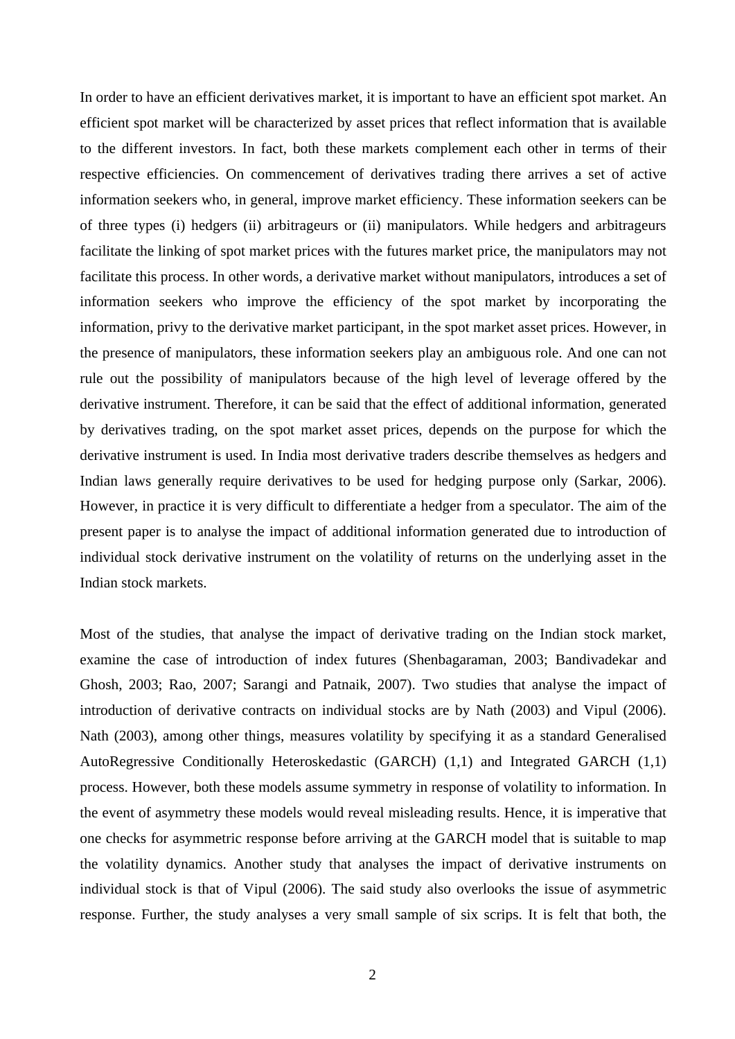In order to have an efficient derivatives market, it is important to have an efficient spot market. An efficient spot market will be characterized by asset prices that reflect information that is available to the different investors. In fact, both these markets complement each other in terms of their respective efficiencies. On commencement of derivatives trading there arrives a set of active information seekers who, in general, improve market efficiency. These information seekers can be of three types (i) hedgers (ii) arbitrageurs or (ii) manipulators. While hedgers and arbitrageurs facilitate the linking of spot market prices with the futures market price, the manipulators may not facilitate this process. In other words, a derivative market without manipulators, introduces a set of information seekers who improve the efficiency of the spot market by incorporating the information, privy to the derivative market participant, in the spot market asset prices. However, in the presence of manipulators, these information seekers play an ambiguous role. And one can not rule out the possibility of manipulators because of the high level of leverage offered by the derivative instrument. Therefore, it can be said that the effect of additional information, generated by derivatives trading, on the spot market asset prices, depends on the purpose for which the derivative instrument is used. In India most derivative traders describe themselves as hedgers and Indian laws generally require derivatives to be used for hedging purpose only (Sarkar, 2006). However, in practice it is very difficult to differentiate a hedger from a speculator. The aim of the present paper is to analyse the impact of additional information generated due to introduction of individual stock derivative instrument on the volatility of returns on the underlying asset in the Indian stock markets.

Most of the studies, that analyse the impact of derivative trading on the Indian stock market, examine the case of introduction of index futures (Shenbagaraman, 2003; Bandivadekar and Ghosh, 2003; Rao, 2007; Sarangi and Patnaik, 2007). Two studies that analyse the impact of introduction of derivative contracts on individual stocks are by Nath (2003) and Vipul (2006). Nath (2003), among other things, measures volatility by specifying it as a standard Generalised AutoRegressive Conditionally Heteroskedastic (GARCH) (1,1) and Integrated GARCH (1,1) process. However, both these models assume symmetry in response of volatility to information. In the event of asymmetry these models would reveal misleading results. Hence, it is imperative that one checks for asymmetric response before arriving at the GARCH model that is suitable to map the volatility dynamics. Another study that analyses the impact of derivative instruments on individual stock is that of Vipul (2006). The said study also overlooks the issue of asymmetric response. Further, the study analyses a very small sample of six scrips. It is felt that both, the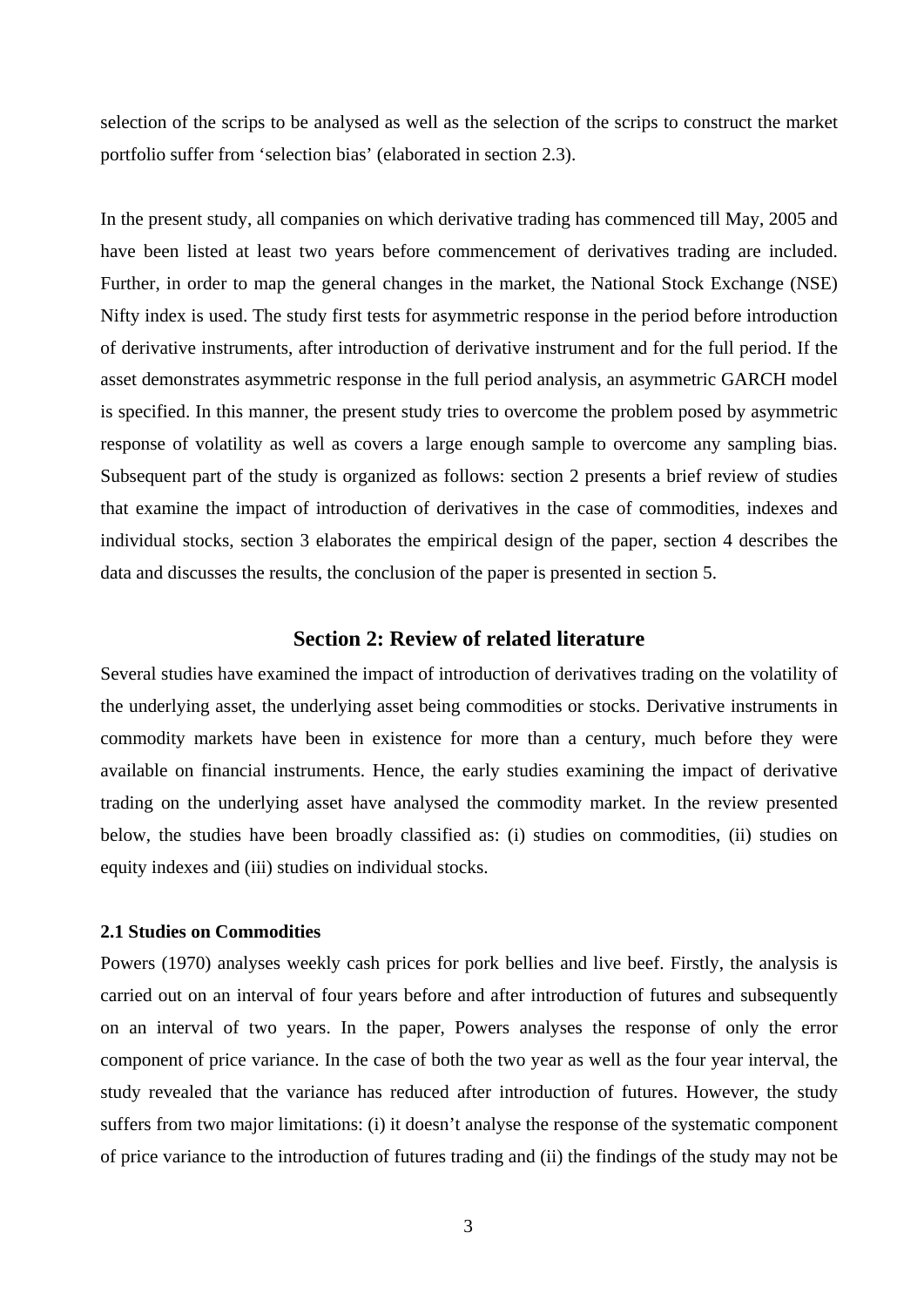selection of the scrips to be analysed as well as the selection of the scrips to construct the market portfolio suffer from 'selection bias' (elaborated in section 2.3).

In the present study, all companies on which derivative trading has commenced till May, 2005 and have been listed at least two years before commencement of derivatives trading are included. Further, in order to map the general changes in the market, the National Stock Exchange (NSE) Nifty index is used. The study first tests for asymmetric response in the period before introduction of derivative instruments, after introduction of derivative instrument and for the full period. If the asset demonstrates asymmetric response in the full period analysis, an asymmetric GARCH model is specified. In this manner, the present study tries to overcome the problem posed by asymmetric response of volatility as well as covers a large enough sample to overcome any sampling bias. Subsequent part of the study is organized as follows: section 2 presents a brief review of studies that examine the impact of introduction of derivatives in the case of commodities, indexes and individual stocks, section 3 elaborates the empirical design of the paper, section 4 describes the data and discusses the results, the conclusion of the paper is presented in section 5.

## Section 2: Review of related literature

Several studies have examined the impact of introduction of derivatives trading on the volatility of the underlying asset, the underlying asset being commodities or stocks. Derivative instruments in commodity markets have been in existence for more than a century, much before they were available on financial instruments. Hence, the early studies examining the impact of derivative trading on the underlying asset have analysed the commodity market. In the review presented below, the studies have been broadly classified as: (i) studies on commodities, (ii) studies on equity indexes and (iii) studies on individual stocks.

### 2.1 Studies on Commodities

Powers (1970) analyses weekly cash prices for pork bellies and live beef. Firstly, the analysis is carried out on an interval of four years before and after introduction of futures and subsequently on an interval of two years. In the paper, Powers analyses the response of only the error component of price variance. In the case of both the two year as well as the four year interval, the study revealed that the variance has reduced after introduction of futures. However, the study suffers from two major limitations: (i) it doesn't analyse the response of the systematic component of price variance to the introduction of futures trading and (ii) the findings of the study may not be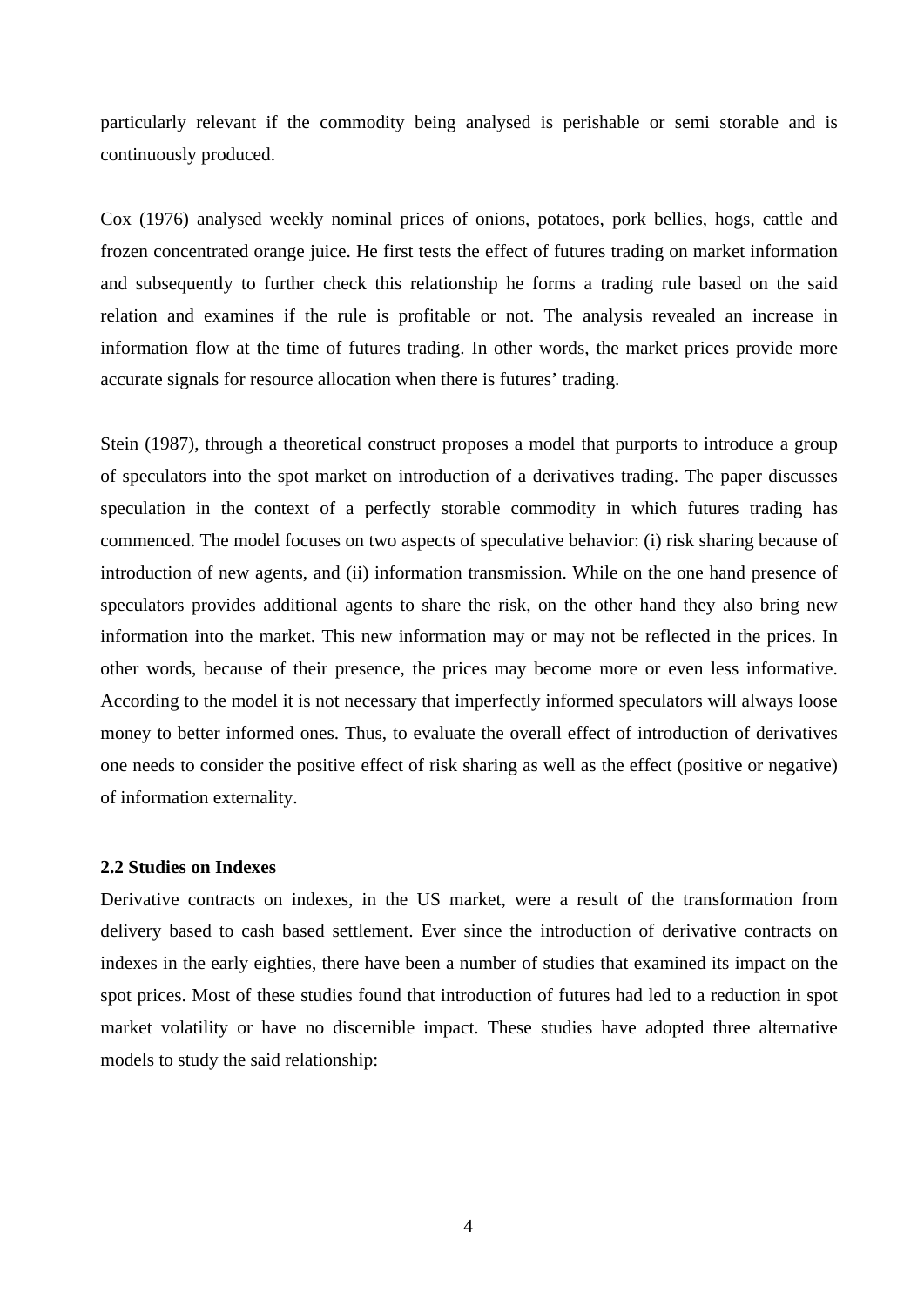particularly relevant if the commodity being analysed is perishable or semi storable and is continuously produced.

Cox (1976) analysed weekly nominal prices of onions, potatoes, pork bellies, hogs, cattle and frozen concentrated orange juice. He first tests the effect of futures trading on market information and subsequently to further check this relationship he forms a trading rule based on the said relation and examines if the rule is profitable or not. The analysis revealed an increase in information flow at the time of futures trading. In other words, the market prices provide more accurate signals for resource allocation when there is futures' trading.

Stein (1987), through a theoretical construct proposes a model that purports to introduce a group of speculators into the spot market on introduction of a derivatives trading. The paper discusses speculation in the context of a perfectly storable commodity in which futures trading has commenced. The model focuses on two aspects of speculative behavior: (i) risk sharing because of introduction of new agents, and (ii) information transmission. While on the one hand presence of speculators provides additional agents to share the risk, on the other hand they also bring new information into the market. This new information may or may not be reflected in the prices. In other words, because of their presence, the prices may become more or even less informative. According to the model it is not necessary that imperfectly informed speculators will always loose money to better informed ones. Thus, to evaluate the overall effect of introduction of derivatives one needs to consider the positive effect of risk sharing as well as the effect (positive or negative) of information externality.

### 2.2 Studies on Indexes

Derivative contracts on indexes, in the US market, were a result of the transformation from delivery based to cash based settlement. Ever since the introduction of derivative contracts on indexes in the early eighties, there have been a number of studies that examined its impact on the spot prices. Most of these studies found that introduction of futures had led to a reduction in spot market volatility or have no discernible impact. These studies have adopted three alternative models to study the said relationship: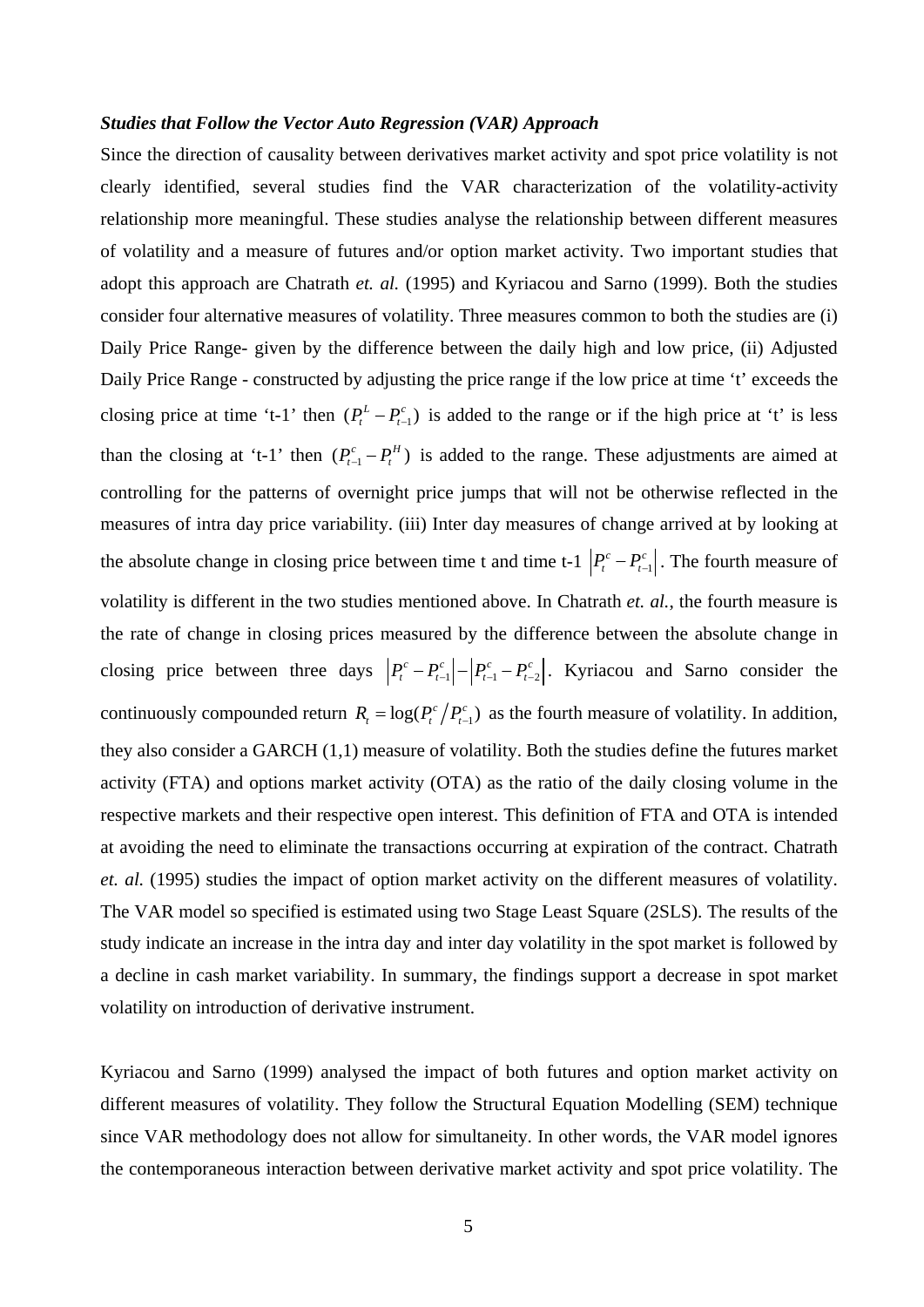***Studies that Follow the Vector Auto Regression (VAR) Approach***

Since the direction of causality between derivatives market activity and spot price volatility is not clearly identified, several studies find the VAR characterization of the volatility-activity relationship more meaningful. These studies analyse the relationship between different measures of volatility and a measure of futures and/or option market activity. Two important studies that adopt this approach are Chatrath *et. al.* (1995) and Kyriacou and Sarno (1999). Both the studies consider four alternative measures of volatility. Three measures common to both the studies are (i) Daily Price Range- given by the difference between the daily high and low price, (ii) Adjusted Daily Price Range - constructed by adjusting the price range if the low price at time 't' exceeds the closing price at time 't-1' then $(P_t^L - P_{t-1}^c)$ is added to the range or if the high price at 't' is less than the closing at 't-1' then $(P_{t-1}^c - P_t^H)$ is added to the range. These adjustments are aimed at controlling for the patterns of overnight price jumps that will not be otherwise reflected in the measures of intra day price variability. (iii) Inter day measures of change arrived at by looking at the absolute change in closing price between time t and time t-1 $\left|P_t^c - P_{t-1}^c\right|$. The fourth measure of volatility is different in the two studies mentioned above. In Chatrath *et. al.*, the fourth measure is the rate of change in closing prices measured by the difference between the absolute change in closing price between three days $\left|P_t^c - P_{t-1}^c\right| - \left|P_{t-1}^c - P_{t-2}^c\right|$. Kyriacou and Sarno consider the continuously compounded return $R_t = \log(P_t^c / P_{t-1}^c)$ as the fourth measure of volatility. In addition, they also consider a GARCH (1,1) measure of volatility. Both the studies define the futures market activity (FTA) and options market activity (OTA) as the ratio of the daily closing volume in the respective markets and their respective open interest. This definition of FTA and OTA is intended at avoiding the need to eliminate the transactions occurring at expiration of the contract. Chatrath *et. al.* (1995) studies the impact of option market activity on the different measures of volatility. The VAR model so specified is estimated using two Stage Least Square (2SLS). The results of the study indicate an increase in the intra day and inter day volatility in the spot market is followed by a decline in cash market variability. In summary, the findings support a decrease in spot market volatility on introduction of derivative instrument.

Kyriacou and Sarno (1999) analysed the impact of both futures and option market activity on different measures of volatility. They follow the Structural Equation Modelling (SEM) technique since VAR methodology does not allow for simultaneity. In other words, the VAR model ignores the contemporaneous interaction between derivative market activity and spot price volatility. The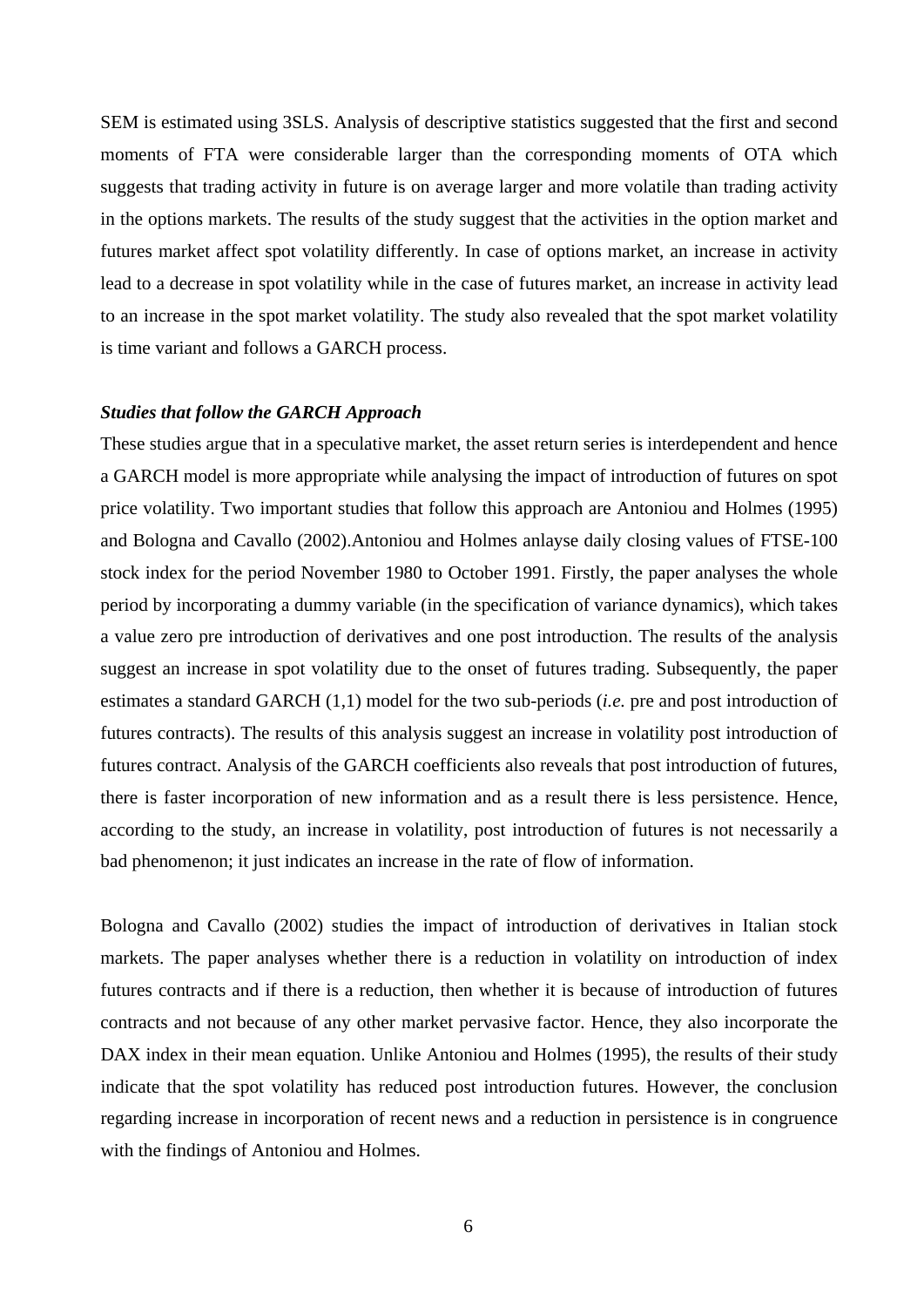SEM is estimated using 3SLS. Analysis of descriptive statistics suggested that the first and second moments of FTA were considerable larger than the corresponding moments of OTA which suggests that trading activity in future is on average larger and more volatile than trading activity in the options markets. The results of the study suggest that the activities in the option market and futures market affect spot volatility differently. In case of options market, an increase in activity lead to a decrease in spot volatility while in the case of futures market, an increase in activity lead to an increase in the spot market volatility. The study also revealed that the spot market volatility is time variant and follows a GARCH process.

***Studies that follow the GARCH Approach***

These studies argue that in a speculative market, the asset return series is interdependent and hence a GARCH model is more appropriate while analysing the impact of introduction of futures on spot price volatility. Two important studies that follow this approach are Antoniou and Holmes (1995) and Bologna and Cavallo (2002).Antoniou and Holmes anlayse daily closing values of FTSE-100 stock index for the period November 1980 to October 1991. Firstly, the paper analyses the whole period by incorporating a dummy variable (in the specification of variance dynamics), which takes a value zero pre introduction of derivatives and one post introduction. The results of the analysis suggest an increase in spot volatility due to the onset of futures trading. Subsequently, the paper estimates a standard GARCH (1,1) model for the two sub-periods (*i.e.* pre and post introduction of futures contracts). The results of this analysis suggest an increase in volatility post introduction of futures contract. Analysis of the GARCH coefficients also reveals that post introduction of futures, there is faster incorporation of new information and as a result there is less persistence. Hence, according to the study, an increase in volatility, post introduction of futures is not necessarily a bad phenomenon; it just indicates an increase in the rate of flow of information.

Bologna and Cavallo (2002) studies the impact of introduction of derivatives in Italian stock markets. The paper analyses whether there is a reduction in volatility on introduction of index futures contracts and if there is a reduction, then whether it is because of introduction of futures contracts and not because of any other market pervasive factor. Hence, they also incorporate the DAX index in their mean equation. Unlike Antoniou and Holmes (1995), the results of their study indicate that the spot volatility has reduced post introduction futures. However, the conclusion regarding increase in incorporation of recent news and a reduction in persistence is in congruence with the findings of Antoniou and Holmes.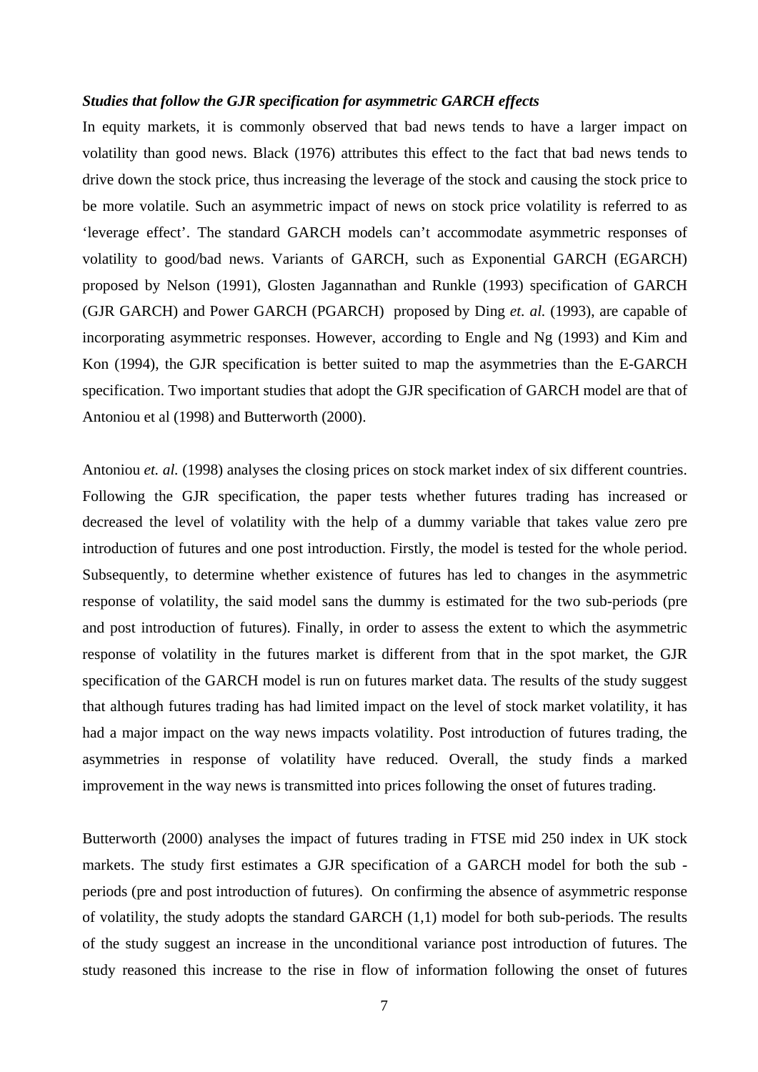***Studies that follow the GJR specification for asymmetric GARCH effects***

In equity markets, it is commonly observed that bad news tends to have a larger impact on volatility than good news. Black (1976) attributes this effect to the fact that bad news tends to drive down the stock price, thus increasing the leverage of the stock and causing the stock price to be more volatile. Such an asymmetric impact of news on stock price volatility is referred to as 'leverage effect'. The standard GARCH models can't accommodate asymmetric responses of volatility to good/bad news. Variants of GARCH, such as Exponential GARCH (EGARCH) proposed by Nelson (1991), Glosten Jagannathan and Runkle (1993) specification of GARCH (GJR GARCH) and Power GARCH (PGARCH) proposed by Ding *et. al.* (1993), are capable of incorporating asymmetric responses. However, according to Engle and Ng (1993) and Kim and Kon (1994), the GJR specification is better suited to map the asymmetries than the E-GARCH specification. Two important studies that adopt the GJR specification of GARCH model are that of Antoniou et al (1998) and Butterworth (2000).

Antoniou *et. al.* (1998) analyses the closing prices on stock market index of six different countries. Following the GJR specification, the paper tests whether futures trading has increased or decreased the level of volatility with the help of a dummy variable that takes value zero pre introduction of futures and one post introduction. Firstly, the model is tested for the whole period. Subsequently, to determine whether existence of futures has led to changes in the asymmetric response of volatility, the said model sans the dummy is estimated for the two sub-periods (pre and post introduction of futures). Finally, in order to assess the extent to which the asymmetric response of volatility in the futures market is different from that in the spot market, the GJR specification of the GARCH model is run on futures market data. The results of the study suggest that although futures trading has had limited impact on the level of stock market volatility, it has had a major impact on the way news impacts volatility. Post introduction of futures trading, the asymmetries in response of volatility have reduced. Overall, the study finds a marked improvement in the way news is transmitted into prices following the onset of futures trading.

Butterworth (2000) analyses the impact of futures trading in FTSE mid 250 index in UK stock markets. The study first estimates a GJR specification of a GARCH model for both the sub - periods (pre and post introduction of futures). On confirming the absence of asymmetric response of volatility, the study adopts the standard GARCH (1,1) model for both sub-periods. The results of the study suggest an increase in the unconditional variance post introduction of futures. The study reasoned this increase to the rise in flow of information following the onset of futures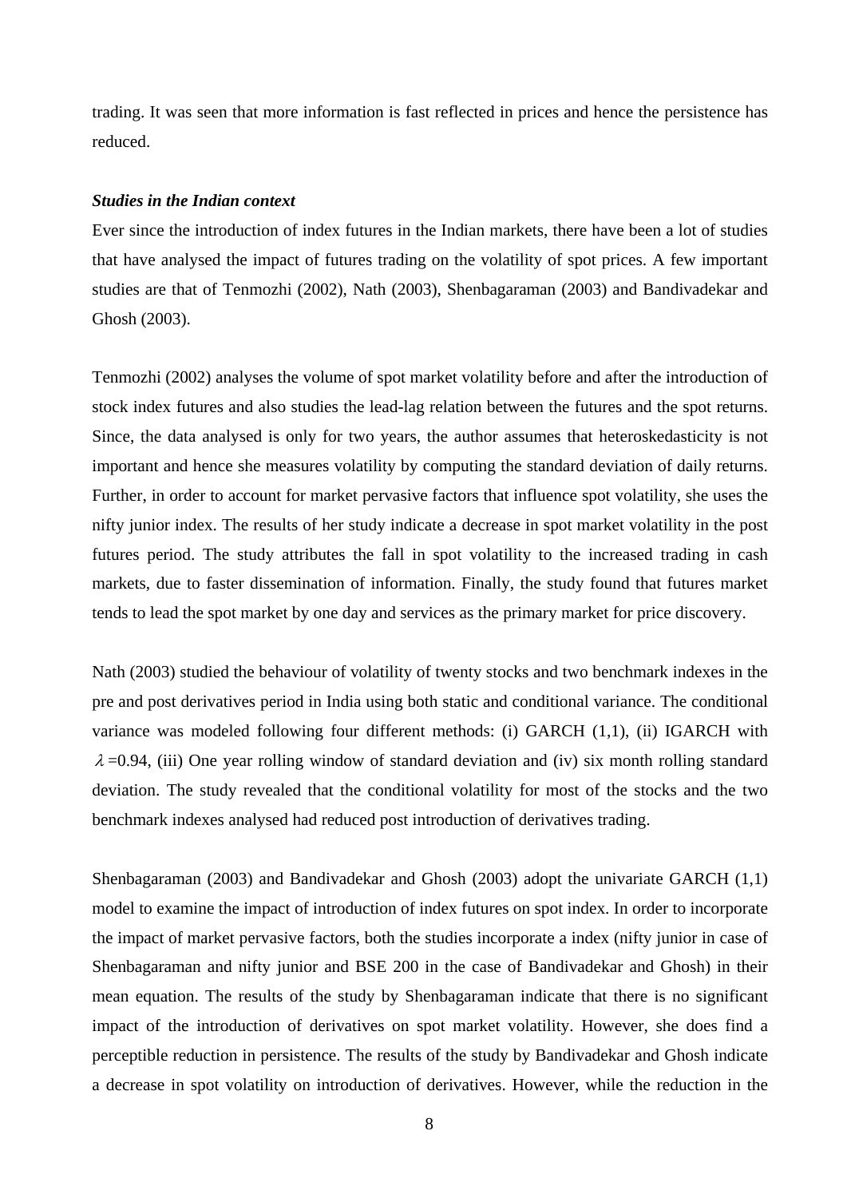trading. It was seen that more information is fast reflected in prices and hence the persistence has reduced.

***Studies in the Indian context***

Ever since the introduction of index futures in the Indian markets, there have been a lot of studies that have analysed the impact of futures trading on the volatility of spot prices. A few important studies are that of Tenmozhi (2002), Nath (2003), Shenbagaraman (2003) and Bandivadekar and Ghosh (2003).

Tenmozhi (2002) analyses the volume of spot market volatility before and after the introduction of stock index futures and also studies the lead-lag relation between the futures and the spot returns. Since, the data analysed is only for two years, the author assumes that heteroskedasticity is not important and hence she measures volatility by computing the standard deviation of daily returns. Further, in order to account for market pervasive factors that influence spot volatility, she uses the nifty junior index. The results of her study indicate a decrease in spot market volatility in the post futures period. The study attributes the fall in spot volatility to the increased trading in cash markets, due to faster dissemination of information. Finally, the study found that futures market tends to lead the spot market by one day and services as the primary market for price discovery.

Nath (2003) studied the behaviour of volatility of twenty stocks and two benchmark indexes in the pre and post derivatives period in India using both static and conditional variance. The conditional variance was modeled following four different methods: (i) GARCH (1,1), (ii) IGARCH with $\lambda$ =0.94, (iii) One year rolling window of standard deviation and (iv) six month rolling standard deviation. The study revealed that the conditional volatility for most of the stocks and the two benchmark indexes analysed had reduced post introduction of derivatives trading.

Shenbagaraman (2003) and Bandivadekar and Ghosh (2003) adopt the univariate GARCH (1,1) model to examine the impact of introduction of index futures on spot index. In order to incorporate the impact of market pervasive factors, both the studies incorporate a index (nifty junior in case of Shenbagaraman and nifty junior and BSE 200 in the case of Bandivadekar and Ghosh) in their mean equation. The results of the study by Shenbagaraman indicate that there is no significant impact of the introduction of derivatives on spot market volatility. However, she does find a perceptible reduction in persistence. The results of the study by Bandivadekar and Ghosh indicate a decrease in spot volatility on introduction of derivatives. However, while the reduction in the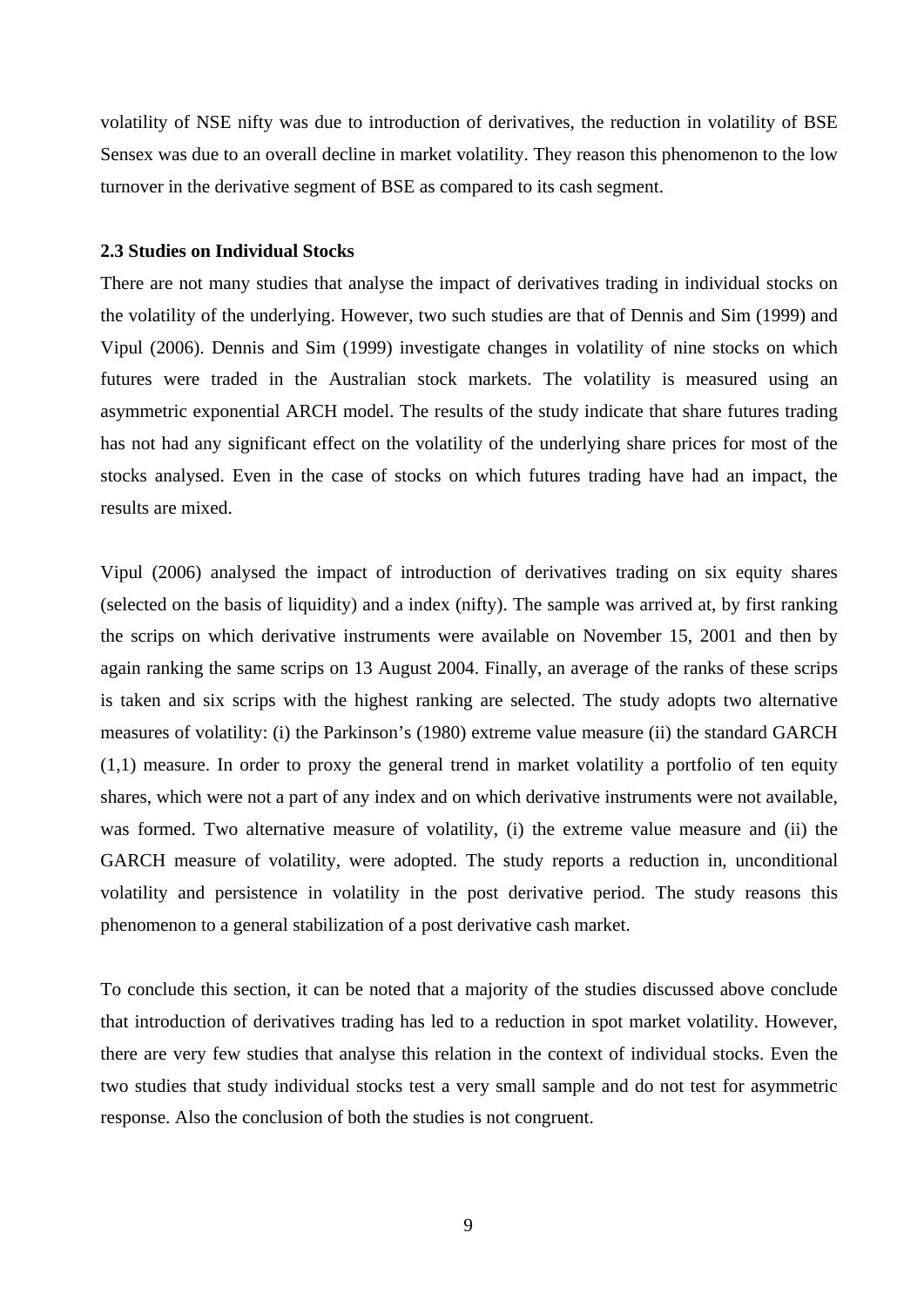volatility of NSE nifty was due to introduction of derivatives, the reduction in volatility of BSE Sensex was due to an overall decline in market volatility. They reason this phenomenon to the low turnover in the derivative segment of BSE as compared to its cash segment.

### 2.3 Studies on Individual Stocks

There are not many studies that analyse the impact of derivatives trading in individual stocks on the volatility of the underlying. However, two such studies are that of Dennis and Sim (1999) and Vipul (2006). Dennis and Sim (1999) investigate changes in volatility of nine stocks on which futures were traded in the Australian stock markets. The volatility is measured using an asymmetric exponential ARCH model. The results of the study indicate that share futures trading has not had any significant effect on the volatility of the underlying share prices for most of the stocks analysed. Even in the case of stocks on which futures trading have had an impact, the results are mixed.

Vipul (2006) analysed the impact of introduction of derivatives trading on six equity shares (selected on the basis of liquidity) and a index (nifty). The sample was arrived at, by first ranking the scrips on which derivative instruments were available on November 15, 2001 and then by again ranking the same scrips on 13 August 2004. Finally, an average of the ranks of these scrips is taken and six scrips with the highest ranking are selected. The study adopts two alternative measures of volatility: (i) the Parkinson's (1980) extreme value measure (ii) the standard GARCH (1,1) measure. In order to proxy the general trend in market volatility a portfolio of ten equity shares, which were not a part of any index and on which derivative instruments were not available, was formed. Two alternative measure of volatility, (i) the extreme value measure and (ii) the GARCH measure of volatility, were adopted. The study reports a reduction in, unconditional volatility and persistence in volatility in the post derivative period. The study reasons this phenomenon to a general stabilization of a post derivative cash market.

To conclude this section, it can be noted that a majority of the studies discussed above conclude that introduction of derivatives trading has led to a reduction in spot market volatility. However, there are very few studies that analyse this relation in the context of individual stocks. Even the two studies that study individual stocks test a very small sample and do not test for asymmetric response. Also the conclusion of both the studies is not congruent.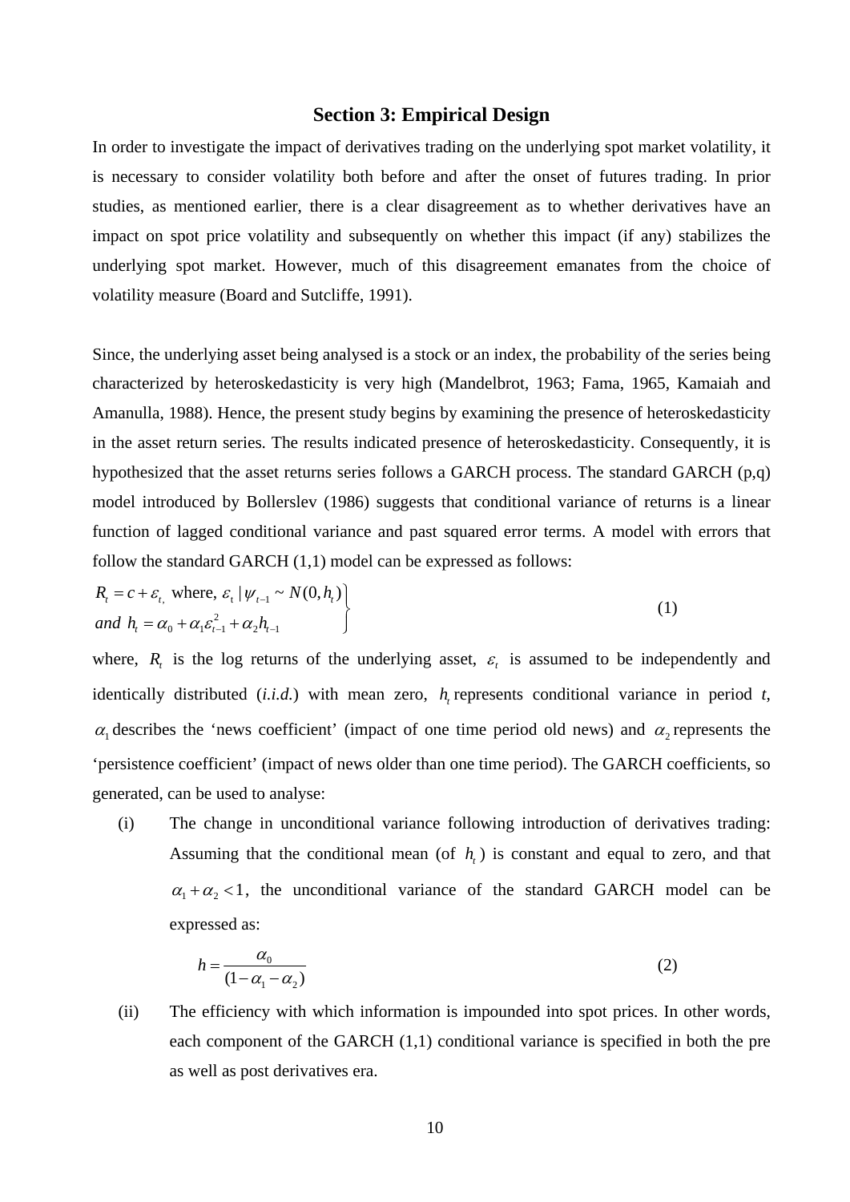## Section 3: Empirical Design

In order to investigate the impact of derivatives trading on the underlying spot market volatility, it is necessary to consider volatility both before and after the onset of futures trading. In prior studies, as mentioned earlier, there is a clear disagreement as to whether derivatives have an impact on spot price volatility and subsequently on whether this impact (if any) stabilizes the underlying spot market. However, much of this disagreement emanates from the choice of volatility measure (Board and Sutcliffe, 1991).

Since, the underlying asset being analysed is a stock or an index, the probability of the series being characterized by heteroskedasticity is very high (Mandelbrot, 1963; Fama, 1965, Kamaiah and Amanulla, 1988). Hence, the present study begins by examining the presence of heteroskedasticity in the asset return series. The results indicated presence of heteroskedasticity. Consequently, it is hypothesized that the asset returns series follows a GARCH process. The standard GARCH (p,q) model introduced by Bollerslev (1986) suggests that conditional variance of returns is a linear function of lagged conditional variance and past squared error terms. A model with errors that follow the standard GARCH (1,1) model can be expressed as follows:

$$\left.\begin{aligned} &R_t = c + \varepsilon_{t,} \text{ where, } \varepsilon_t \mid \psi_{t-1} \sim N(0, h_t) \\ &and\ h_t = \alpha_0 + \alpha_1 \varepsilon_{t-1}^2 + \alpha_2 h_{t-1} \end{aligned}\right\} \tag{1}$$

where, $R_t$ is the log returns of the underlying asset, $\varepsilon_t$ is assumed to be independently and identically distributed (*i.i.d.*) with mean zero, $h_t$ represents conditional variance in period *t*, $\alpha_1$ describes the 'news coefficient' (impact of one time period old news) and $\alpha_2$ represents the 'persistence coefficient' (impact of news older than one time period). The GARCH coefficients, so generated, can be used to analyse:

(i) The change in unconditional variance following introduction of derivatives trading: Assuming that the conditional mean (of $h_t$) is constant and equal to zero, and that $\alpha_1 + \alpha_2 < 1$, the unconditional variance of the standard GARCH model can be expressed as:

$$h = \frac{\alpha_0}{(1 - \alpha_1 - \alpha_2)} \tag{2}$$

(ii) The efficiency with which information is impounded into spot prices. In other words, each component of the GARCH (1,1) conditional variance is specified in both the pre as well as post derivatives era.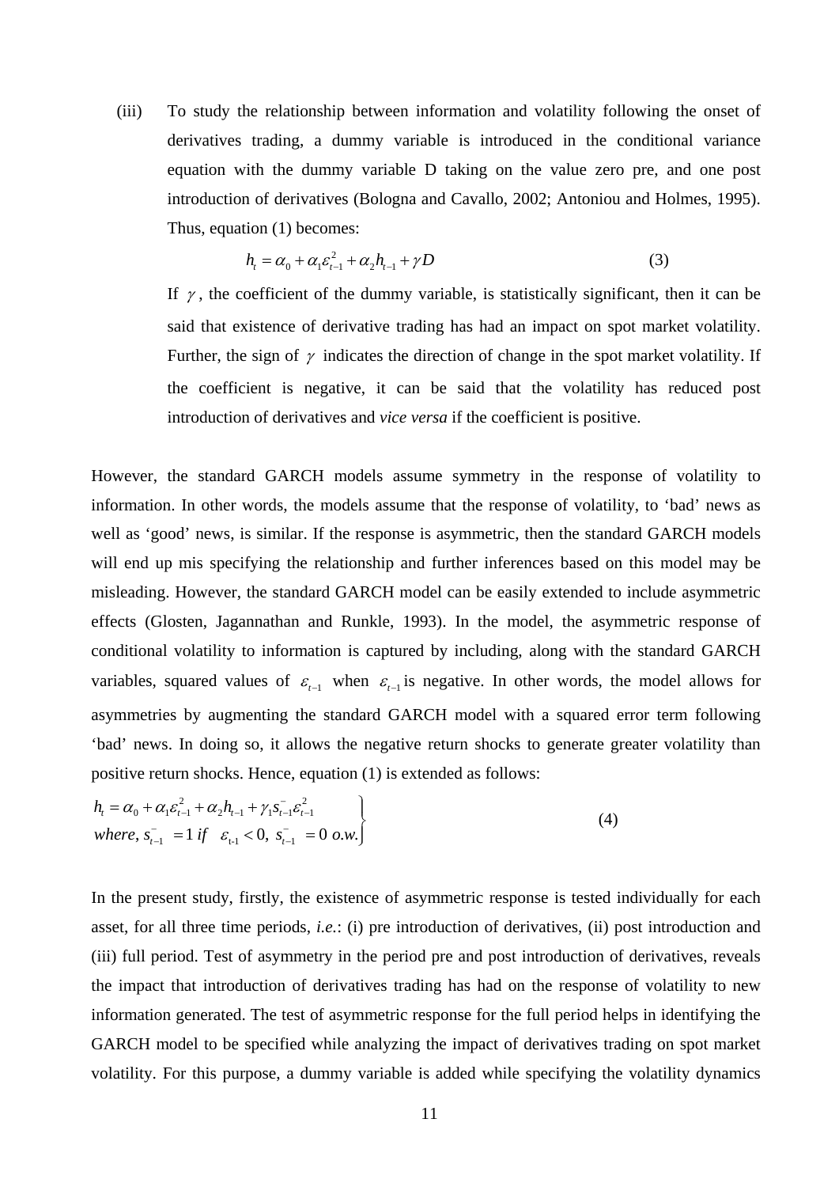(iii) To study the relationship between information and volatility following the onset of derivatives trading, a dummy variable is introduced in the conditional variance equation with the dummy variable D taking on the value zero pre, and one post introduction of derivatives (Bologna and Cavallo, 2002; Antoniou and Holmes, 1995). Thus, equation (1) becomes:

$$h_t = \alpha_0 + \alpha_1 \varepsilon_{t-1}^2 + \alpha_2 h_{t-1} + \gamma D \qquad (3)$$

If $\gamma$, the coefficient of the dummy variable, is statistically significant, then it can be said that existence of derivative trading has had an impact on spot market volatility. Further, the sign of $\gamma$ indicates the direction of change in the spot market volatility. If the coefficient is negative, it can be said that the volatility has reduced post introduction of derivatives and *vice versa* if the coefficient is positive.

However, the standard GARCH models assume symmetry in the response of volatility to information. In other words, the models assume that the response of volatility, to 'bad' news as well as 'good' news, is similar. If the response is asymmetric, then the standard GARCH models will end up mis specifying the relationship and further inferences based on this model may be misleading. However, the standard GARCH model can be easily extended to include asymmetric effects (Glosten, Jagannathan and Runkle, 1993). In the model, the asymmetric response of conditional volatility to information is captured by including, along with the standard GARCH variables, squared values of $\varepsilon_{t-1}$ when $\varepsilon_{t-1}$ is negative. In other words, the model allows for asymmetries by augmenting the standard GARCH model with a squared error term following 'bad' news. In doing so, it allows the negative return shocks to generate greater volatility than positive return shocks. Hence, equation (1) is extended as follows:

$$\left.\begin{array}{l} h_t = \alpha_0 + \alpha_1 \varepsilon_{t-1}^2 + \alpha_2 h_{t-1} + \gamma_1 s_{t-1}^- \varepsilon_{t-1}^2 \\ where,\ s_{t-1}^- = 1\ if \quad \varepsilon_{t-1} < 0,\ s_{t-1}^- = 0\ o.w. \end{array}\right\} \qquad (4)$$

In the present study, firstly, the existence of asymmetric response is tested individually for each asset, for all three time periods, *i.e.*: (i) pre introduction of derivatives, (ii) post introduction and (iii) full period. Test of asymmetry in the period pre and post introduction of derivatives, reveals the impact that introduction of derivatives trading has had on the response of volatility to new information generated. The test of asymmetric response for the full period helps in identifying the GARCH model to be specified while analyzing the impact of derivatives trading on spot market volatility. For this purpose, a dummy variable is added while specifying the volatility dynamics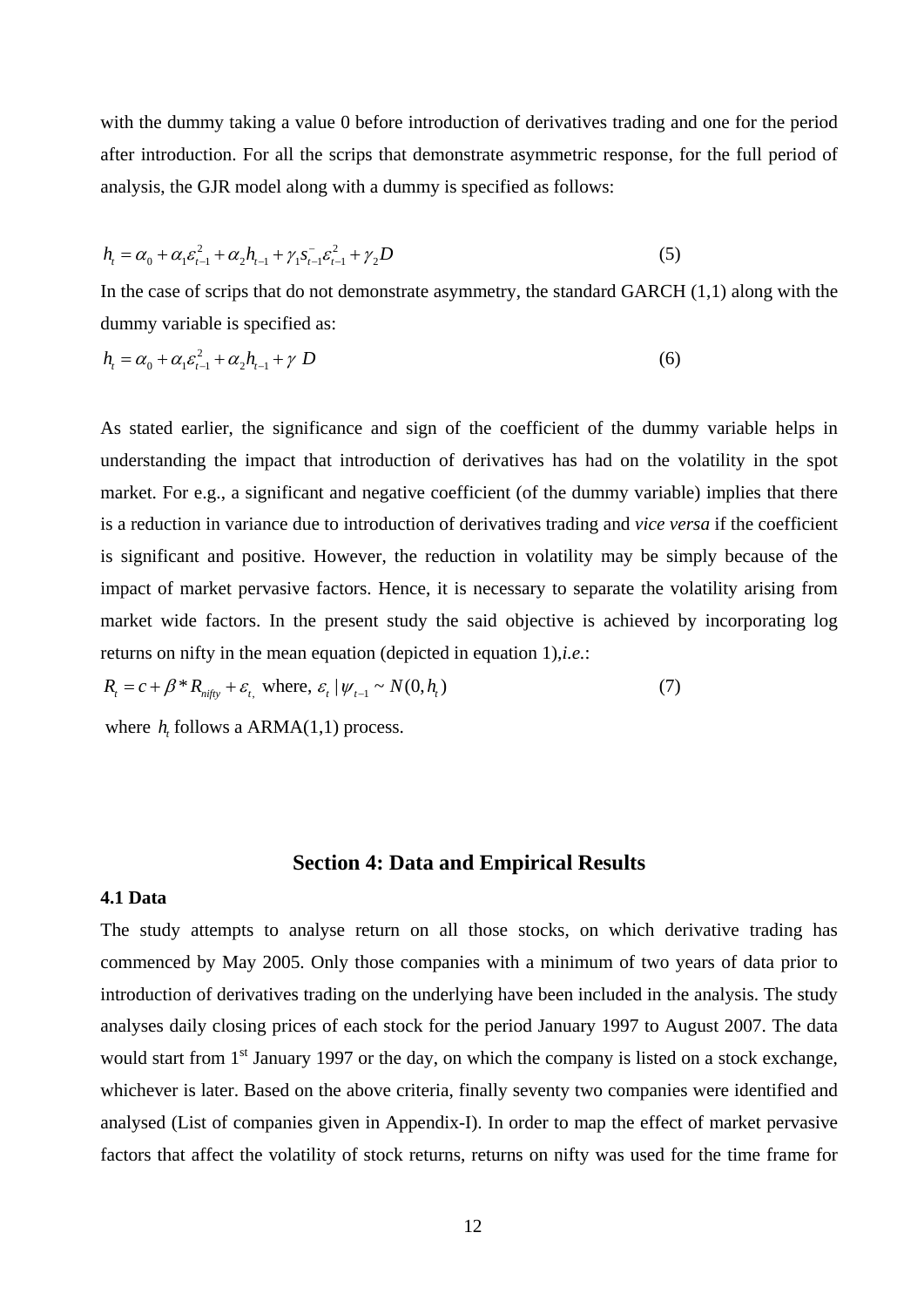with the dummy taking a value 0 before introduction of derivatives trading and one for the period after introduction. For all the scrips that demonstrate asymmetric response, for the full period of analysis, the GJR model along with a dummy is specified as follows:

$$h_t = \alpha_0 + \alpha_1 \varepsilon_{t-1}^2 + \alpha_2 h_{t-1} + \gamma_1 s_{t-1}^- \varepsilon_{t-1}^2 + \gamma_2 D \qquad (5)$$

In the case of scrips that do not demonstrate asymmetry, the standard GARCH (1,1) along with the dummy variable is specified as:

$$h_t = \alpha_0 + \alpha_1 \varepsilon_{t-1}^2 + \alpha_2 h_{t-1} + \gamma \; D \qquad (6)$$

As stated earlier, the significance and sign of the coefficient of the dummy variable helps in understanding the impact that introduction of derivatives has had on the volatility in the spot market. For e.g., a significant and negative coefficient (of the dummy variable) implies that there is a reduction in variance due to introduction of derivatives trading and *vice versa* if the coefficient is significant and positive. However, the reduction in volatility may be simply because of the impact of market pervasive factors. Hence, it is necessary to separate the volatility arising from market wide factors. In the present study the said objective is achieved by incorporating log returns on nifty in the mean equation (depicted in equation 1),*i.e.*:

$$R_t = c + \beta * R_{nifty} + \varepsilon_{t,} \text{ where, } \varepsilon_t \mid \psi_{t-1} \sim N(0, h_t) \qquad (7)$$

where $h_t$ follows a ARMA(1,1) process.

## Section 4: Data and Empirical Results

### 4.1 Data

The study attempts to analyse return on all those stocks, on which derivative trading has commenced by May 2005. Only those companies with a minimum of two years of data prior to introduction of derivatives trading on the underlying have been included in the analysis. The study analyses daily closing prices of each stock for the period January 1997 to August 2007. The data would start from 1st January 1997 or the day, on which the company is listed on a stock exchange, whichever is later. Based on the above criteria, finally seventy two companies were identified and analysed (List of companies given in Appendix-I). In order to map the effect of market pervasive factors that affect the volatility of stock returns, returns on nifty was used for the time frame for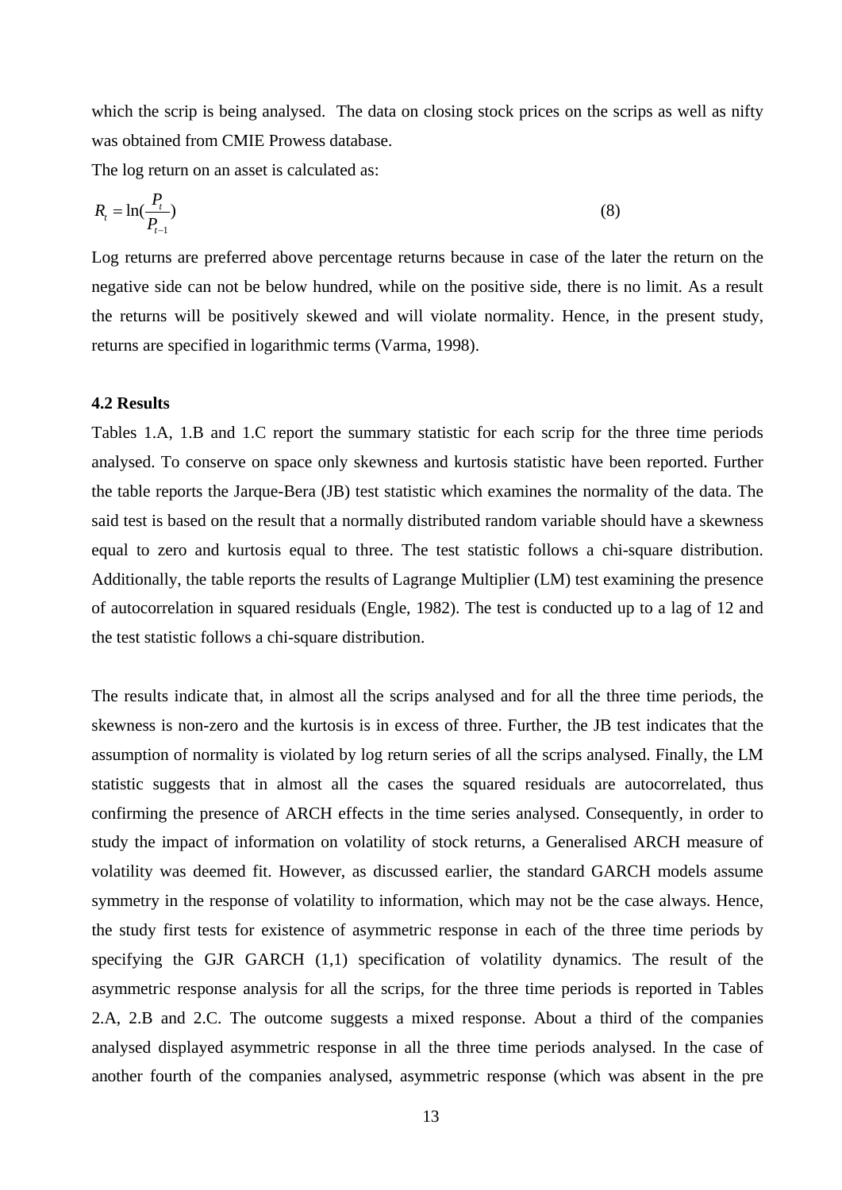which the scrip is being analysed. The data on closing stock prices on the scrips as well as nifty was obtained from CMIE Prowess database.

The log return on an asset is calculated as:

$$R_t = \ln(\frac{P_t}{P_{t-1}}) \tag{8}$$

Log returns are preferred above percentage returns because in case of the later the return on the negative side can not be below hundred, while on the positive side, there is no limit. As a result the returns will be positively skewed and will violate normality. Hence, in the present study, returns are specified in logarithmic terms (Varma, 1998).

**4.2 Results**

Tables 1.A, 1.B and 1.C report the summary statistic for each scrip for the three time periods analysed. To conserve on space only skewness and kurtosis statistic have been reported. Further the table reports the Jarque-Bera (JB) test statistic which examines the normality of the data. The said test is based on the result that a normally distributed random variable should have a skewness equal to zero and kurtosis equal to three. The test statistic follows a chi-square distribution. Additionally, the table reports the results of Lagrange Multiplier (LM) test examining the presence of autocorrelation in squared residuals (Engle, 1982). The test is conducted up to a lag of 12 and the test statistic follows a chi-square distribution.

The results indicate that, in almost all the scrips analysed and for all the three time periods, the skewness is non-zero and the kurtosis is in excess of three. Further, the JB test indicates that the assumption of normality is violated by log return series of all the scrips analysed. Finally, the LM statistic suggests that in almost all the cases the squared residuals are autocorrelated, thus confirming the presence of ARCH effects in the time series analysed. Consequently, in order to study the impact of information on volatility of stock returns, a Generalised ARCH measure of volatility was deemed fit. However, as discussed earlier, the standard GARCH models assume symmetry in the response of volatility to information, which may not be the case always. Hence, the study first tests for existence of asymmetric response in each of the three time periods by specifying the GJR GARCH (1,1) specification of volatility dynamics. The result of the asymmetric response analysis for all the scrips, for the three time periods is reported in Tables 2.A, 2.B and 2.C. The outcome suggests a mixed response. About a third of the companies analysed displayed asymmetric response in all the three time periods analysed. In the case of another fourth of the companies analysed, asymmetric response (which was absent in the pre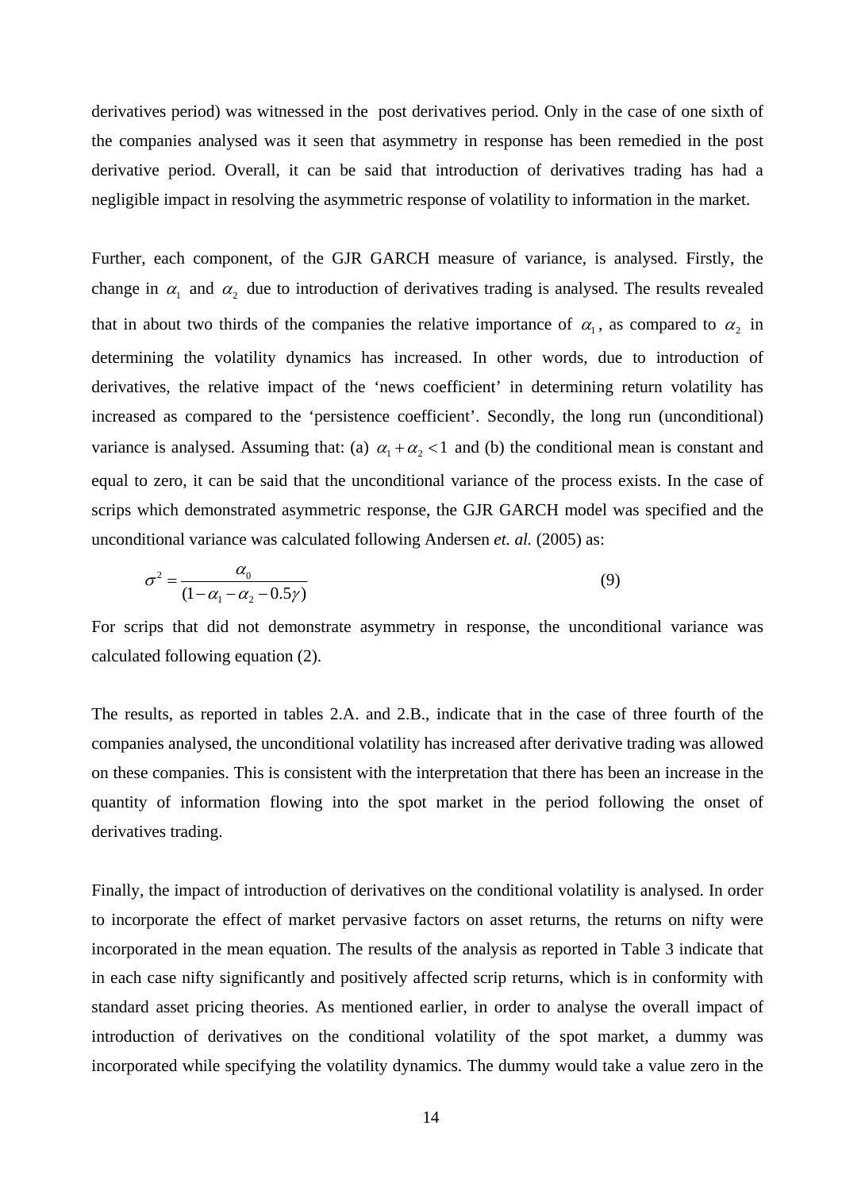derivatives period) was witnessed in the post derivatives period. Only in the case of one sixth of the companies analysed was it seen that asymmetry in response has been remedied in the post derivative period. Overall, it can be said that introduction of derivatives trading has had a negligible impact in resolving the asymmetric response of volatility to information in the market.

Further, each component, of the GJR GARCH measure of variance, is analysed. Firstly, the change in $\alpha_1$ and $\alpha_2$ due to introduction of derivatives trading is analysed. The results revealed that in about two thirds of the companies the relative importance of $\alpha_1$, as compared to $\alpha_2$ in determining the volatility dynamics has increased. In other words, due to introduction of derivatives, the relative impact of the 'news coefficient' in determining return volatility has increased as compared to the 'persistence coefficient'. Secondly, the long run (unconditional) variance is analysed. Assuming that: (a) $\alpha_1 + \alpha_2 < 1$ and (b) the conditional mean is constant and equal to zero, it can be said that the unconditional variance of the process exists. In the case of scrips which demonstrated asymmetric response, the GJR GARCH model was specified and the unconditional variance was calculated following Andersen *et. al.* (2005) as:

$$\sigma^2 = \frac{\alpha_0}{(1 - \alpha_1 - \alpha_2 - 0.5\gamma)} \tag{9}$$

For scrips that did not demonstrate asymmetry in response, the unconditional variance was calculated following equation (2).

The results, as reported in tables 2.A. and 2.B., indicate that in the case of three fourth of the companies analysed, the unconditional volatility has increased after derivative trading was allowed on these companies. This is consistent with the interpretation that there has been an increase in the quantity of information flowing into the spot market in the period following the onset of derivatives trading.

Finally, the impact of introduction of derivatives on the conditional volatility is analysed. In order to incorporate the effect of market pervasive factors on asset returns, the returns on nifty were incorporated in the mean equation. The results of the analysis as reported in Table 3 indicate that in each case nifty significantly and positively affected scrip returns, which is in conformity with standard asset pricing theories. As mentioned earlier, in order to analyse the overall impact of introduction of derivatives on the conditional volatility of the spot market, a dummy was incorporated while specifying the volatility dynamics. The dummy would take a value zero in the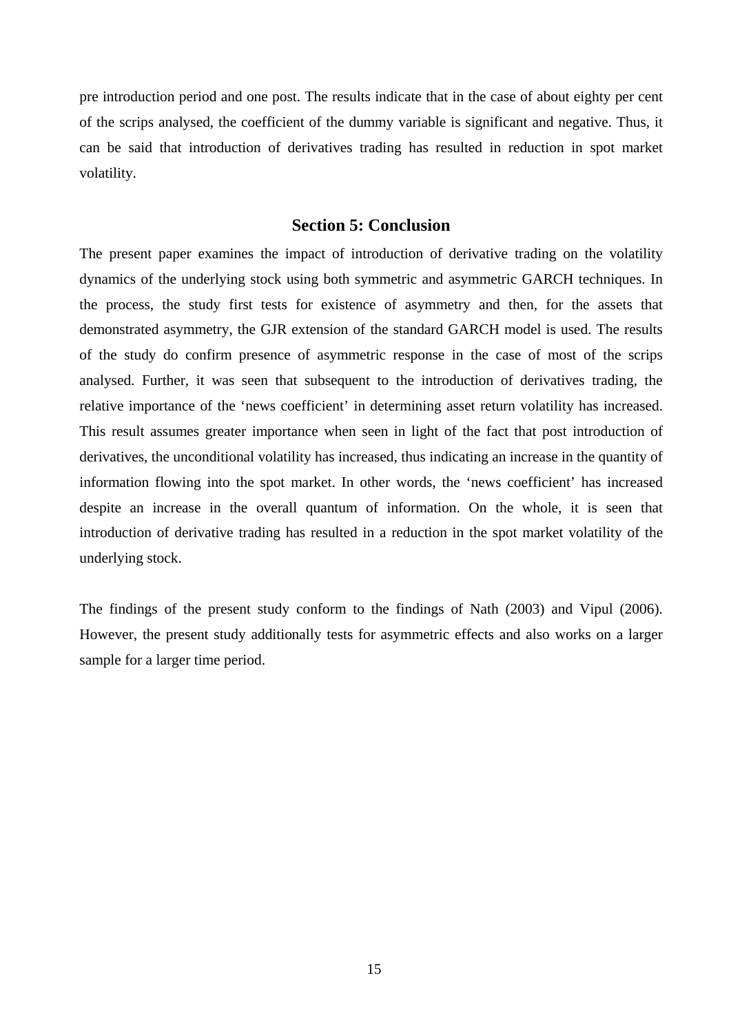pre introduction period and one post. The results indicate that in the case of about eighty per cent of the scrips analysed, the coefficient of the dummy variable is significant and negative. Thus, it can be said that introduction of derivatives trading has resulted in reduction in spot market volatility.

## Section 5: Conclusion

The present paper examines the impact of introduction of derivative trading on the volatility dynamics of the underlying stock using both symmetric and asymmetric GARCH techniques. In the process, the study first tests for existence of asymmetry and then, for the assets that demonstrated asymmetry, the GJR extension of the standard GARCH model is used. The results of the study do confirm presence of asymmetric response in the case of most of the scrips analysed. Further, it was seen that subsequent to the introduction of derivatives trading, the relative importance of the 'news coefficient' in determining asset return volatility has increased. This result assumes greater importance when seen in light of the fact that post introduction of derivatives, the unconditional volatility has increased, thus indicating an increase in the quantity of information flowing into the spot market. In other words, the 'news coefficient' has increased despite an increase in the overall quantum of information. On the whole, it is seen that introduction of derivative trading has resulted in a reduction in the spot market volatility of the underlying stock.

The findings of the present study conform to the findings of Nath (2003) and Vipul (2006). However, the present study additionally tests for asymmetric effects and also works on a larger sample for a larger time period.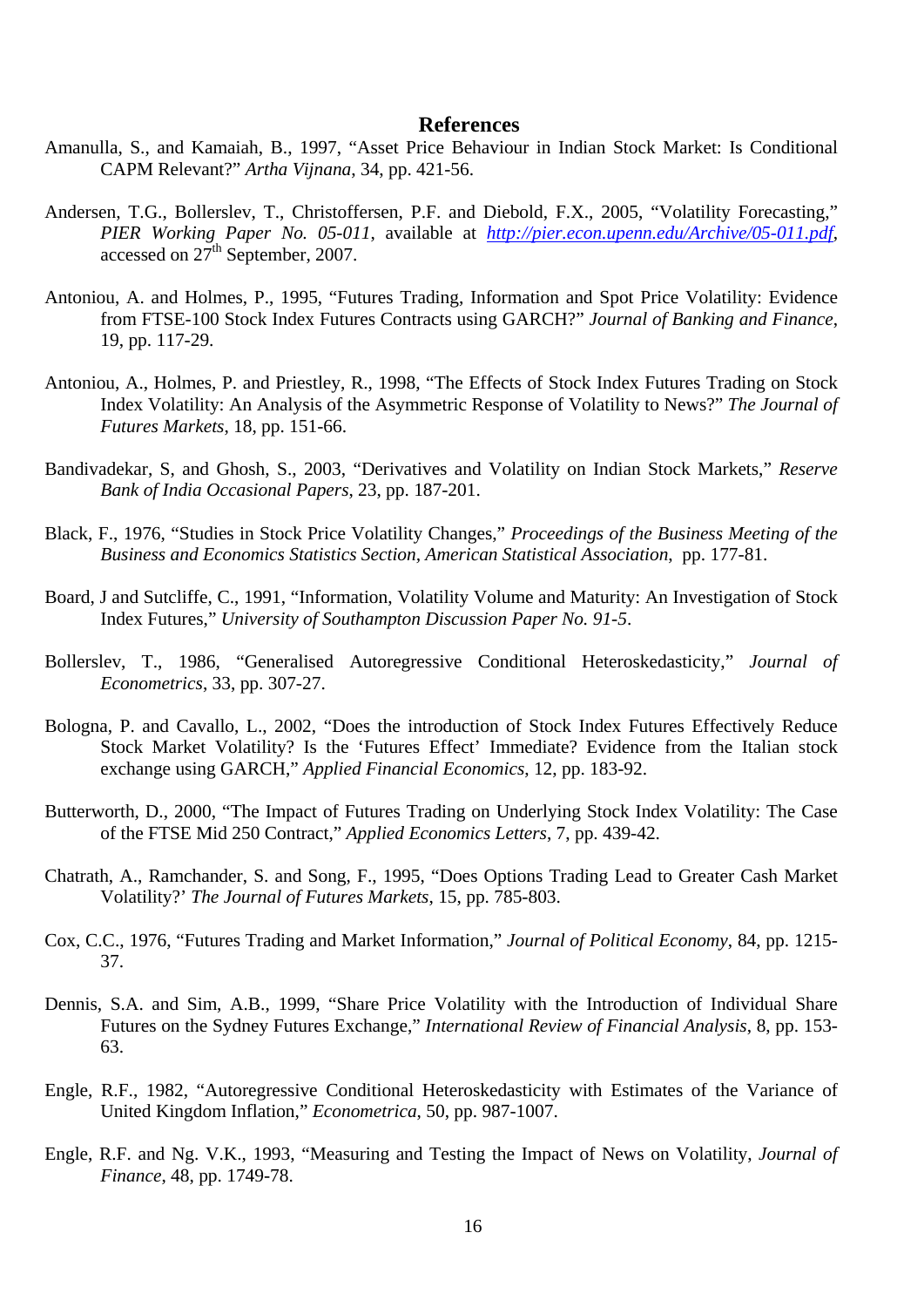## References

Amanulla, S., and Kamaiah, B., 1997, "Asset Price Behaviour in Indian Stock Market: Is Conditional CAPM Relevant?" *Artha Vijnana*, 34, pp. 421-56.

Andersen, T.G., Bollerslev, T., Christoffersen, P.F. and Diebold, F.X., 2005, "Volatility Forecasting," *PIER Working Paper No. 05-011*, available at *http://pier.econ.upenn.edu/Archive/05-011.pdf*, accessed on 27th September, 2007.

Antoniou, A. and Holmes, P., 1995, "Futures Trading, Information and Spot Price Volatility: Evidence from FTSE-100 Stock Index Futures Contracts using GARCH?" *Journal of Banking and Finance*, 19, pp. 117-29.

Antoniou, A., Holmes, P. and Priestley, R., 1998, "The Effects of Stock Index Futures Trading on Stock Index Volatility: An Analysis of the Asymmetric Response of Volatility to News?" *The Journal of Futures Markets*, 18, pp. 151-66.

Bandivadekar, S, and Ghosh, S., 2003, "Derivatives and Volatility on Indian Stock Markets," *Reserve Bank of India Occasional Papers*, 23, pp. 187-201.

Black, F., 1976, "Studies in Stock Price Volatility Changes," *Proceedings of the Business Meeting of the Business and Economics Statistics Section, American Statistical Association*, pp. 177-81.

Board, J and Sutcliffe, C., 1991, "Information, Volatility Volume and Maturity: An Investigation of Stock Index Futures," *University of Southampton Discussion Paper No. 91-5*.

Bollerslev, T., 1986, "Generalised Autoregressive Conditional Heteroskedasticity," *Journal of Econometrics*, 33, pp. 307-27.

Bologna, P. and Cavallo, L., 2002, "Does the introduction of Stock Index Futures Effectively Reduce Stock Market Volatility? Is the 'Futures Effect' Immediate? Evidence from the Italian stock exchange using GARCH," *Applied Financial Economics*, 12, pp. 183-92.

Butterworth, D., 2000, "The Impact of Futures Trading on Underlying Stock Index Volatility: The Case of the FTSE Mid 250 Contract," *Applied Economics Letters*, 7, pp. 439-42.

Chatrath, A., Ramchander, S. and Song, F., 1995, "Does Options Trading Lead to Greater Cash Market Volatility?' *The Journal of Futures Markets*, 15, pp. 785-803.

Cox, C.C., 1976, "Futures Trading and Market Information," *Journal of Political Economy*, 84, pp. 1215-37.

Dennis, S.A. and Sim, A.B., 1999, "Share Price Volatility with the Introduction of Individual Share Futures on the Sydney Futures Exchange," *International Review of Financial Analysis*, 8, pp. 153-63.

Engle, R.F., 1982, "Autoregressive Conditional Heteroskedasticity with Estimates of the Variance of United Kingdom Inflation," *Econometrica*, 50, pp. 987-1007.

Engle, R.F. and Ng. V.K., 1993, "Measuring and Testing the Impact of News on Volatility, *Journal of Finance*, 48, pp. 1749-78.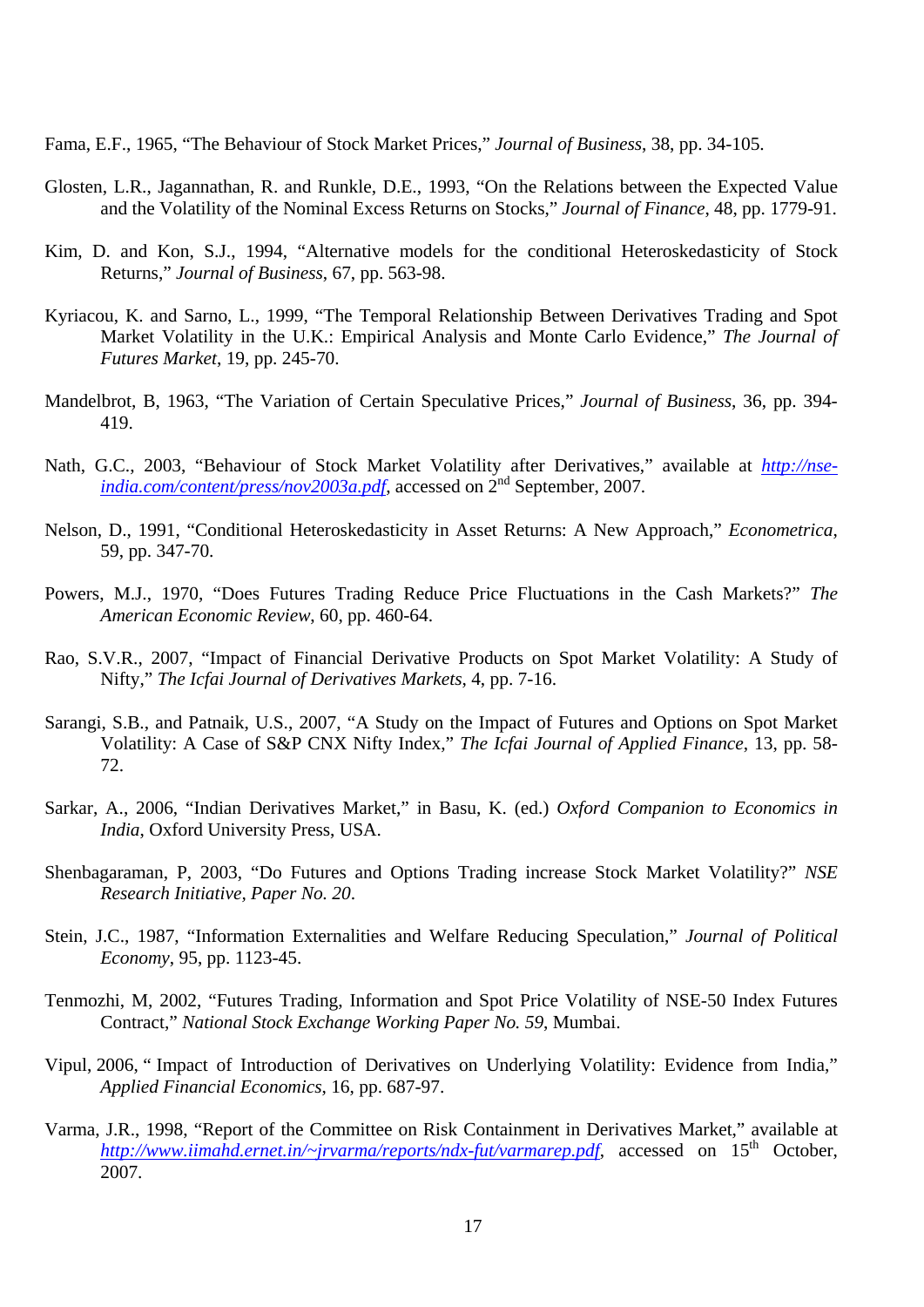Fama, E.F., 1965, "The Behaviour of Stock Market Prices," *Journal of Business*, 38, pp. 34-105.

Glosten, L.R., Jagannathan, R. and Runkle, D.E., 1993, "On the Relations between the Expected Value and the Volatility of the Nominal Excess Returns on Stocks," *Journal of Finance*, 48, pp. 1779-91.

Kim, D. and Kon, S.J., 1994, "Alternative models for the conditional Heteroskedasticity of Stock Returns," *Journal of Business*, 67, pp. 563-98.

Kyriacou, K. and Sarno, L., 1999, "The Temporal Relationship Between Derivatives Trading and Spot Market Volatility in the U.K.: Empirical Analysis and Monte Carlo Evidence," *The Journal of Futures Market*, 19, pp. 245-70.

Mandelbrot, B, 1963, "The Variation of Certain Speculative Prices," *Journal of Business*, 36, pp. 394-419.

Nath, G.C., 2003, "Behaviour of Stock Market Volatility after Derivatives," available at *http://nse-india.com/content/press/nov2003a.pdf*, accessed on 2nd September, 2007.

Nelson, D., 1991, "Conditional Heteroskedasticity in Asset Returns: A New Approach," *Econometrica*, 59, pp. 347-70.

Powers, M.J., 1970, "Does Futures Trading Reduce Price Fluctuations in the Cash Markets?" *The American Economic Review*, 60, pp. 460-64.

Rao, S.V.R., 2007, "Impact of Financial Derivative Products on Spot Market Volatility: A Study of Nifty," *The Icfai Journal of Derivatives Markets*, 4, pp. 7-16.

Sarangi, S.B., and Patnaik, U.S., 2007, "A Study on the Impact of Futures and Options on Spot Market Volatility: A Case of S&P CNX Nifty Index," *The Icfai Journal of Applied Finance*, 13, pp. 58-72.

Sarkar, A., 2006, "Indian Derivatives Market," in Basu, K. (ed.) *Oxford Companion to Economics in India*, Oxford University Press, USA.

Shenbagaraman, P, 2003, "Do Futures and Options Trading increase Stock Market Volatility?" *NSE Research Initiative, Paper No. 20*.

Stein, J.C., 1987, "Information Externalities and Welfare Reducing Speculation," *Journal of Political Economy*, 95, pp. 1123-45.

Tenmozhi, M, 2002, "Futures Trading, Information and Spot Price Volatility of NSE-50 Index Futures Contract," *National Stock Exchange Working Paper No. 59*, Mumbai.

Vipul, 2006, " Impact of Introduction of Derivatives on Underlying Volatility: Evidence from India," *Applied Financial Economics*, 16, pp. 687-97.

Varma, J.R., 1998, "Report of the Committee on Risk Containment in Derivatives Market," available at *http://www.iimahd.ernet.in/~jrvarma/reports/ndx-fut/varmarep.pdf*, accessed on 15th October, 2007.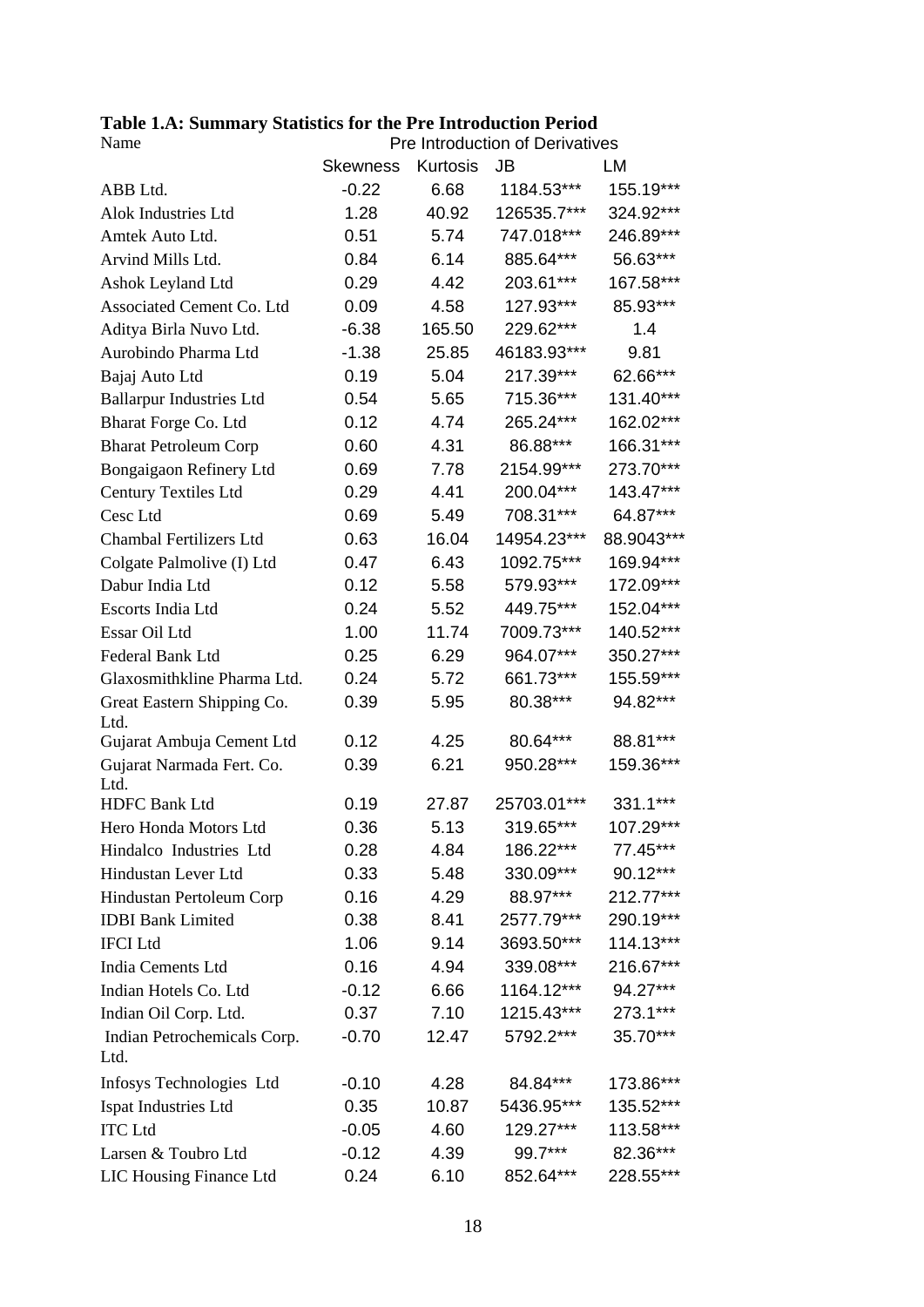**Table 1.A: Summary Statistics for the Pre Introduction Period**

| Name | Pre Introduction of Derivatives | | | |
|---|---|---|---|---|
| | Skewness | Kurtosis | JB | LM |
| ABB Ltd. | -0.22 | 6.68 | 1184.53*** | 155.19*** |
| Alok Industries Ltd | 1.28 | 40.92 | 126535.7*** | 324.92*** |
| Amtek Auto Ltd. | 0.51 | 5.74 | 747.018*** | 246.89*** |
| Arvind Mills Ltd. | 0.84 | 6.14 | 885.64*** | 56.63*** |
| Ashok Leyland Ltd | 0.29 | 4.42 | 203.61*** | 167.58*** |
| Associated Cement Co. Ltd | 0.09 | 4.58 | 127.93*** | 85.93*** |
| Aditya Birla Nuvo Ltd. | -6.38 | 165.50 | 229.62*** | 1.4 |
| Aurobindo Pharma Ltd | -1.38 | 25.85 | 46183.93*** | 9.81 |
| Bajaj Auto Ltd | 0.19 | 5.04 | 217.39*** | 62.66*** |
| Ballarpur Industries Ltd | 0.54 | 5.65 | 715.36*** | 131.40*** |
| Bharat Forge Co. Ltd | 0.12 | 4.74 | 265.24*** | 162.02*** |
| Bharat Petroleum Corp | 0.60 | 4.31 | 86.88*** | 166.31*** |
| Bongaigaon Refinery Ltd | 0.69 | 7.78 | 2154.99*** | 273.70*** |
| Century Textiles Ltd | 0.29 | 4.41 | 200.04*** | 143.47*** |
| Cesc Ltd | 0.69 | 5.49 | 708.31*** | 64.87*** |
| Chambal Fertilizers Ltd | 0.63 | 16.04 | 14954.23*** | 88.9043*** |
| Colgate Palmolive (I) Ltd | 0.47 | 6.43 | 1092.75*** | 169.94*** |
| Dabur India Ltd | 0.12 | 5.58 | 579.93*** | 172.09*** |
| Escorts India Ltd | 0.24 | 5.52 | 449.75*** | 152.04*** |
| Essar Oil Ltd | 1.00 | 11.74 | 7009.73*** | 140.52*** |
| Federal Bank Ltd | 0.25 | 6.29 | 964.07*** | 350.27*** |
| Glaxosmithkline Pharma Ltd. | 0.24 | 5.72 | 661.73*** | 155.59*** |
| Great Eastern Shipping Co. Ltd. | 0.39 | 5.95 | 80.38*** | 94.82*** |
| Gujarat Ambuja Cement Ltd | 0.12 | 4.25 | 80.64*** | 88.81*** |
| Gujarat Narmada Fert. Co. Ltd. | 0.39 | 6.21 | 950.28*** | 159.36*** |
| HDFC Bank Ltd | 0.19 | 27.87 | 25703.01*** | 331.1*** |
| Hero Honda Motors Ltd | 0.36 | 5.13 | 319.65*** | 107.29*** |
| Hindalco Industries Ltd | 0.28 | 4.84 | 186.22*** | 77.45*** |
| Hindustan Lever Ltd | 0.33 | 5.48 | 330.09*** | 90.12*** |
| Hindustan Pertoleum Corp | 0.16 | 4.29 | 88.97*** | 212.77*** |
| IDBI Bank Limited | 0.38 | 8.41 | 2577.79*** | 290.19*** |
| IFCI Ltd | 1.06 | 9.14 | 3693.50*** | 114.13*** |
| India Cements Ltd | 0.16 | 4.94 | 339.08*** | 216.67*** |
| Indian Hotels Co. Ltd | -0.12 | 6.66 | 1164.12*** | 94.27*** |
| Indian Oil Corp. Ltd. | 0.37 | 7.10 | 1215.43*** | 273.1*** |
| Indian Petrochemicals Corp. Ltd. | -0.70 | 12.47 | 5792.2*** | 35.70*** |
| Infosys Technologies Ltd | -0.10 | 4.28 | 84.84*** | 173.86*** |
| Ispat Industries Ltd | 0.35 | 10.87 | 5436.95*** | 135.52*** |
| ITC Ltd | -0.05 | 4.60 | 129.27*** | 113.58*** |
| Larsen & Toubro Ltd | -0.12 | 4.39 | 99.7*** | 82.36*** |
| LIC Housing Finance Ltd | 0.24 | 6.10 | 852.64*** | 228.55*** |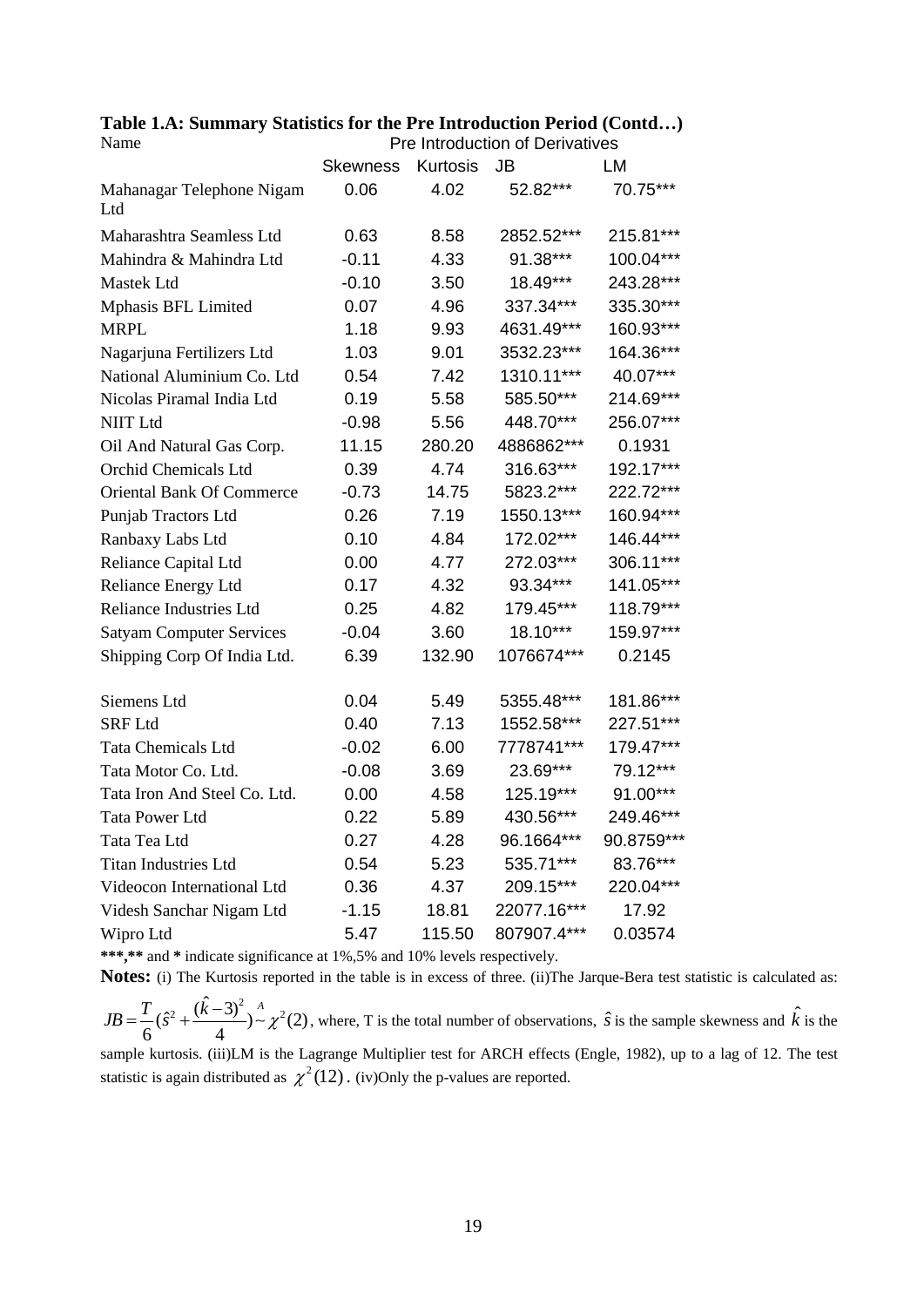**Table 1.A: Summary Statistics for the Pre Introduction Period (Contd…)**

| Name | Pre Introduction of Derivatives | | | |
|---|---|---|---|---|
| | Skewness | Kurtosis | JB | LM |
| Mahanagar Telephone Nigam Ltd | 0.06 | 4.02 | 52.82*** | 70.75*** |
| Maharashtra Seamless Ltd | 0.63 | 8.58 | 2852.52*** | 215.81*** |
| Mahindra & Mahindra Ltd | -0.11 | 4.33 | 91.38*** | 100.04*** |
| Mastek Ltd | -0.10 | 3.50 | 18.49*** | 243.28*** |
| Mphasis BFL Limited | 0.07 | 4.96 | 337.34*** | 335.30*** |
| MRPL | 1.18 | 9.93 | 4631.49*** | 160.93*** |
| Nagarjuna Fertilizers Ltd | 1.03 | 9.01 | 3532.23*** | 164.36*** |
| National Aluminium Co. Ltd | 0.54 | 7.42 | 1310.11*** | 40.07*** |
| Nicolas Piramal India Ltd | 0.19 | 5.58 | 585.50*** | 214.69*** |
| NIIT Ltd | -0.98 | 5.56 | 448.70*** | 256.07*** |
| Oil And Natural Gas Corp. | 11.15 | 280.20 | 4886862*** | 0.1931 |
| Orchid Chemicals Ltd | 0.39 | 4.74 | 316.63*** | 192.17*** |
| Oriental Bank Of Commerce | -0.73 | 14.75 | 5823.2*** | 222.72*** |
| Punjab Tractors Ltd | 0.26 | 7.19 | 1550.13*** | 160.94*** |
| Ranbaxy Labs Ltd | 0.10 | 4.84 | 172.02*** | 146.44*** |
| Reliance Capital Ltd | 0.00 | 4.77 | 272.03*** | 306.11*** |
| Reliance Energy Ltd | 0.17 | 4.32 | 93.34*** | 141.05*** |
| Reliance Industries Ltd | 0.25 | 4.82 | 179.45*** | 118.79*** |
| Satyam Computer Services | -0.04 | 3.60 | 18.10*** | 159.97*** |
| Shipping Corp Of India Ltd. | 6.39 | 132.90 | 1076674*** | 0.2145 |
| Siemens Ltd | 0.04 | 5.49 | 5355.48*** | 181.86*** |
| SRF Ltd | 0.40 | 7.13 | 1552.58*** | 227.51*** |
| Tata Chemicals Ltd | -0.02 | 6.00 | 7778741*** | 179.47*** |
| Tata Motor Co. Ltd. | -0.08 | 3.69 | 23.69*** | 79.12*** |
| Tata Iron And Steel Co. Ltd. | 0.00 | 4.58 | 125.19*** | 91.00*** |
| Tata Power Ltd | 0.22 | 5.89 | 430.56*** | 249.46*** |
| Tata Tea Ltd | 0.27 | 4.28 | 96.1664*** | 90.8759*** |
| Titan Industries Ltd | 0.54 | 5.23 | 535.71*** | 83.76*** |
| Videocon International Ltd | 0.36 | 4.37 | 209.15*** | 220.04*** |
| Videsh Sanchar Nigam Ltd | -1.15 | 18.81 | 22077.16*** | 17.92 |
| Wipro Ltd | 5.47 | 115.50 | 807907.4*** | 0.03574 |

**\*\*\*,\*\*** and **\*** indicate significance at 1%,5% and 10% levels respectively.

**Notes:** (i) The Kurtosis reported in the table is in excess of three. (ii)The Jarque-Bera test statistic is calculated as: $JB = \frac{T}{6}(\hat{s}^2 + \frac{(\hat{k}-3)^2}{4}) \overset{A}{\sim} \chi^2(2)$, where, T is the total number of observations, $\hat{s}$ is the sample skewness and $\hat{k}$ is the sample kurtosis. (iii)LM is the Lagrange Multiplier test for ARCH effects (Engle, 1982), up to a lag of 12. The test statistic is again distributed as $\chi^2(12)$. (iv)Only the p-values are reported.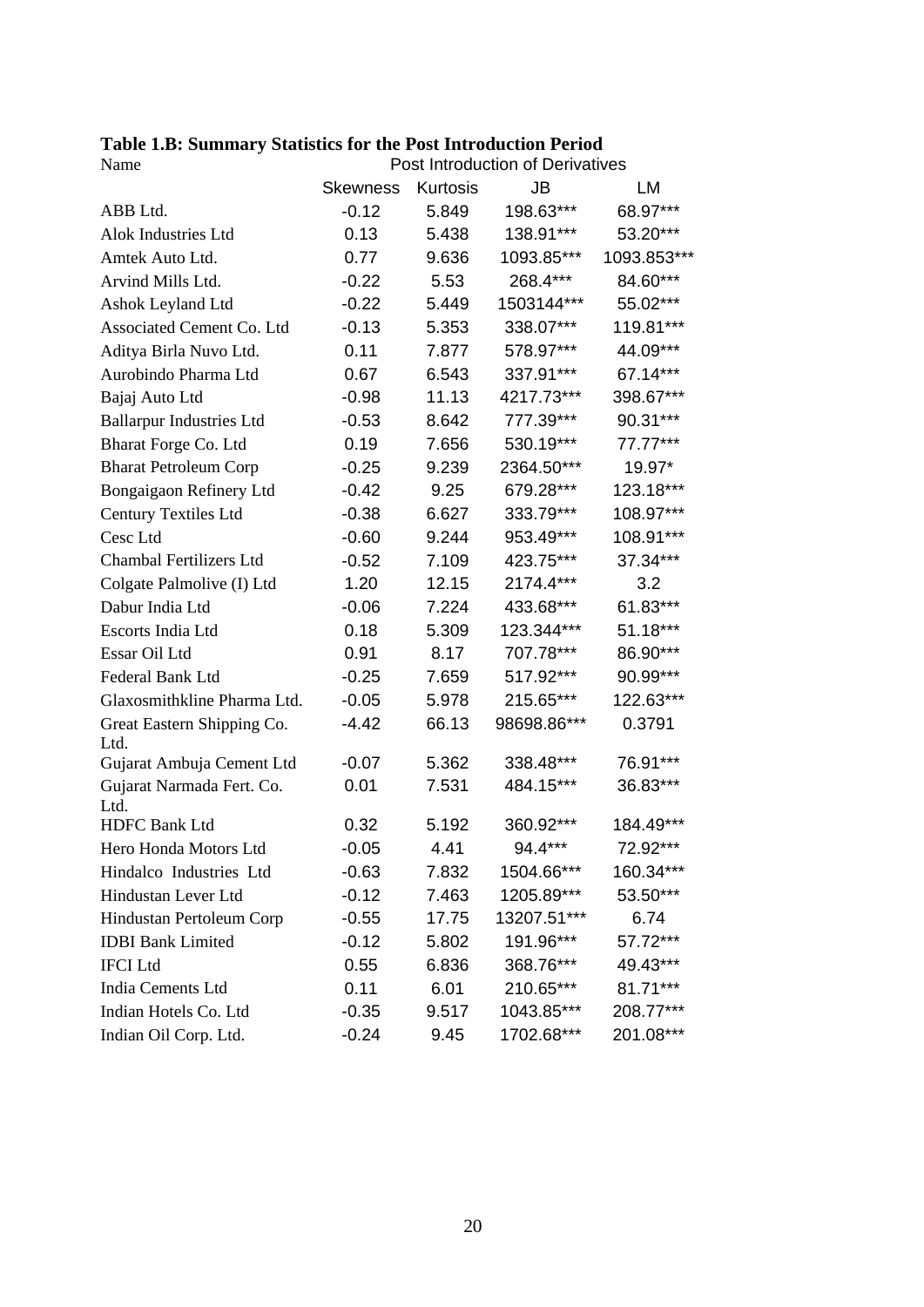**Table 1.B: Summary Statistics for the Post Introduction Period**

| Name | Post Introduction of Derivatives | | | |
|---|---|---|---|---|
| | Skewness | Kurtosis | JB | LM |
| ABB Ltd. | -0.12 | 5.849 | 198.63*** | 68.97*** |
| Alok Industries Ltd | 0.13 | 5.438 | 138.91*** | 53.20*** |
| Amtek Auto Ltd. | 0.77 | 9.636 | 1093.85*** | 1093.853*** |
| Arvind Mills Ltd. | -0.22 | 5.53 | 268.4*** | 84.60*** |
| Ashok Leyland Ltd | -0.22 | 5.449 | 1503144*** | 55.02*** |
| Associated Cement Co. Ltd | -0.13 | 5.353 | 338.07*** | 119.81*** |
| Aditya Birla Nuvo Ltd. | 0.11 | 7.877 | 578.97*** | 44.09*** |
| Aurobindo Pharma Ltd | 0.67 | 6.543 | 337.91*** | 67.14*** |
| Bajaj Auto Ltd | -0.98 | 11.13 | 4217.73*** | 398.67*** |
| Ballarpur Industries Ltd | -0.53 | 8.642 | 777.39*** | 90.31*** |
| Bharat Forge Co. Ltd | 0.19 | 7.656 | 530.19*** | 77.77*** |
| Bharat Petroleum Corp | -0.25 | 9.239 | 2364.50*** | 19.97* |
| Bongaigaon Refinery Ltd | -0.42 | 9.25 | 679.28*** | 123.18*** |
| Century Textiles Ltd | -0.38 | 6.627 | 333.79*** | 108.97*** |
| Cesc Ltd | -0.60 | 9.244 | 953.49*** | 108.91*** |
| Chambal Fertilizers Ltd | -0.52 | 7.109 | 423.75*** | 37.34*** |
| Colgate Palmolive (I) Ltd | 1.20 | 12.15 | 2174.4*** | 3.2 |
| Dabur India Ltd | -0.06 | 7.224 | 433.68*** | 61.83*** |
| Escorts India Ltd | 0.18 | 5.309 | 123.344*** | 51.18*** |
| Essar Oil Ltd | 0.91 | 8.17 | 707.78*** | 86.90*** |
| Federal Bank Ltd | -0.25 | 7.659 | 517.92*** | 90.99*** |
| Glaxosmithkline Pharma Ltd. | -0.05 | 5.978 | 215.65*** | 122.63*** |
| Great Eastern Shipping Co. Ltd. | -4.42 | 66.13 | 98698.86*** | 0.3791 |
| Gujarat Ambuja Cement Ltd | -0.07 | 5.362 | 338.48*** | 76.91*** |
| Gujarat Narmada Fert. Co. Ltd. | 0.01 | 7.531 | 484.15*** | 36.83*** |
| HDFC Bank Ltd | 0.32 | 5.192 | 360.92*** | 184.49*** |
| Hero Honda Motors Ltd | -0.05 | 4.41 | 94.4*** | 72.92*** |
| Hindalco Industries Ltd | -0.63 | 7.832 | 1504.66*** | 160.34*** |
| Hindustan Lever Ltd | -0.12 | 7.463 | 1205.89*** | 53.50*** |
| Hindustan Pertoleum Corp | -0.55 | 17.75 | 13207.51*** | 6.74 |
| IDBI Bank Limited | -0.12 | 5.802 | 191.96*** | 57.72*** |
| IFCI Ltd | 0.55 | 6.836 | 368.76*** | 49.43*** |
| India Cements Ltd | 0.11 | 6.01 | 210.65*** | 81.71*** |
| Indian Hotels Co. Ltd | -0.35 | 9.517 | 1043.85*** | 208.77*** |
| Indian Oil Corp. Ltd. | -0.24 | 9.45 | 1702.68*** | 201.08*** |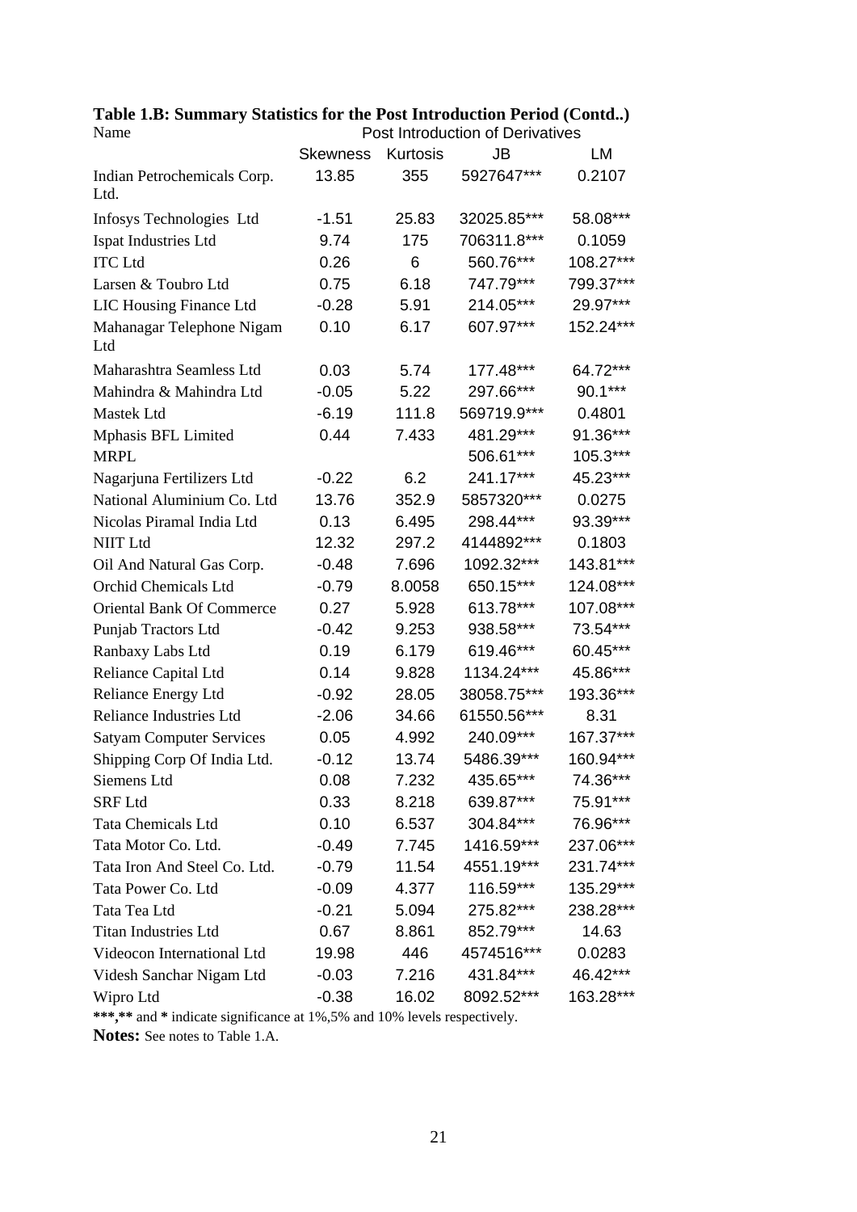**Table 1.B: Summary Statistics for the Post Introduction Period (Contd..)**

| Name | Post Introduction of Derivatives | | | |
|---|---|---|---|---|
| | Skewness | Kurtosis | JB | LM |
| Indian Petrochemicals Corp. Ltd. | 13.85 | 355 | 5927647*** | 0.2107 |
| Infosys Technologies Ltd | -1.51 | 25.83 | 32025.85*** | 58.08*** |
| Ispat Industries Ltd | 9.74 | 175 | 706311.8*** | 0.1059 |
| ITC Ltd | 0.26 | 6 | 560.76*** | 108.27*** |
| Larsen & Toubro Ltd | 0.75 | 6.18 | 747.79*** | 799.37*** |
| LIC Housing Finance Ltd | -0.28 | 5.91 | 214.05*** | 29.97*** |
| Mahanagar Telephone Nigam Ltd | 0.10 | 6.17 | 607.97*** | 152.24*** |
| Maharashtra Seamless Ltd | 0.03 | 5.74 | 177.48*** | 64.72*** |
| Mahindra & Mahindra Ltd | -0.05 | 5.22 | 297.66*** | 90.1*** |
| Mastek Ltd | -6.19 | 111.8 | 569719.9*** | 0.4801 |
| Mphasis BFL Limited | 0.44 | 7.433 | 481.29*** | 91.36*** |
| MRPL | | | 506.61*** | 105.3*** |
| Nagarjuna Fertilizers Ltd | -0.22 | 6.2 | 241.17*** | 45.23*** |
| National Aluminium Co. Ltd | 13.76 | 352.9 | 5857320*** | 0.0275 |
| Nicolas Piramal India Ltd | 0.13 | 6.495 | 298.44*** | 93.39*** |
| NIIT Ltd | 12.32 | 297.2 | 4144892*** | 0.1803 |
| Oil And Natural Gas Corp. | -0.48 | 7.696 | 1092.32*** | 143.81*** |
| Orchid Chemicals Ltd | -0.79 | 8.0058 | 650.15*** | 124.08*** |
| Oriental Bank Of Commerce | 0.27 | 5.928 | 613.78*** | 107.08*** |
| Punjab Tractors Ltd | -0.42 | 9.253 | 938.58*** | 73.54*** |
| Ranbaxy Labs Ltd | 0.19 | 6.179 | 619.46*** | 60.45*** |
| Reliance Capital Ltd | 0.14 | 9.828 | 1134.24*** | 45.86*** |
| Reliance Energy Ltd | -0.92 | 28.05 | 38058.75*** | 193.36*** |
| Reliance Industries Ltd | -2.06 | 34.66 | 61550.56*** | 8.31 |
| Satyam Computer Services | 0.05 | 4.992 | 240.09*** | 167.37*** |
| Shipping Corp Of India Ltd. | -0.12 | 13.74 | 5486.39*** | 160.94*** |
| Siemens Ltd | 0.08 | 7.232 | 435.65*** | 74.36*** |
| SRF Ltd | 0.33 | 8.218 | 639.87*** | 75.91*** |
| Tata Chemicals Ltd | 0.10 | 6.537 | 304.84*** | 76.96*** |
| Tata Motor Co. Ltd. | -0.49 | 7.745 | 1416.59*** | 237.06*** |
| Tata Iron And Steel Co. Ltd. | -0.79 | 11.54 | 4551.19*** | 231.74*** |
| Tata Power Co. Ltd | -0.09 | 4.377 | 116.59*** | 135.29*** |
| Tata Tea Ltd | -0.21 | 5.094 | 275.82*** | 238.28*** |
| Titan Industries Ltd | 0.67 | 8.861 | 852.79*** | 14.63 |
| Videocon International Ltd | 19.98 | 446 | 4574516*** | 0.0283 |
| Videsh Sanchar Nigam Ltd | -0.03 | 7.216 | 431.84*** | 46.42*** |
| Wipro Ltd | -0.38 | 16.02 | 8092.52*** | 163.28*** |

**\*\*\***,**\*\*** and **\*** indicate significance at 1%,5% and 10% levels respectively.

**Notes:** See notes to Table 1.A.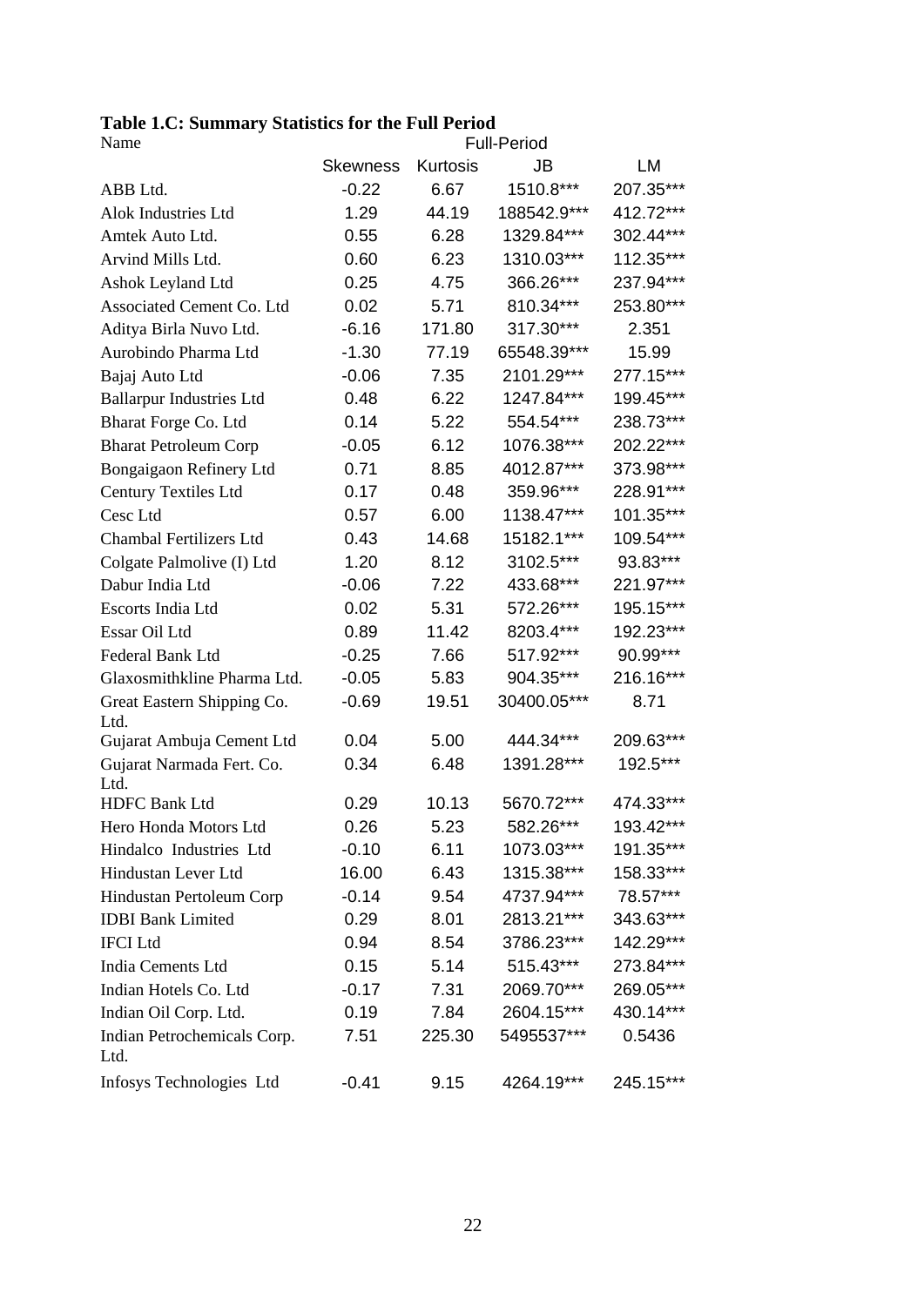**Table 1.C: Summary Statistics for the Full Period**

| Name | Full-Period | | | |
|---|---|---|---|---|
| | Skewness | Kurtosis | JB | LM |
| ABB Ltd. | -0.22 | 6.67 | 1510.8*** | 207.35*** |
| Alok Industries Ltd | 1.29 | 44.19 | 188542.9*** | 412.72*** |
| Amtek Auto Ltd. | 0.55 | 6.28 | 1329.84*** | 302.44*** |
| Arvind Mills Ltd. | 0.60 | 6.23 | 1310.03*** | 112.35*** |
| Ashok Leyland Ltd | 0.25 | 4.75 | 366.26*** | 237.94*** |
| Associated Cement Co. Ltd | 0.02 | 5.71 | 810.34*** | 253.80*** |
| Aditya Birla Nuvo Ltd. | -6.16 | 171.80 | 317.30*** | 2.351 |
| Aurobindo Pharma Ltd | -1.30 | 77.19 | 65548.39*** | 15.99 |
| Bajaj Auto Ltd | -0.06 | 7.35 | 2101.29*** | 277.15*** |
| Ballarpur Industries Ltd | 0.48 | 6.22 | 1247.84*** | 199.45*** |
| Bharat Forge Co. Ltd | 0.14 | 5.22 | 554.54*** | 238.73*** |
| Bharat Petroleum Corp | -0.05 | 6.12 | 1076.38*** | 202.22*** |
| Bongaigaon Refinery Ltd | 0.71 | 8.85 | 4012.87*** | 373.98*** |
| Century Textiles Ltd | 0.17 | 0.48 | 359.96*** | 228.91*** |
| Cesc Ltd | 0.57 | 6.00 | 1138.47*** | 101.35*** |
| Chambal Fertilizers Ltd | 0.43 | 14.68 | 15182.1*** | 109.54*** |
| Colgate Palmolive (I) Ltd | 1.20 | 8.12 | 3102.5*** | 93.83*** |
| Dabur India Ltd | -0.06 | 7.22 | 433.68*** | 221.97*** |
| Escorts India Ltd | 0.02 | 5.31 | 572.26*** | 195.15*** |
| Essar Oil Ltd | 0.89 | 11.42 | 8203.4*** | 192.23*** |
| Federal Bank Ltd | -0.25 | 7.66 | 517.92*** | 90.99*** |
| Glaxosmithkline Pharma Ltd. | -0.05 | 5.83 | 904.35*** | 216.16*** |
| Great Eastern Shipping Co. Ltd. | -0.69 | 19.51 | 30400.05*** | 8.71 |
| Gujarat Ambuja Cement Ltd | 0.04 | 5.00 | 444.34*** | 209.63*** |
| Gujarat Narmada Fert. Co. Ltd. | 0.34 | 6.48 | 1391.28*** | 192.5*** |
| HDFC Bank Ltd | 0.29 | 10.13 | 5670.72*** | 474.33*** |
| Hero Honda Motors Ltd | 0.26 | 5.23 | 582.26*** | 193.42*** |
| Hindalco Industries Ltd | -0.10 | 6.11 | 1073.03*** | 191.35*** |
| Hindustan Lever Ltd | 16.00 | 6.43 | 1315.38*** | 158.33*** |
| Hindustan Pertoleum Corp | -0.14 | 9.54 | 4737.94*** | 78.57*** |
| IDBI Bank Limited | 0.29 | 8.01 | 2813.21*** | 343.63*** |
| IFCI Ltd | 0.94 | 8.54 | 3786.23*** | 142.29*** |
| India Cements Ltd | 0.15 | 5.14 | 515.43*** | 273.84*** |
| Indian Hotels Co. Ltd | -0.17 | 7.31 | 2069.70*** | 269.05*** |
| Indian Oil Corp. Ltd. | 0.19 | 7.84 | 2604.15*** | 430.14*** |
| Indian Petrochemicals Corp. Ltd. | 7.51 | 225.30 | 5495537*** | 0.5436 |
| Infosys Technologies Ltd | -0.41 | 9.15 | 4264.19*** | 245.15*** |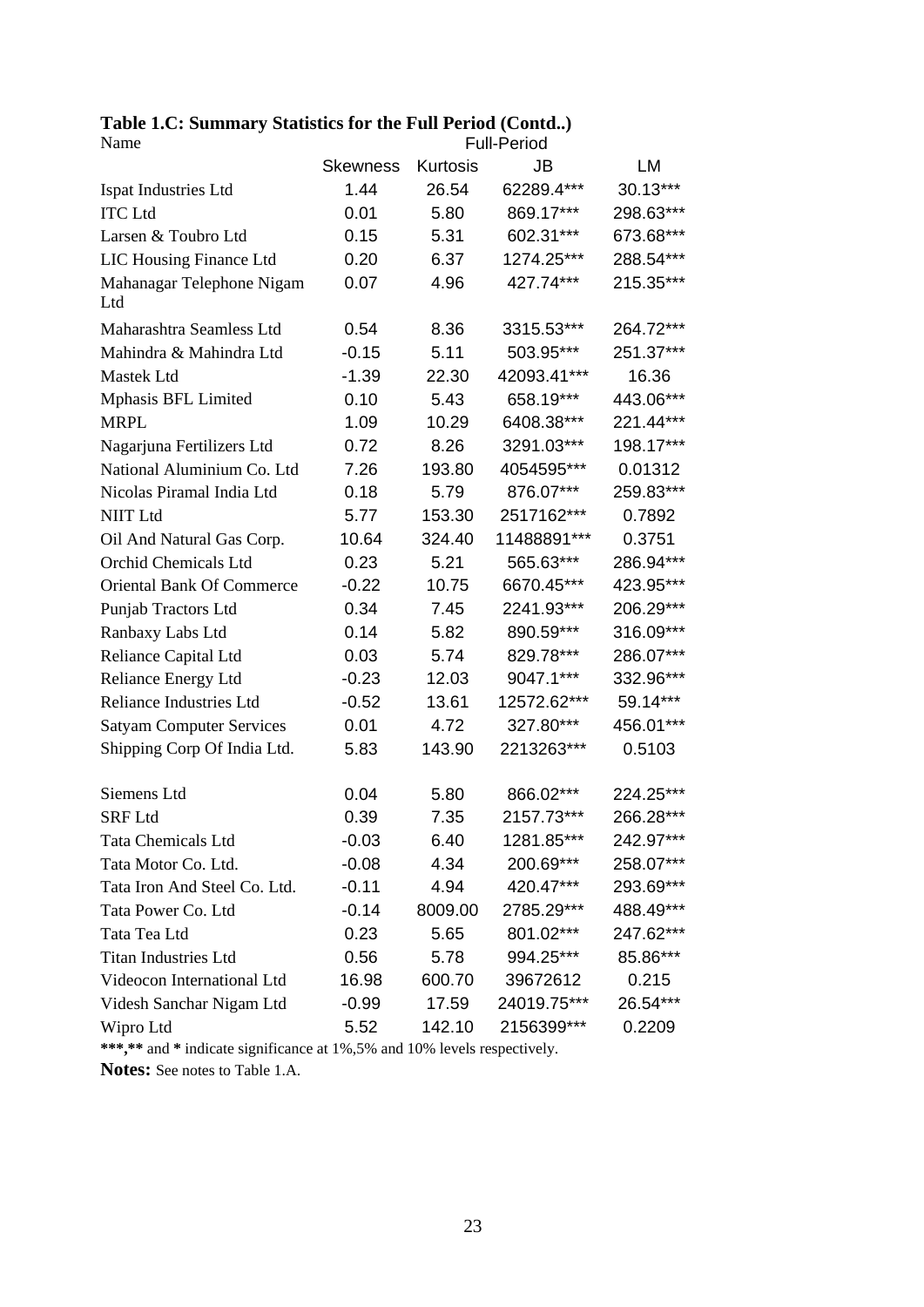**Table 1.C: Summary Statistics for the Full Period (Contd..)**

| Name | Full-Period | | | |
|---|---|---|---|---|
| | Skewness | Kurtosis | JB | LM |
| Ispat Industries Ltd | 1.44 | 26.54 | 62289.4*** | 30.13*** |
| ITC Ltd | 0.01 | 5.80 | 869.17*** | 298.63*** |
| Larsen & Toubro Ltd | 0.15 | 5.31 | 602.31*** | 673.68*** |
| LIC Housing Finance Ltd | 0.20 | 6.37 | 1274.25*** | 288.54*** |
| Mahanagar Telephone Nigam Ltd | 0.07 | 4.96 | 427.74*** | 215.35*** |
| Maharashtra Seamless Ltd | 0.54 | 8.36 | 3315.53*** | 264.72*** |
| Mahindra & Mahindra Ltd | -0.15 | 5.11 | 503.95*** | 251.37*** |
| Mastek Ltd | -1.39 | 22.30 | 42093.41*** | 16.36 |
| Mphasis BFL Limited | 0.10 | 5.43 | 658.19*** | 443.06*** |
| MRPL | 1.09 | 10.29 | 6408.38*** | 221.44*** |
| Nagarjuna Fertilizers Ltd | 0.72 | 8.26 | 3291.03*** | 198.17*** |
| National Aluminium Co. Ltd | 7.26 | 193.80 | 4054595*** | 0.01312 |
| Nicolas Piramal India Ltd | 0.18 | 5.79 | 876.07*** | 259.83*** |
| NIIT Ltd | 5.77 | 153.30 | 2517162*** | 0.7892 |
| Oil And Natural Gas Corp. | 10.64 | 324.40 | 11488891*** | 0.3751 |
| Orchid Chemicals Ltd | 0.23 | 5.21 | 565.63*** | 286.94*** |
| Oriental Bank Of Commerce | -0.22 | 10.75 | 6670.45*** | 423.95*** |
| Punjab Tractors Ltd | 0.34 | 7.45 | 2241.93*** | 206.29*** |
| Ranbaxy Labs Ltd | 0.14 | 5.82 | 890.59*** | 316.09*** |
| Reliance Capital Ltd | 0.03 | 5.74 | 829.78*** | 286.07*** |
| Reliance Energy Ltd | -0.23 | 12.03 | 9047.1*** | 332.96*** |
| Reliance Industries Ltd | -0.52 | 13.61 | 12572.62*** | 59.14*** |
| Satyam Computer Services | 0.01 | 4.72 | 327.80*** | 456.01*** |
| Shipping Corp Of India Ltd. | 5.83 | 143.90 | 2213263*** | 0.5103 |
| Siemens Ltd | 0.04 | 5.80 | 866.02*** | 224.25*** |
| SRF Ltd | 0.39 | 7.35 | 2157.73*** | 266.28*** |
| Tata Chemicals Ltd | -0.03 | 6.40 | 1281.85*** | 242.97*** |
| Tata Motor Co. Ltd. | -0.08 | 4.34 | 200.69*** | 258.07*** |
| Tata Iron And Steel Co. Ltd. | -0.11 | 4.94 | 420.47*** | 293.69*** |
| Tata Power Co. Ltd | -0.14 | 8009.00 | 2785.29*** | 488.49*** |
| Tata Tea Ltd | 0.23 | 5.65 | 801.02*** | 247.62*** |
| Titan Industries Ltd | 0.56 | 5.78 | 994.25*** | 85.86*** |
| Videocon International Ltd | 16.98 | 600.70 | 39672612 | 0.215 |
| Videsh Sanchar Nigam Ltd | -0.99 | 17.59 | 24019.75*** | 26.54*** |
| Wipro Ltd | 5.52 | 142.10 | 2156399*** | 0.2209 |

***,** and * indicate significance at 1%,5% and 10% levels respectively.

**Notes:** See notes to Table 1.A.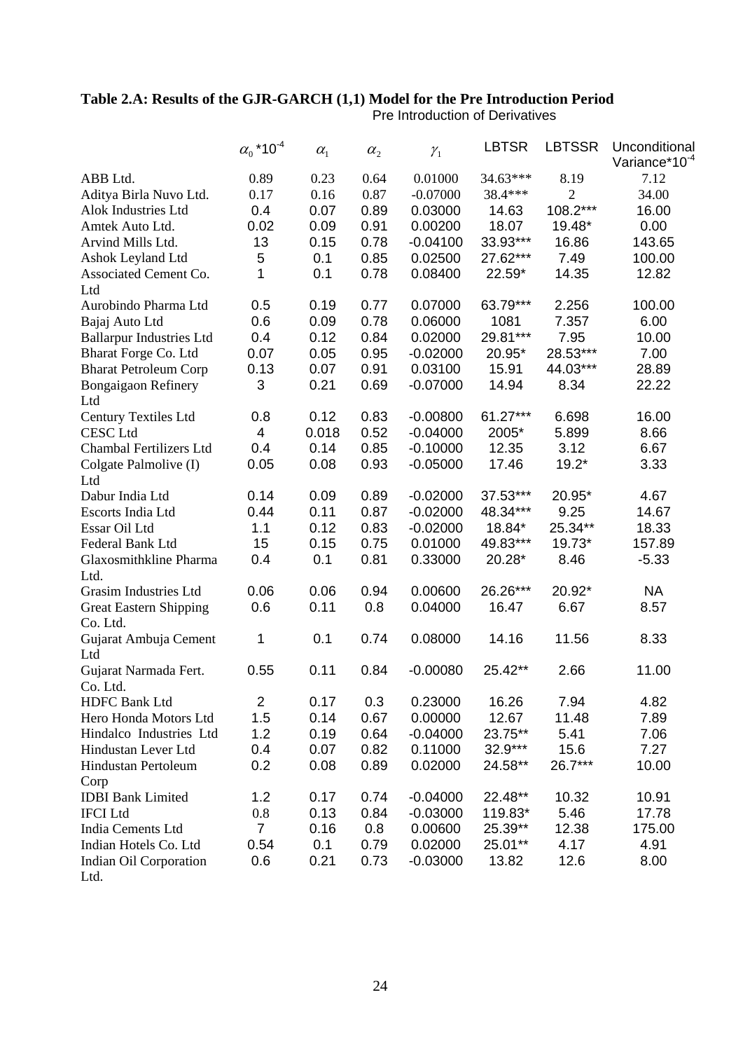**Table 2.A: Results of the GJR-GARCH (1,1) Model for the Pre Introduction Period**

Pre Introduction of Derivatives

| | $\alpha_0$ *$10^{-4}$ | $\alpha_1$ | $\alpha_2$ | $\gamma_1$ | LBTSR | LBTSSR | Unconditional Variance*$10^{-4}$ |
|---|---|---|---|---|---|---|---|
| ABB Ltd. | 0.89 | 0.23 | 0.64 | 0.01000 | 34.63*** | 8.19 | 7.12 |
| Aditya Birla Nuvo Ltd. | 0.17 | 0.16 | 0.87 | -0.07000 | 38.4*** | 2 | 34.00 |
| Alok Industries Ltd | 0.4 | 0.07 | 0.89 | 0.03000 | 14.63 | 108.2*** | 16.00 |
| Amtek Auto Ltd. | 0.02 | 0.09 | 0.91 | 0.00200 | 18.07 | 19.48* | 0.00 |
| Arvind Mills Ltd. | 13 | 0.15 | 0.78 | -0.04100 | 33.93*** | 16.86 | 143.65 |
| Ashok Leyland Ltd | 5 | 0.1 | 0.85 | 0.02500 | 27.62*** | 7.49 | 100.00 |
| Associated Cement Co. Ltd | 1 | 0.1 | 0.78 | 0.08400 | 22.59* | 14.35 | 12.82 |
| Aurobindo Pharma Ltd | 0.5 | 0.19 | 0.77 | 0.07000 | 63.79*** | 2.256 | 100.00 |
| Bajaj Auto Ltd | 0.6 | 0.09 | 0.78 | 0.06000 | 1081 | 7.357 | 6.00 |
| Ballarpur Industries Ltd | 0.4 | 0.12 | 0.84 | 0.02000 | 29.81*** | 7.95 | 10.00 |
| Bharat Forge Co. Ltd | 0.07 | 0.05 | 0.95 | -0.02000 | 20.95* | 28.53*** | 7.00 |
| Bharat Petroleum Corp | 0.13 | 0.07 | 0.91 | 0.03100 | 15.91 | 44.03*** | 28.89 |
| Bongaigaon Refinery Ltd | 3 | 0.21 | 0.69 | -0.07000 | 14.94 | 8.34 | 22.22 |
| Century Textiles Ltd | 0.8 | 0.12 | 0.83 | -0.00800 | 61.27*** | 6.698 | 16.00 |
| CESC Ltd | 4 | 0.018 | 0.52 | -0.04000 | 2005* | 5.899 | 8.66 |
| Chambal Fertilizers Ltd | 0.4 | 0.14 | 0.85 | -0.10000 | 12.35 | 3.12 | 6.67 |
| Colgate Palmolive (I) Ltd | 0.05 | 0.08 | 0.93 | -0.05000 | 17.46 | 19.2* | 3.33 |
| Dabur India Ltd | 0.14 | 0.09 | 0.89 | -0.02000 | 37.53*** | 20.95* | 4.67 |
| Escorts India Ltd | 0.44 | 0.11 | 0.87 | -0.02000 | 48.34*** | 9.25 | 14.67 |
| Essar Oil Ltd | 1.1 | 0.12 | 0.83 | -0.02000 | 18.84* | 25.34** | 18.33 |
| Federal Bank Ltd | 15 | 0.15 | 0.75 | 0.01000 | 49.83*** | 19.73* | 157.89 |
| Glaxosmithkline Pharma Ltd. | 0.4 | 0.1 | 0.81 | 0.33000 | 20.28* | 8.46 | -5.33 |
| Grasim Industries Ltd | 0.06 | 0.06 | 0.94 | 0.00600 | 26.26*** | 20.92* | NA |
| Great Eastern Shipping Co. Ltd. | 0.6 | 0.11 | 0.8 | 0.04000 | 16.47 | 6.67 | 8.57 |
| Gujarat Ambuja Cement Ltd | 1 | 0.1 | 0.74 | 0.08000 | 14.16 | 11.56 | 8.33 |
| Gujarat Narmada Fert. Co. Ltd. | 0.55 | 0.11 | 0.84 | -0.00080 | 25.42** | 2.66 | 11.00 |
| HDFC Bank Ltd | 2 | 0.17 | 0.3 | 0.23000 | 16.26 | 7.94 | 4.82 |
| Hero Honda Motors Ltd | 1.5 | 0.14 | 0.67 | 0.00000 | 12.67 | 11.48 | 7.89 |
| Hindalco Industries Ltd | 1.2 | 0.19 | 0.64 | -0.04000 | 23.75** | 5.41 | 7.06 |
| Hindustan Lever Ltd | 0.4 | 0.07 | 0.82 | 0.11000 | 32.9*** | 15.6 | 7.27 |
| Hindustan Pertoleum Corp | 0.2 | 0.08 | 0.89 | 0.02000 | 24.58** | 26.7*** | 10.00 |
| IDBI Bank Limited | 1.2 | 0.17 | 0.74 | -0.04000 | 22.48** | 10.32 | 10.91 |
| IFCI Ltd | 0.8 | 0.13 | 0.84 | -0.03000 | 119.83* | 5.46 | 17.78 |
| India Cements Ltd | 7 | 0.16 | 0.8 | 0.00600 | 25.39** | 12.38 | 175.00 |
| Indian Hotels Co. Ltd | 0.54 | 0.1 | 0.79 | 0.02000 | 25.01** | 4.17 | 4.91 |
| Indian Oil Corporation Ltd. | 0.6 | 0.21 | 0.73 | -0.03000 | 13.82 | 12.6 | 8.00 |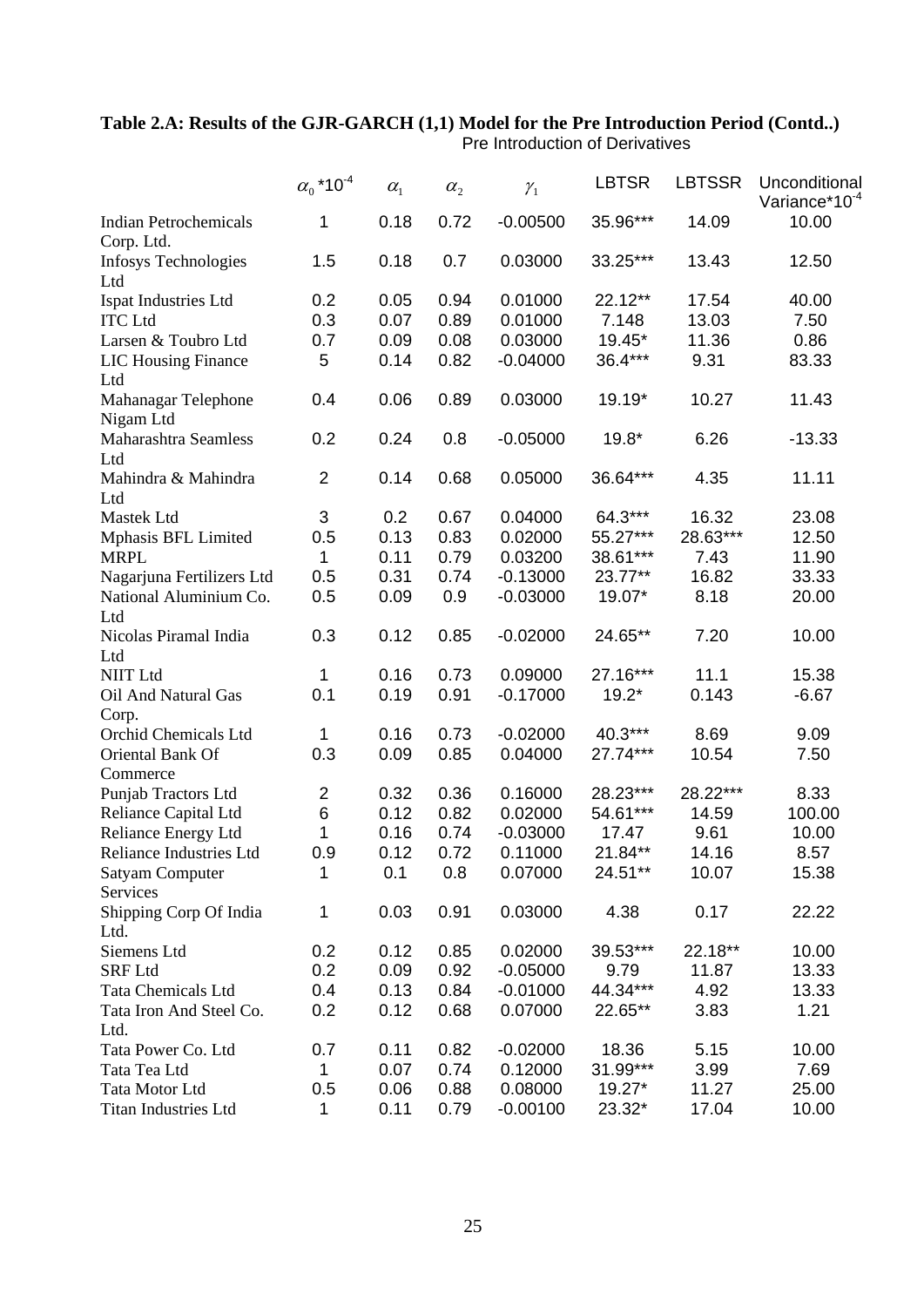**Table 2.A: Results of the GJR-GARCH (1,1) Model for the Pre Introduction Period (Contd..)**

| | Pre Introduction of Derivatives | | | | | | |
|---|---|---|---|---|---|---|---|
| | $\alpha_0$ *$10^{-4}$ | $\alpha_1$ | $\alpha_2$ | $\gamma_1$ | LBTSR | LBTSSR | Unconditional Variance*$10^{-4}$ |
| Indian Petrochemicals Corp. Ltd. | 1 | 0.18 | 0.72 | -0.00500 | 35.96*** | 14.09 | 10.00 |
| Infosys Technologies Ltd | 1.5 | 0.18 | 0.7 | 0.03000 | 33.25*** | 13.43 | 12.50 |
| Ispat Industries Ltd | 0.2 | 0.05 | 0.94 | 0.01000 | 22.12** | 17.54 | 40.00 |
| ITC Ltd | 0.3 | 0.07 | 0.89 | 0.01000 | 7.148 | 13.03 | 7.50 |
| Larsen & Toubro Ltd | 0.7 | 0.09 | 0.08 | 0.03000 | 19.45* | 11.36 | 0.86 |
| LIC Housing Finance Ltd | 5 | 0.14 | 0.82 | -0.04000 | 36.4*** | 9.31 | 83.33 |
| Mahanagar Telephone Nigam Ltd | 0.4 | 0.06 | 0.89 | 0.03000 | 19.19* | 10.27 | 11.43 |
| Maharashtra Seamless Ltd | 0.2 | 0.24 | 0.8 | -0.05000 | 19.8* | 6.26 | -13.33 |
| Mahindra & Mahindra Ltd | 2 | 0.14 | 0.68 | 0.05000 | 36.64*** | 4.35 | 11.11 |
| Mastek Ltd | 3 | 0.2 | 0.67 | 0.04000 | 64.3*** | 16.32 | 23.08 |
| Mphasis BFL Limited | 0.5 | 0.13 | 0.83 | 0.02000 | 55.27*** | 28.63*** | 12.50 |
| MRPL | 1 | 0.11 | 0.79 | 0.03200 | 38.61*** | 7.43 | 11.90 |
| Nagarjuna Fertilizers Ltd | 0.5 | 0.31 | 0.74 | -0.13000 | 23.77** | 16.82 | 33.33 |
| National Aluminium Co. Ltd | 0.5 | 0.09 | 0.9 | -0.03000 | 19.07* | 8.18 | 20.00 |
| Nicolas Piramal India Ltd | 0.3 | 0.12 | 0.85 | -0.02000 | 24.65** | 7.20 | 10.00 |
| NIIT Ltd | 1 | 0.16 | 0.73 | 0.09000 | 27.16*** | 11.1 | 15.38 |
| Oil And Natural Gas Corp. | 0.1 | 0.19 | 0.91 | -0.17000 | 19.2* | 0.143 | -6.67 |
| Orchid Chemicals Ltd | 1 | 0.16 | 0.73 | -0.02000 | 40.3*** | 8.69 | 9.09 |
| Oriental Bank Of Commerce | 0.3 | 0.09 | 0.85 | 0.04000 | 27.74*** | 10.54 | 7.50 |
| Punjab Tractors Ltd | 2 | 0.32 | 0.36 | 0.16000 | 28.23*** | 28.22*** | 8.33 |
| Reliance Capital Ltd | 6 | 0.12 | 0.82 | 0.02000 | 54.61*** | 14.59 | 100.00 |
| Reliance Energy Ltd | 1 | 0.16 | 0.74 | -0.03000 | 17.47 | 9.61 | 10.00 |
| Reliance Industries Ltd | 0.9 | 0.12 | 0.72 | 0.11000 | 21.84** | 14.16 | 8.57 |
| Satyam Computer Services | 1 | 0.1 | 0.8 | 0.07000 | 24.51** | 10.07 | 15.38 |
| Shipping Corp Of India Ltd. | 1 | 0.03 | 0.91 | 0.03000 | 4.38 | 0.17 | 22.22 |
| Siemens Ltd | 0.2 | 0.12 | 0.85 | 0.02000 | 39.53*** | 22.18** | 10.00 |
| SRF Ltd | 0.2 | 0.09 | 0.92 | -0.05000 | 9.79 | 11.87 | 13.33 |
| Tata Chemicals Ltd | 0.4 | 0.13 | 0.84 | -0.01000 | 44.34*** | 4.92 | 13.33 |
| Tata Iron And Steel Co. Ltd. | 0.2 | 0.12 | 0.68 | 0.07000 | 22.65** | 3.83 | 1.21 |
| Tata Power Co. Ltd | 0.7 | 0.11 | 0.82 | -0.02000 | 18.36 | 5.15 | 10.00 |
| Tata Tea Ltd | 1 | 0.07 | 0.74 | 0.12000 | 31.99*** | 3.99 | 7.69 |
| Tata Motor Ltd | 0.5 | 0.06 | 0.88 | 0.08000 | 19.27* | 11.27 | 25.00 |
| Titan Industries Ltd | 1 | 0.11 | 0.79 | -0.00100 | 23.32* | 17.04 | 10.00 |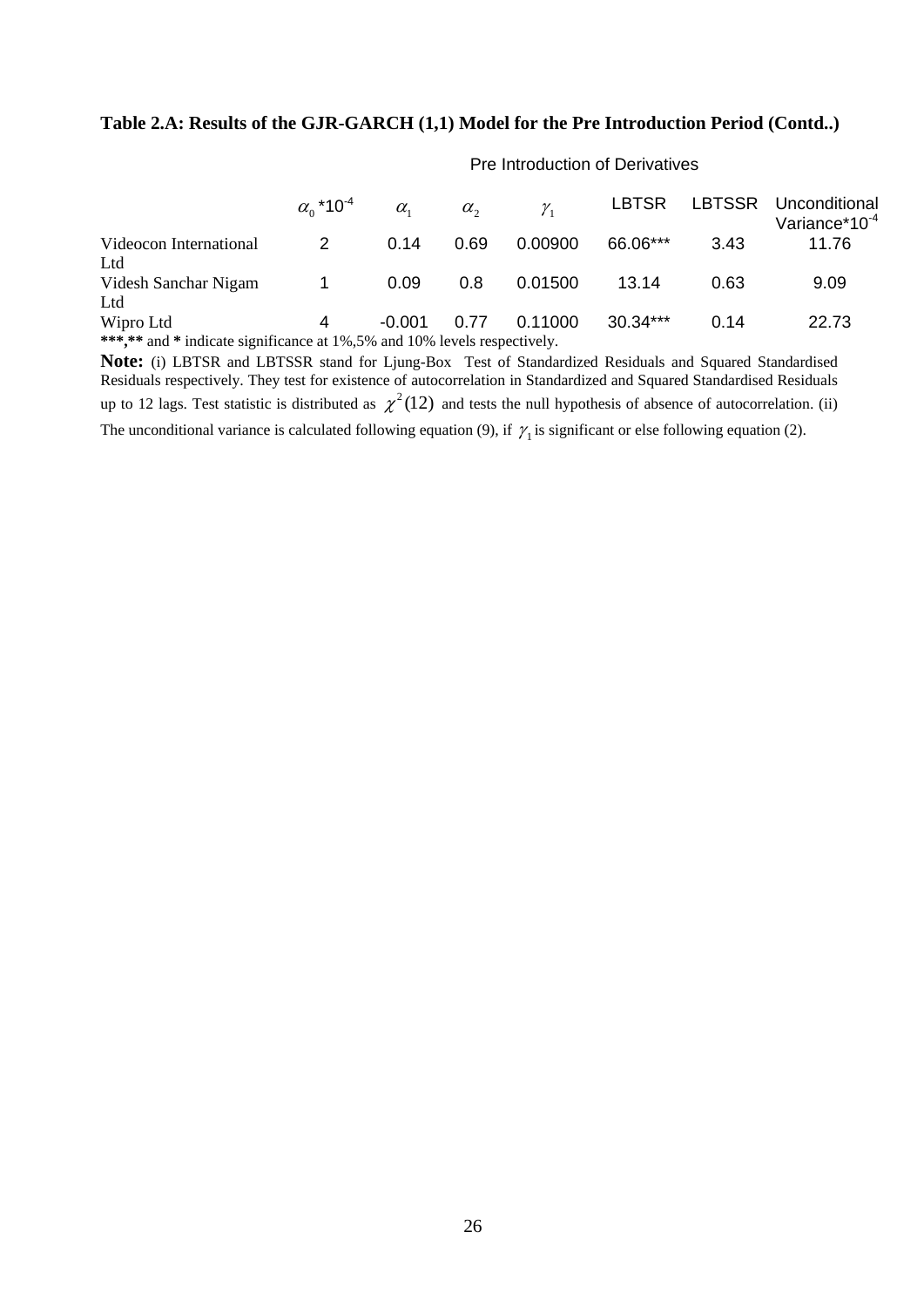**Table 2.A: Results of the GJR-GARCH (1,1) Model for the Pre Introduction Period (Contd..)**

| | Pre Introduction of Derivatives | | | | | | |
|---|---|---|---|---|---|---|---|
| | $\alpha_0$*10$^{-4}$ | $\alpha_1$ | $\alpha_2$ | $\gamma_1$ | LBTSR | LBTSSR | Unconditional Variance*10$^{-4}$ |
| Videocon International Ltd | 2 | 0.14 | 0.69 | 0.00900 | 66.06*** | 3.43 | 11.76 |
| Videsh Sanchar Nigam Ltd | 1 | 0.09 | 0.8 | 0.01500 | 13.14 | 0.63 | 9.09 |
| Wipro Ltd | 4 | -0.001 | 0.77 | 0.11000 | 30.34*** | 0.14 | 22.73 |

**\*\*\*,\*\*** and **\*** indicate significance at 1%,5% and 10% levels respectively.

**Note:** (i) LBTSR and LBTSSR stand for Ljung-Box Test of Standardized Residuals and Squared Standardised Residuals respectively. They test for existence of autocorrelation in Standardized and Squared Standardised Residuals up to 12 lags. Test statistic is distributed as $\chi^2(12)$ and tests the null hypothesis of absence of autocorrelation. (ii) The unconditional variance is calculated following equation (9), if $\gamma_1$ is significant or else following equation (2).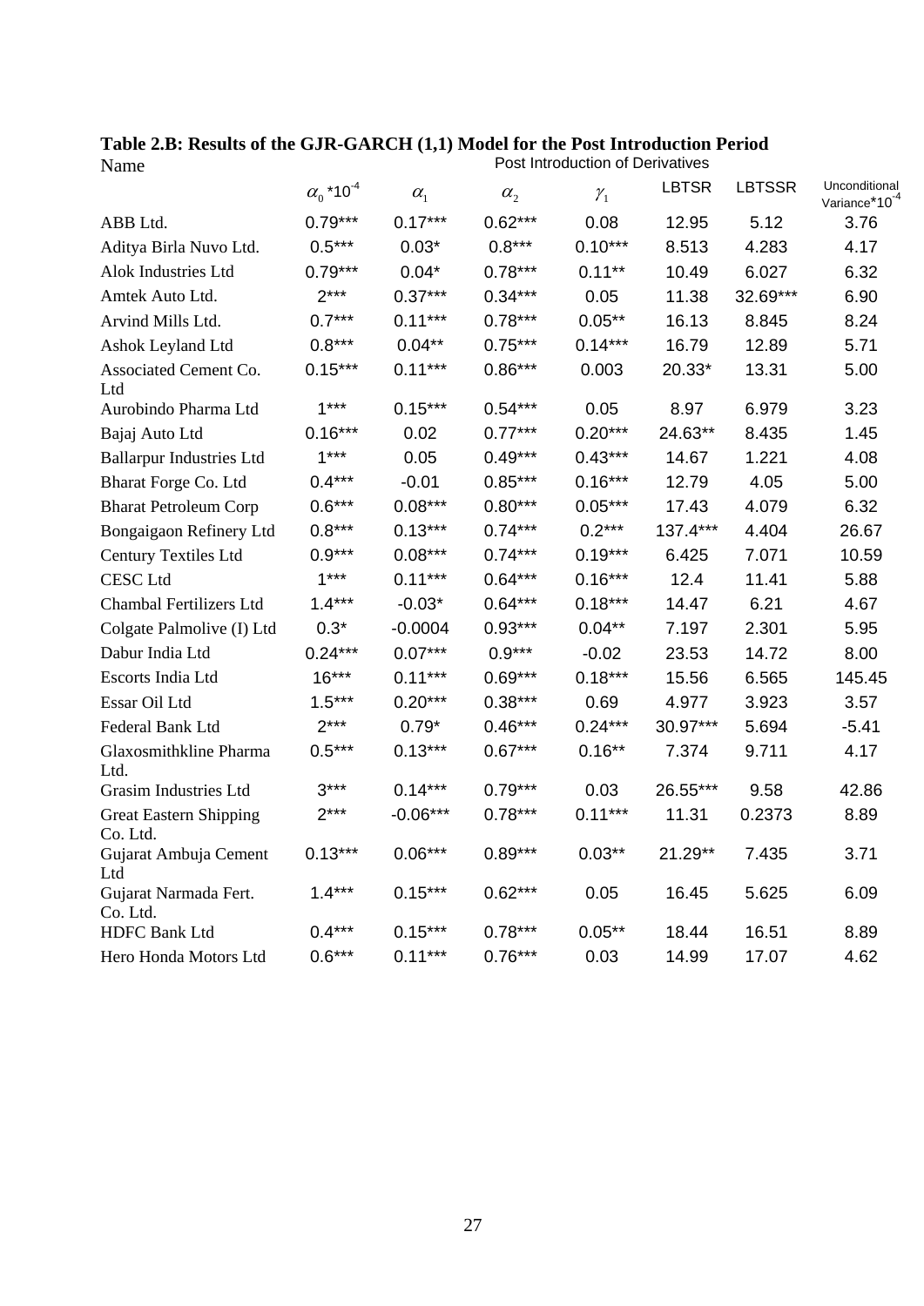**Table 2.B: Results of the GJR-GARCH (1,1) Model for the Post Introduction Period**

| Name | Post Introduction of Derivatives | | | | | | |
|---|---|---|---|---|---|---|---|
| | $\alpha_0$*10$^{-4}$ | $\alpha_1$ | $\alpha_2$ | $\gamma_1$ | LBTSR | LBTSSR | Unconditional Variance*10$^{-4}$ |
| ABB Ltd. | 0.79*** | 0.17*** | 0.62*** | 0.08 | 12.95 | 5.12 | 3.76 |
| Aditya Birla Nuvo Ltd. | 0.5*** | 0.03* | 0.8*** | 0.10*** | 8.513 | 4.283 | 4.17 |
| Alok Industries Ltd | 0.79*** | 0.04* | 0.78*** | 0.11** | 10.49 | 6.027 | 6.32 |
| Amtek Auto Ltd. | 2*** | 0.37*** | 0.34*** | 0.05 | 11.38 | 32.69*** | 6.90 |
| Arvind Mills Ltd. | 0.7*** | 0.11*** | 0.78*** | 0.05** | 16.13 | 8.845 | 8.24 |
| Ashok Leyland Ltd | 0.8*** | 0.04** | 0.75*** | 0.14*** | 16.79 | 12.89 | 5.71 |
| Associated Cement Co. Ltd | 0.15*** | 0.11*** | 0.86*** | 0.003 | 20.33* | 13.31 | 5.00 |
| Aurobindo Pharma Ltd | 1*** | 0.15*** | 0.54*** | 0.05 | 8.97 | 6.979 | 3.23 |
| Bajaj Auto Ltd | 0.16*** | 0.02 | 0.77*** | 0.20*** | 24.63** | 8.435 | 1.45 |
| Ballarpur Industries Ltd | 1*** | 0.05 | 0.49*** | 0.43*** | 14.67 | 1.221 | 4.08 |
| Bharat Forge Co. Ltd | 0.4*** | -0.01 | 0.85*** | 0.16*** | 12.79 | 4.05 | 5.00 |
| Bharat Petroleum Corp | 0.6*** | 0.08*** | 0.80*** | 0.05*** | 17.43 | 4.079 | 6.32 |
| Bongaigaon Refinery Ltd | 0.8*** | 0.13*** | 0.74*** | 0.2*** | 137.4*** | 4.404 | 26.67 |
| Century Textiles Ltd | 0.9*** | 0.08*** | 0.74*** | 0.19*** | 6.425 | 7.071 | 10.59 |
| CESC Ltd | 1*** | 0.11*** | 0.64*** | 0.16*** | 12.4 | 11.41 | 5.88 |
| Chambal Fertilizers Ltd | 1.4*** | -0.03* | 0.64*** | 0.18*** | 14.47 | 6.21 | 4.67 |
| Colgate Palmolive (I) Ltd | 0.3* | -0.0004 | 0.93*** | 0.04** | 7.197 | 2.301 | 5.95 |
| Dabur India Ltd | 0.24*** | 0.07*** | 0.9*** | -0.02 | 23.53 | 14.72 | 8.00 |
| Escorts India Ltd | 16*** | 0.11*** | 0.69*** | 0.18*** | 15.56 | 6.565 | 145.45 |
| Essar Oil Ltd | 1.5*** | 0.20*** | 0.38*** | 0.69 | 4.977 | 3.923 | 3.57 |
| Federal Bank Ltd | 2*** | 0.79* | 0.46*** | 0.24*** | 30.97*** | 5.694 | -5.41 |
| Glaxosmithkline Pharma Ltd. | 0.5*** | 0.13*** | 0.67*** | 0.16** | 7.374 | 9.711 | 4.17 |
| Grasim Industries Ltd | 3*** | 0.14*** | 0.79*** | 0.03 | 26.55*** | 9.58 | 42.86 |
| Great Eastern Shipping Co. Ltd. | 2*** | -0.06*** | 0.78*** | 0.11*** | 11.31 | 0.2373 | 8.89 |
| Gujarat Ambuja Cement Ltd | 0.13*** | 0.06*** | 0.89*** | 0.03** | 21.29** | 7.435 | 3.71 |
| Gujarat Narmada Fert. Co. Ltd. | 1.4*** | 0.15*** | 0.62*** | 0.05 | 16.45 | 5.625 | 6.09 |
| HDFC Bank Ltd | 0.4*** | 0.15*** | 0.78*** | 0.05** | 18.44 | 16.51 | 8.89 |
| Hero Honda Motors Ltd | 0.6*** | 0.11*** | 0.76*** | 0.03 | 14.99 | 17.07 | 4.62 |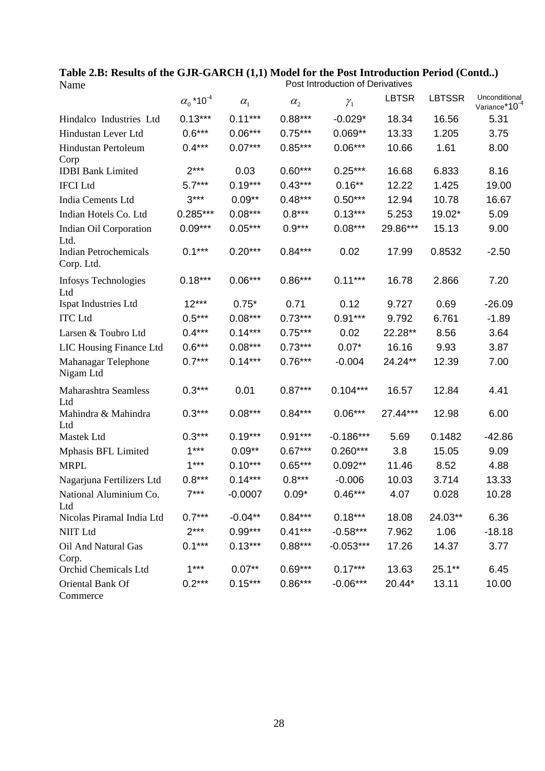**Table 2.B: Results of the GJR-GARCH (1,1) Model for the Post Introduction Period (Contd..)**

| Name | Post Introduction of Derivatives | | | | | | |
|---|---|---|---|---|---|---|---|
| | $\alpha_0$ *10$^{-4}$ | $\alpha_1$ | $\alpha_2$ | $\gamma_1$ | LBTSR | LBTSSR | Unconditional Variance*10$^{-4}$ |
| Hindalco Industries Ltd | 0.13*** | 0.11*** | 0.88*** | -0.029* | 18.34 | 16.56 | 5.31 |
| Hindustan Lever Ltd | 0.6*** | 0.06*** | 0.75*** | 0.069** | 13.33 | 1.205 | 3.75 |
| Hindustan Pertoleum Corp | 0.4*** | 0.07*** | 0.85*** | 0.06*** | 10.66 | 1.61 | 8.00 |
| IDBI Bank Limited | 2*** | 0.03 | 0.60*** | 0.25*** | 16.68 | 6.833 | 8.16 |
| IFCI Ltd | 5.7*** | 0.19*** | 0.43*** | 0.16** | 12.22 | 1.425 | 19.00 |
| India Cements Ltd | 3*** | 0.09** | 0.48*** | 0.50*** | 12.94 | 10.78 | 16.67 |
| Indian Hotels Co. Ltd | 0.285*** | 0.08*** | 0.8*** | 0.13*** | 5.253 | 19.02* | 5.09 |
| Indian Oil Corporation Ltd. | 0.09*** | 0.05*** | 0.9*** | 0.08*** | 29.86*** | 15.13 | 9.00 |
| Indian Petrochemicals Corp. Ltd. | 0.1*** | 0.20*** | 0.84*** | 0.02 | 17.99 | 0.8532 | -2.50 |
| Infosys Technologies Ltd | 0.18*** | 0.06*** | 0.86*** | 0.11*** | 16.78 | 2.866 | 7.20 |
| Ispat Industries Ltd | 12*** | 0.75* | 0.71 | 0.12 | 9.727 | 0.69 | -26.09 |
| ITC Ltd | 0.5*** | 0.08*** | 0.73*** | 0.91*** | 9.792 | 6.761 | -1.89 |
| Larsen & Toubro Ltd | 0.4*** | 0.14*** | 0.75*** | 0.02 | 22.28** | 8.56 | 3.64 |
| LIC Housing Finance Ltd | 0.6*** | 0.08*** | 0.73*** | 0.07* | 16.16 | 9.93 | 3.87 |
| Mahanagar Telephone Nigam Ltd | 0.7*** | 0.14*** | 0.76*** | -0.004 | 24.24** | 12.39 | 7.00 |
| Maharashtra Seamless Ltd | 0.3*** | 0.01 | 0.87*** | 0.104*** | 16.57 | 12.84 | 4.41 |
| Mahindra & Mahindra Ltd | 0.3*** | 0.08*** | 0.84*** | 0.06*** | 27.44*** | 12.98 | 6.00 |
| Mastek Ltd | 0.3*** | 0.19*** | 0.91*** | -0.186*** | 5.69 | 0.1482 | -42.86 |
| Mphasis BFL Limited | 1*** | 0.09** | 0.67*** | 0.260*** | 3.8 | 15.05 | 9.09 |
| MRPL | 1*** | 0.10*** | 0.65*** | 0.092** | 11.46 | 8.52 | 4.88 |
| Nagarjuna Fertilizers Ltd | 0.8*** | 0.14*** | 0.8*** | -0.006 | 10.03 | 3.714 | 13.33 |
| National Aluminium Co. Ltd | 7*** | -0.0007 | 0.09* | 0.46*** | 4.07 | 0.028 | 10.28 |
| Nicolas Piramal India Ltd | 0.7*** | -0.04** | 0.84*** | 0.18*** | 18.08 | 24.03** | 6.36 |
| NIIT Ltd | 2*** | 0.99*** | 0.41*** | -0.58*** | 7.962 | 1.06 | -18.18 |
| Oil And Natural Gas Corp. | 0.1*** | 0.13*** | 0.88*** | -0.053*** | 17.26 | 14.37 | 3.77 |
| Orchid Chemicals Ltd | 1*** | 0.07** | 0.69*** | 0.17*** | 13.63 | 25.1** | 6.45 |
| Oriental Bank Of Commerce | 0.2*** | 0.15*** | 0.86*** | -0.06*** | 20.44* | 13.11 | 10.00 |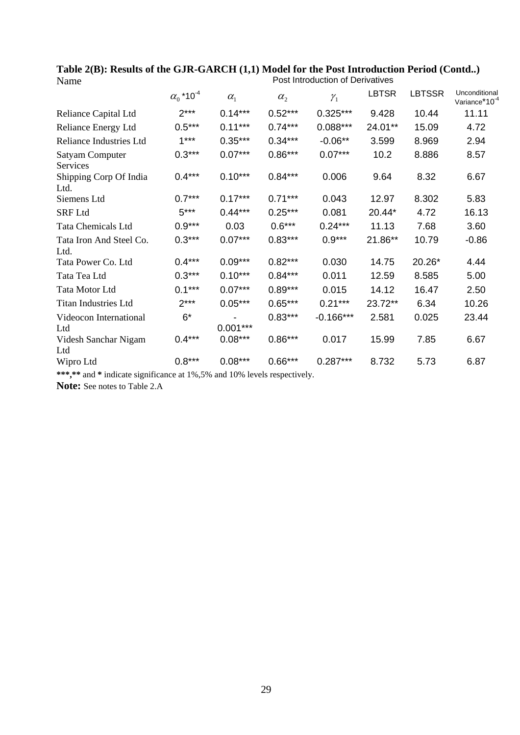**Table 2(B): Results of the GJR-GARCH (1,1) Model for the Post Introduction Period (Contd..)**

| Name | Post Introduction of Derivatives | | | | | | |
|---|---|---|---|---|---|---|---|
| | $\alpha_0$*10$^{-4}$ | $\alpha_1$ | $\alpha_2$ | $\gamma_1$ | LBTSR | LBTSSR | Unconditional Variance*10$^{-4}$ |
| Reliance Capital Ltd | 2*** | 0.14*** | 0.52*** | 0.325*** | 9.428 | 10.44 | 11.11 |
| Reliance Energy Ltd | 0.5*** | 0.11*** | 0.74*** | 0.088*** | 24.01** | 15.09 | 4.72 |
| Reliance Industries Ltd | 1*** | 0.35*** | 0.34*** | -0.06** | 3.599 | 8.969 | 2.94 |
| Satyam Computer Services | 0.3*** | 0.07*** | 0.86*** | 0.07*** | 10.2 | 8.886 | 8.57 |
| Shipping Corp Of India Ltd. | 0.4*** | 0.10*** | 0.84*** | 0.006 | 9.64 | 8.32 | 6.67 |
| Siemens Ltd | 0.7*** | 0.17*** | 0.71*** | 0.043 | 12.97 | 8.302 | 5.83 |
| SRF Ltd | 5*** | 0.44*** | 0.25*** | 0.081 | 20.44* | 4.72 | 16.13 |
| Tata Chemicals Ltd | 0.9*** | 0.03 | 0.6*** | 0.24*** | 11.13 | 7.68 | 3.60 |
| Tata Iron And Steel Co. Ltd. | 0.3*** | 0.07*** | 0.83*** | 0.9*** | 21.86** | 10.79 | -0.86 |
| Tata Power Co. Ltd | 0.4*** | 0.09*** | 0.82*** | 0.030 | 14.75 | 20.26* | 4.44 |
| Tata Tea Ltd | 0.3*** | 0.10*** | 0.84*** | 0.011 | 12.59 | 8.585 | 5.00 |
| Tata Motor Ltd | 0.1*** | 0.07*** | 0.89*** | 0.015 | 14.12 | 16.47 | 2.50 |
| Titan Industries Ltd | 2*** | 0.05*** | 0.65*** | 0.21*** | 23.72** | 6.34 | 10.26 |
| Videocon International Ltd | 6* | -0.001*** | 0.83*** | -0.166*** | 2.581 | 0.025 | 23.44 |
| Videsh Sanchar Nigam Ltd | 0.4*** | 0.08*** | 0.86*** | 0.017 | 15.99 | 7.85 | 6.67 |
| Wipro Ltd | 0.8*** | 0.08*** | 0.66*** | 0.287*** | 8.732 | 5.73 | 6.87 |

**\*\*\*,\*\*** and **\*** indicate significance at 1%,5% and 10% levels respectively.

**Note:** See notes to Table 2.A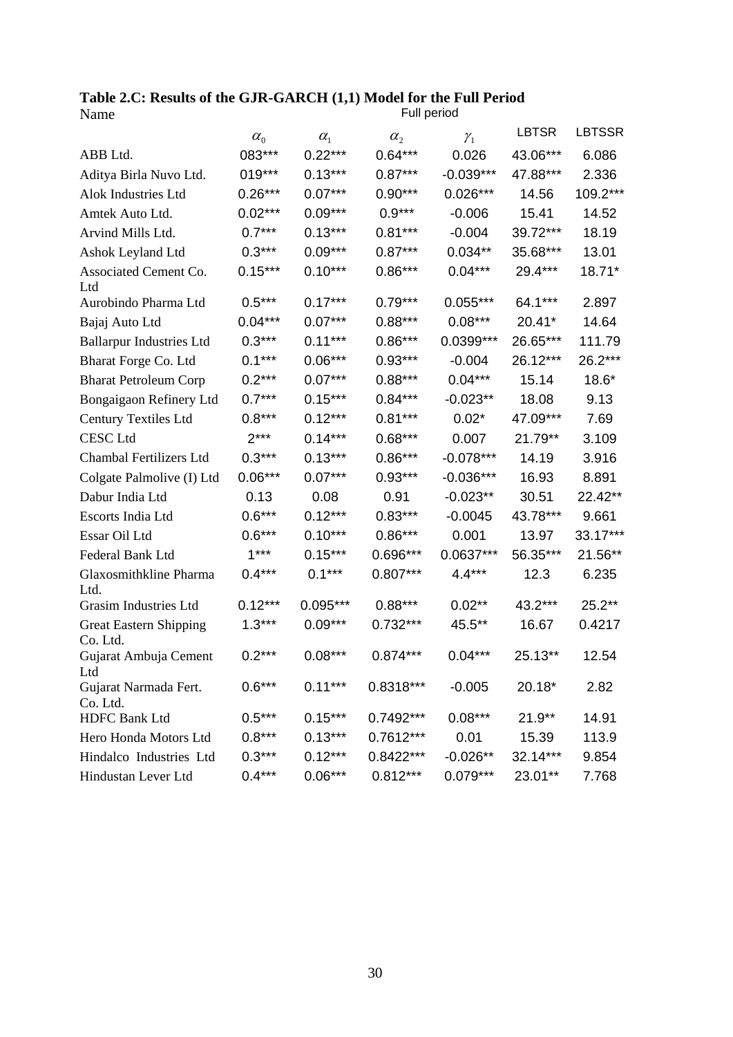**Table 2.C: Results of the GJR-GARCH (1,1) Model for the Full Period**

| Name | Full period | | | | | |
|---|---|---|---|---|---|---|
| | $\alpha_0$ | $\alpha_1$ | $\alpha_2$ | $\gamma_1$ | LBTSR | LBTSSR |
| ABB Ltd. | 083*** | 0.22*** | 0.64*** | 0.026 | 43.06*** | 6.086 |
| Aditya Birla Nuvo Ltd. | 019*** | 0.13*** | 0.87*** | -0.039*** | 47.88*** | 2.336 |
| Alok Industries Ltd | 0.26*** | 0.07*** | 0.90*** | 0.026*** | 14.56 | 109.2*** |
| Amtek Auto Ltd. | 0.02*** | 0.09*** | 0.9*** | -0.006 | 15.41 | 14.52 |
| Arvind Mills Ltd. | 0.7*** | 0.13*** | 0.81*** | -0.004 | 39.72*** | 18.19 |
| Ashok Leyland Ltd | 0.3*** | 0.09*** | 0.87*** | 0.034** | 35.68*** | 13.01 |
| Associated Cement Co. Ltd | 0.15*** | 0.10*** | 0.86*** | 0.04*** | 29.4*** | 18.71* |
| Aurobindo Pharma Ltd | 0.5*** | 0.17*** | 0.79*** | 0.055*** | 64.1*** | 2.897 |
| Bajaj Auto Ltd | 0.04*** | 0.07*** | 0.88*** | 0.08*** | 20.41* | 14.64 |
| Ballarpur Industries Ltd | 0.3*** | 0.11*** | 0.86*** | 0.0399*** | 26.65*** | 111.79 |
| Bharat Forge Co. Ltd | 0.1*** | 0.06*** | 0.93*** | -0.004 | 26.12*** | 26.2*** |
| Bharat Petroleum Corp | 0.2*** | 0.07*** | 0.88*** | 0.04*** | 15.14 | 18.6* |
| Bongaigaon Refinery Ltd | 0.7*** | 0.15*** | 0.84*** | -0.023** | 18.08 | 9.13 |
| Century Textiles Ltd | 0.8*** | 0.12*** | 0.81*** | 0.02* | 47.09*** | 7.69 |
| CESC Ltd | 2*** | 0.14*** | 0.68*** | 0.007 | 21.79** | 3.109 |
| Chambal Fertilizers Ltd | 0.3*** | 0.13*** | 0.86*** | -0.078*** | 14.19 | 3.916 |
| Colgate Palmolive (I) Ltd | 0.06*** | 0.07*** | 0.93*** | -0.036*** | 16.93 | 8.891 |
| Dabur India Ltd | 0.13 | 0.08 | 0.91 | -0.023** | 30.51 | 22.42** |
| Escorts India Ltd | 0.6*** | 0.12*** | 0.83*** | -0.0045 | 43.78*** | 9.661 |
| Essar Oil Ltd | 0.6*** | 0.10*** | 0.86*** | 0.001 | 13.97 | 33.17*** |
| Federal Bank Ltd | 1*** | 0.15*** | 0.696*** | 0.0637*** | 56.35*** | 21.56** |
| Glaxosmithkline Pharma Ltd. | 0.4*** | 0.1*** | 0.807*** | 4.4*** | 12.3 | 6.235 |
| Grasim Industries Ltd | 0.12*** | 0.095*** | 0.88*** | 0.02** | 43.2*** | 25.2** |
| Great Eastern Shipping Co. Ltd. | 1.3*** | 0.09*** | 0.732*** | 45.5** | 16.67 | 0.4217 |
| Gujarat Ambuja Cement Ltd | 0.2*** | 0.08*** | 0.874*** | 0.04*** | 25.13** | 12.54 |
| Gujarat Narmada Fert. Co. Ltd. | 0.6*** | 0.11*** | 0.8318*** | -0.005 | 20.18* | 2.82 |
| HDFC Bank Ltd | 0.5*** | 0.15*** | 0.7492*** | 0.08*** | 21.9** | 14.91 |
| Hero Honda Motors Ltd | 0.8*** | 0.13*** | 0.7612*** | 0.01 | 15.39 | 113.9 |
| Hindalco Industries Ltd | 0.3*** | 0.12*** | 0.8422*** | -0.026** | 32.14*** | 9.854 |
| Hindustan Lever Ltd | 0.4*** | 0.06*** | 0.812*** | 0.079*** | 23.01** | 7.768 |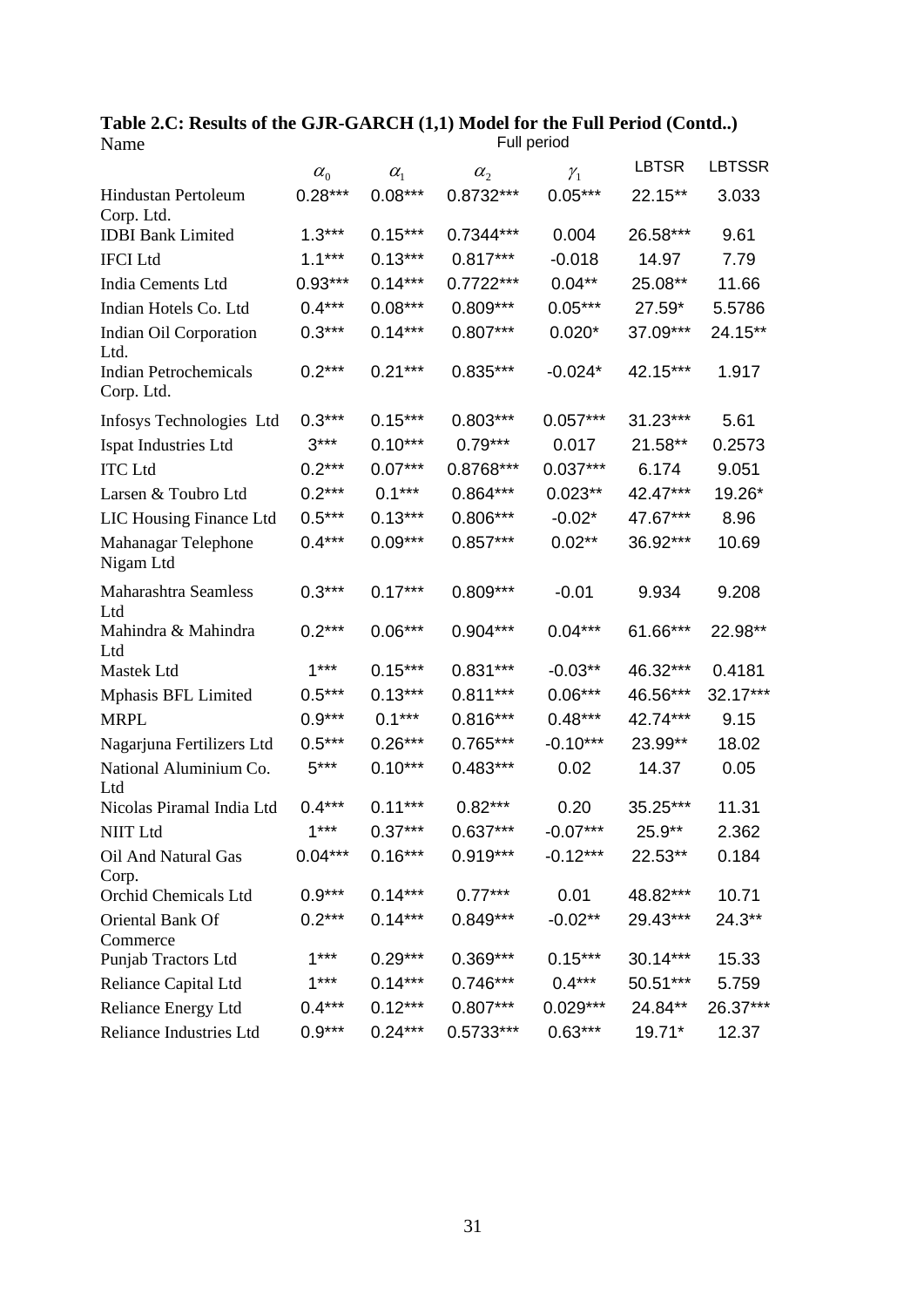**Table 2.C: Results of the GJR-GARCH (1,1) Model for the Full Period (Contd..)**

| Name | Full period | | | | | |
|---|---|---|---|---|---|---|
| | $\alpha_0$ | $\alpha_1$ | $\alpha_2$ | $\gamma_1$ | LBTSR | LBTSSR |
| Hindustan Pertoleum Corp. Ltd. | 0.28*** | 0.08*** | 0.8732*** | 0.05*** | 22.15** | 3.033 |
| IDBI Bank Limited | 1.3*** | 0.15*** | 0.7344*** | 0.004 | 26.58*** | 9.61 |
| IFCI Ltd | 1.1*** | 0.13*** | 0.817*** | -0.018 | 14.97 | 7.79 |
| India Cements Ltd | 0.93*** | 0.14*** | 0.7722*** | 0.04** | 25.08** | 11.66 |
| Indian Hotels Co. Ltd | 0.4*** | 0.08*** | 0.809*** | 0.05*** | 27.59* | 5.5786 |
| Indian Oil Corporation Ltd. | 0.3*** | 0.14*** | 0.807*** | 0.020* | 37.09*** | 24.15** |
| Indian Petrochemicals Corp. Ltd. | 0.2*** | 0.21*** | 0.835*** | -0.024* | 42.15*** | 1.917 |
| Infosys Technologies Ltd | 0.3*** | 0.15*** | 0.803*** | 0.057*** | 31.23*** | 5.61 |
| Ispat Industries Ltd | 3*** | 0.10*** | 0.79*** | 0.017 | 21.58** | 0.2573 |
| ITC Ltd | 0.2*** | 0.07*** | 0.8768*** | 0.037*** | 6.174 | 9.051 |
| Larsen & Toubro Ltd | 0.2*** | 0.1*** | 0.864*** | 0.023** | 42.47*** | 19.26* |
| LIC Housing Finance Ltd | 0.5*** | 0.13*** | 0.806*** | -0.02* | 47.67*** | 8.96 |
| Mahanagar Telephone Nigam Ltd | 0.4*** | 0.09*** | 0.857*** | 0.02** | 36.92*** | 10.69 |
| Maharashtra Seamless Ltd | 0.3*** | 0.17*** | 0.809*** | -0.01 | 9.934 | 9.208 |
| Mahindra & Mahindra Ltd | 0.2*** | 0.06*** | 0.904*** | 0.04*** | 61.66*** | 22.98** |
| Mastek Ltd | 1*** | 0.15*** | 0.831*** | -0.03** | 46.32*** | 0.4181 |
| Mphasis BFL Limited | 0.5*** | 0.13*** | 0.811*** | 0.06*** | 46.56*** | 32.17*** |
| MRPL | 0.9*** | 0.1*** | 0.816*** | 0.48*** | 42.74*** | 9.15 |
| Nagarjuna Fertilizers Ltd | 0.5*** | 0.26*** | 0.765*** | -0.10*** | 23.99** | 18.02 |
| National Aluminium Co. Ltd | 5*** | 0.10*** | 0.483*** | 0.02 | 14.37 | 0.05 |
| Nicolas Piramal India Ltd | 0.4*** | 0.11*** | 0.82*** | 0.20 | 35.25*** | 11.31 |
| NIIT Ltd | 1*** | 0.37*** | 0.637*** | -0.07*** | 25.9** | 2.362 |
| Oil And Natural Gas Corp. | 0.04*** | 0.16*** | 0.919*** | -0.12*** | 22.53** | 0.184 |
| Orchid Chemicals Ltd | 0.9*** | 0.14*** | 0.77*** | 0.01 | 48.82*** | 10.71 |
| Oriental Bank Of Commerce | 0.2*** | 0.14*** | 0.849*** | -0.02** | 29.43*** | 24.3** |
| Punjab Tractors Ltd | 1*** | 0.29*** | 0.369*** | 0.15*** | 30.14*** | 15.33 |
| Reliance Capital Ltd | 1*** | 0.14*** | 0.746*** | 0.4*** | 50.51*** | 5.759 |
| Reliance Energy Ltd | 0.4*** | 0.12*** | 0.807*** | 0.029*** | 24.84** | 26.37*** |
| Reliance Industries Ltd | 0.9*** | 0.24*** | 0.5733*** | 0.63*** | 19.71* | 12.37 |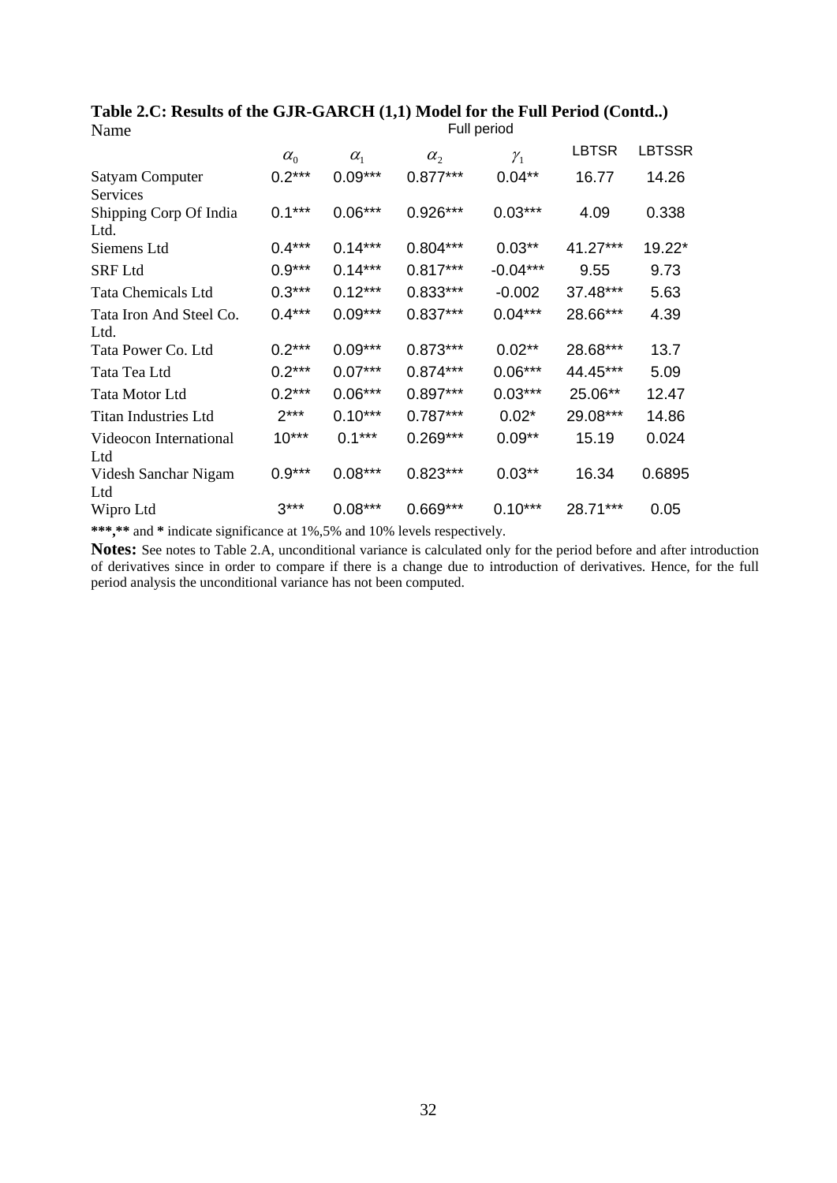**Table 2.C: Results of the GJR-GARCH (1,1) Model for the Full Period (Contd..)**

| Name | Full period | | | | | |
|---|---|---|---|---|---|---|
| | $\alpha_0$ | $\alpha_1$ | $\alpha_2$ | $\gamma_1$ | LBTSR | LBTSSR |
| Satyam Computer Services | 0.2*** | 0.09*** | 0.877*** | 0.04** | 16.77 | 14.26 |
| Shipping Corp Of India Ltd. | 0.1*** | 0.06*** | 0.926*** | 0.03*** | 4.09 | 0.338 |
| Siemens Ltd | 0.4*** | 0.14*** | 0.804*** | 0.03** | 41.27*** | 19.22* |
| SRF Ltd | 0.9*** | 0.14*** | 0.817*** | -0.04*** | 9.55 | 9.73 |
| Tata Chemicals Ltd | 0.3*** | 0.12*** | 0.833*** | -0.002 | 37.48*** | 5.63 |
| Tata Iron And Steel Co. Ltd. | 0.4*** | 0.09*** | 0.837*** | 0.04*** | 28.66*** | 4.39 |
| Tata Power Co. Ltd | 0.2*** | 0.09*** | 0.873*** | 0.02** | 28.68*** | 13.7 |
| Tata Tea Ltd | 0.2*** | 0.07*** | 0.874*** | 0.06*** | 44.45*** | 5.09 |
| Tata Motor Ltd | 0.2*** | 0.06*** | 0.897*** | 0.03*** | 25.06** | 12.47 |
| Titan Industries Ltd | 2*** | 0.10*** | 0.787*** | 0.02* | 29.08*** | 14.86 |
| Videocon International Ltd | 10*** | 0.1*** | 0.269*** | 0.09** | 15.19 | 0.024 |
| Videsh Sanchar Nigam Ltd | 0.9*** | 0.08*** | 0.823*** | 0.03** | 16.34 | 0.6895 |
| Wipro Ltd | 3*** | 0.08*** | 0.669*** | 0.10*** | 28.71*** | 0.05 |

**\*\*\*,\*\*** and **\*** indicate significance at 1%,5% and 10% levels respectively.

**Notes:** See notes to Table 2.A, unconditional variance is calculated only for the period before and after introduction of derivatives since in order to compare if there is a change due to introduction of derivatives. Hence, for the full period analysis the unconditional variance has not been computed.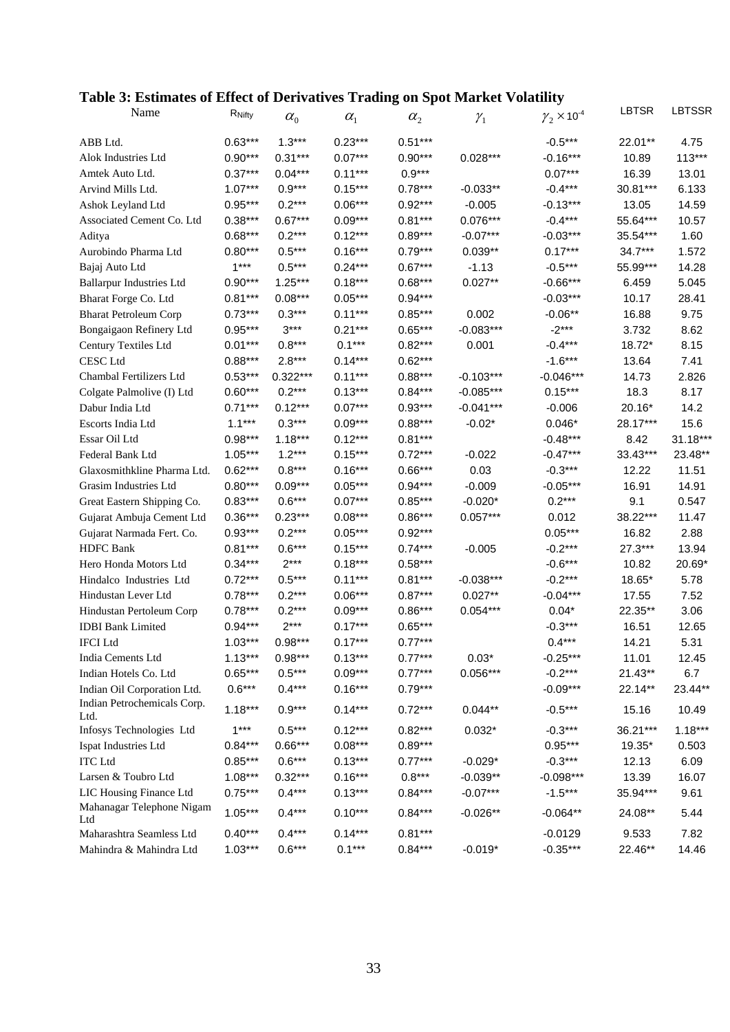**Table 3: Estimates of Effect of Derivatives Trading on Spot Market Volatility**

| Name | $R_{Nifty}$ | $\alpha_0$ | $\alpha_1$ | $\alpha_2$ | $\gamma_1$ | $\gamma_2 \times 10^{-4}$ | LBTSR | LBTSSR |
|---|---|---|---|---|---|---|---|---|
| ABB Ltd. | 0.63*** | 1.3*** | 0.23*** | 0.51*** | | -0.5*** | 22.01** | 4.75 |
| Alok Industries Ltd | 0.90*** | 0.31*** | 0.07*** | 0.90*** | 0.028*** | -0.16*** | 10.89 | 113*** |
| Amtek Auto Ltd. | 0.37*** | 0.04*** | 0.11*** | 0.9*** | | 0.07*** | 16.39 | 13.01 |
| Arvind Mills Ltd. | 1.07*** | 0.9*** | 0.15*** | 0.78*** | -0.033** | -0.4*** | 30.81*** | 6.133 |
| Ashok Leyland Ltd | 0.95*** | 0.2*** | 0.06*** | 0.92*** | -0.005 | -0.13*** | 13.05 | 14.59 |
| Associated Cement Co. Ltd | 0.38*** | 0.67*** | 0.09*** | 0.81*** | 0.076*** | -0.4*** | 55.64*** | 10.57 |
| Aditya | 0.68*** | 0.2*** | 0.12*** | 0.89*** | -0.07*** | -0.03*** | 35.54*** | 1.60 |
| Aurobindo Pharma Ltd | 0.80*** | 0.5*** | 0.16*** | 0.79*** | 0.039** | 0.17*** | 34.7*** | 1.572 |
| Bajaj Auto Ltd | 1*** | 0.5*** | 0.24*** | 0.67*** | -1.13 | -0.5*** | 55.99*** | 14.28 |
| Ballarpur Industries Ltd | 0.90*** | 1.25*** | 0.18*** | 0.68*** | 0.027** | -0.66*** | 6.459 | 5.045 |
| Bharat Forge Co. Ltd | 0.81*** | 0.08*** | 0.05*** | 0.94*** | | -0.03*** | 10.17 | 28.41 |
| Bharat Petroleum Corp | 0.73*** | 0.3*** | 0.11*** | 0.85*** | 0.002 | -0.06** | 16.88 | 9.75 |
| Bongaigaon Refinery Ltd | 0.95*** | 3*** | 0.21*** | 0.65*** | -0.083*** | -2*** | 3.732 | 8.62 |
| Century Textiles Ltd | 0.01*** | 0.8*** | 0.1*** | 0.82*** | 0.001 | -0.4*** | 18.72* | 8.15 |
| CESC Ltd | 0.88*** | 2.8*** | 0.14*** | 0.62*** | | -1.6*** | 13.64 | 7.41 |
| Chambal Fertilizers Ltd | 0.53*** | 0.322*** | 0.11*** | 0.88*** | -0.103*** | -0.046*** | 14.73 | 2.826 |
| Colgate Palmolive (I) Ltd | 0.60*** | 0.2*** | 0.13*** | 0.84*** | -0.085*** | 0.15*** | 18.3 | 8.17 |
| Dabur India Ltd | 0.71*** | 0.12*** | 0.07*** | 0.93*** | -0.041*** | -0.006 | 20.16* | 14.2 |
| Escorts India Ltd | 1.1*** | 0.3*** | 0.09*** | 0.88*** | -0.02* | 0.046* | 28.17*** | 15.6 |
| Essar Oil Ltd | 0.98*** | 1.18*** | 0.12*** | 0.81*** | | -0.48*** | 8.42 | 31.18*** |
| Federal Bank Ltd | 1.05*** | 1.2*** | 0.15*** | 0.72*** | -0.022 | -0.47*** | 33.43*** | 23.48** |
| Glaxosmithkline Pharma Ltd. | 0.62*** | 0.8*** | 0.16*** | 0.66*** | 0.03 | -0.3*** | 12.22 | 11.51 |
| Grasim Industries Ltd | 0.80*** | 0.09*** | 0.05*** | 0.94*** | -0.009 | -0.05*** | 16.91 | 14.91 |
| Great Eastern Shipping Co. | 0.83*** | 0.6*** | 0.07*** | 0.85*** | -0.020* | 0.2*** | 9.1 | 0.547 |
| Gujarat Ambuja Cement Ltd | 0.36*** | 0.23*** | 0.08*** | 0.86*** | 0.057*** | 0.012 | 38.22*** | 11.47 |
| Gujarat Narmada Fert. Co. | 0.93*** | 0.2*** | 0.05*** | 0.92*** | | 0.05*** | 16.82 | 2.88 |
| HDFC Bank | 0.81*** | 0.6*** | 0.15*** | 0.74*** | -0.005 | -0.2*** | 27.3*** | 13.94 |
| Hero Honda Motors Ltd | 0.34*** | 2*** | 0.18*** | 0.58*** | | -0.6*** | 10.82 | 20.69* |
| Hindalco Industries Ltd | 0.72*** | 0.5*** | 0.11*** | 0.81*** | -0.038*** | -0.2*** | 18.65* | 5.78 |
| Hindustan Lever Ltd | 0.78*** | 0.2*** | 0.06*** | 0.87*** | 0.027** | -0.04*** | 17.55 | 7.52 |
| Hindustan Pertoleum Corp | 0.78*** | 0.2*** | 0.09*** | 0.86*** | 0.054*** | 0.04* | 22.35** | 3.06 |
| IDBI Bank Limited | 0.94*** | 2*** | 0.17*** | 0.65*** | | -0.3*** | 16.51 | 12.65 |
| IFCI Ltd | 1.03*** | 0.98*** | 0.17*** | 0.77*** | | 0.4*** | 14.21 | 5.31 |
| India Cements Ltd | 1.13*** | 0.98*** | 0.13*** | 0.77*** | 0.03* | -0.25*** | 11.01 | 12.45 |
| Indian Hotels Co. Ltd | 0.65*** | 0.5*** | 0.09*** | 0.77*** | 0.056*** | -0.2*** | 21.43** | 6.7 |
| Indian Oil Corporation Ltd. | 0.6*** | 0.4*** | 0.16*** | 0.79*** | | -0.09*** | 22.14** | 23.44** |
| Indian Petrochemicals Corp. Ltd. | 1.18*** | 0.9*** | 0.14*** | 0.72*** | 0.044** | -0.5*** | 15.16 | 10.49 |
| Infosys Technologies Ltd | 1*** | 0.5*** | 0.12*** | 0.82*** | 0.032* | -0.3*** | 36.21*** | 1.18*** |
| Ispat Industries Ltd | 0.84*** | 0.66*** | 0.08*** | 0.89*** | | 0.95*** | 19.35* | 0.503 |
| ITC Ltd | 0.85*** | 0.6*** | 0.13*** | 0.77*** | -0.029* | -0.3*** | 12.13 | 6.09 |
| Larsen & Toubro Ltd | 1.08*** | 0.32*** | 0.16*** | 0.8*** | -0.039** | -0.098*** | 13.39 | 16.07 |
| LIC Housing Finance Ltd | 0.75*** | 0.4*** | 0.13*** | 0.84*** | -0.07*** | -1.5*** | 35.94*** | 9.61 |
| Mahanagar Telephone Nigam Ltd | 1.05*** | 0.4*** | 0.10*** | 0.84*** | -0.026** | -0.064** | 24.08** | 5.44 |
| Maharashtra Seamless Ltd | 0.40*** | 0.4*** | 0.14*** | 0.81*** | | -0.0129 | 9.533 | 7.82 |
| Mahindra & Mahindra Ltd | 1.03*** | 0.6*** | 0.1*** | 0.84*** | -0.019* | -0.35*** | 22.46** | 14.46 |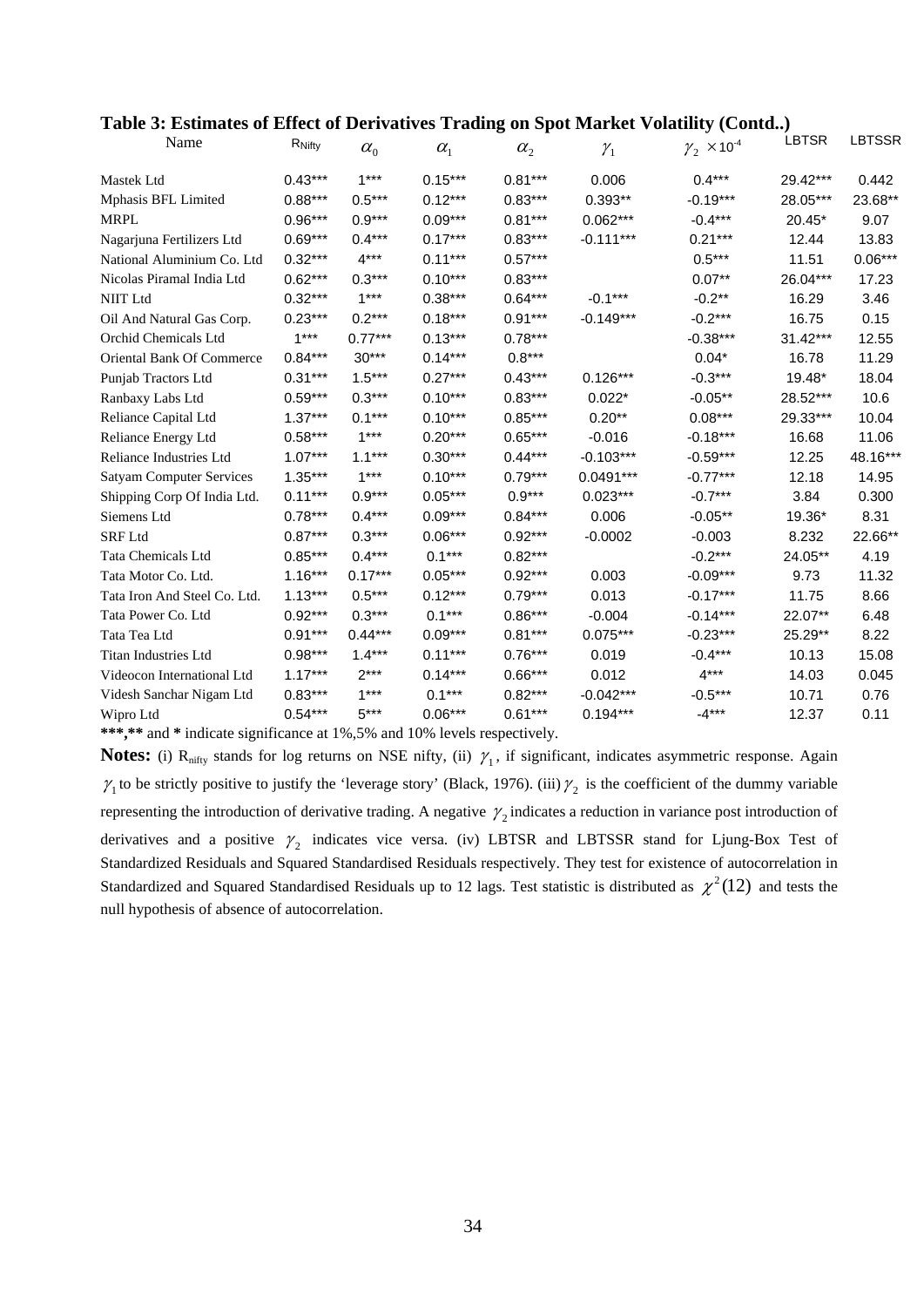**Table 3: Estimates of Effect of Derivatives Trading on Spot Market Volatility (Contd..)**

| Name | $R_{Nifty}$ | $\alpha_0$ | $\alpha_1$ | $\alpha_2$ | $\gamma_1$ | $\gamma_2 \times 10^{-4}$ | LBTSR | LBTSSR |
|---|---|---|---|---|---|---|---|---|
| Mastek Ltd | 0.43*** | 1*** | 0.15*** | 0.81*** | 0.006 | 0.4*** | 29.42*** | 0.442 |
| Mphasis BFL Limited | 0.88*** | 0.5*** | 0.12*** | 0.83*** | 0.393** | -0.19*** | 28.05*** | 23.68** |
| MRPL | 0.96*** | 0.9*** | 0.09*** | 0.81*** | 0.062*** | -0.4*** | 20.45* | 9.07 |
| Nagarjuna Fertilizers Ltd | 0.69*** | 0.4*** | 0.17*** | 0.83*** | -0.111*** | 0.21*** | 12.44 | 13.83 |
| National Aluminium Co. Ltd | 0.32*** | 4*** | 0.11*** | 0.57*** | | 0.5*** | 11.51 | 0.06*** |
| Nicolas Piramal India Ltd | 0.62*** | 0.3*** | 0.10*** | 0.83*** | | 0.07** | 26.04*** | 17.23 |
| NIIT Ltd | 0.32*** | 1*** | 0.38*** | 0.64*** | -0.1*** | -0.2** | 16.29 | 3.46 |
| Oil And Natural Gas Corp. | 0.23*** | 0.2*** | 0.18*** | 0.91*** | -0.149*** | -0.2*** | 16.75 | 0.15 |
| Orchid Chemicals Ltd | 1*** | 0.77*** | 0.13*** | 0.78*** | | -0.38*** | 31.42*** | 12.55 |
| Oriental Bank Of Commerce | 0.84*** | 30*** | 0.14*** | 0.8*** | | 0.04* | 16.78 | 11.29 |
| Punjab Tractors Ltd | 0.31*** | 1.5*** | 0.27*** | 0.43*** | 0.126*** | -0.3*** | 19.48* | 18.04 |
| Ranbaxy Labs Ltd | 0.59*** | 0.3*** | 0.10*** | 0.83*** | 0.022* | -0.05** | 28.52*** | 10.6 |
| Reliance Capital Ltd | 1.37*** | 0.1*** | 0.10*** | 0.85*** | 0.20** | 0.08*** | 29.33*** | 10.04 |
| Reliance Energy Ltd | 0.58*** | 1*** | 0.20*** | 0.65*** | -0.016 | -0.18*** | 16.68 | 11.06 |
| Reliance Industries Ltd | 1.07*** | 1.1*** | 0.30*** | 0.44*** | -0.103*** | -0.59*** | 12.25 | 48.16*** |
| Satyam Computer Services | 1.35*** | 1*** | 0.10*** | 0.79*** | 0.0491*** | -0.77*** | 12.18 | 14.95 |
| Shipping Corp Of India Ltd. | 0.11*** | 0.9*** | 0.05*** | 0.9*** | 0.023*** | -0.7*** | 3.84 | 0.300 |
| Siemens Ltd | 0.78*** | 0.4*** | 0.09*** | 0.84*** | 0.006 | -0.05** | 19.36* | 8.31 |
| SRF Ltd | 0.87*** | 0.3*** | 0.06*** | 0.92*** | -0.0002 | -0.003 | 8.232 | 22.66** |
| Tata Chemicals Ltd | 0.85*** | 0.4*** | 0.1*** | 0.82*** | | -0.2*** | 24.05** | 4.19 |
| Tata Motor Co. Ltd. | 1.16*** | 0.17*** | 0.05*** | 0.92*** | 0.003 | -0.09*** | 9.73 | 11.32 |
| Tata Iron And Steel Co. Ltd. | 1.13*** | 0.5*** | 0.12*** | 0.79*** | 0.013 | -0.17*** | 11.75 | 8.66 |
| Tata Power Co. Ltd | 0.92*** | 0.3*** | 0.1*** | 0.86*** | -0.004 | -0.14*** | 22.07** | 6.48 |
| Tata Tea Ltd | 0.91*** | 0.44*** | 0.09*** | 0.81*** | 0.075*** | -0.23*** | 25.29** | 8.22 |
| Titan Industries Ltd | 0.98*** | 1.4*** | 0.11*** | 0.76*** | 0.019 | -0.4*** | 10.13 | 15.08 |
| Videocon International Ltd | 1.17*** | 2*** | 0.14*** | 0.66*** | 0.012 | 4*** | 14.03 | 0.045 |
| Videsh Sanchar Nigam Ltd | 0.83*** | 1*** | 0.1*** | 0.82*** | -0.042*** | -0.5*** | 10.71 | 0.76 |
| Wipro Ltd | 0.54*** | 5*** | 0.06*** | 0.61*** | 0.194*** | -4*** | 12.37 | 0.11 |

**\*\*\*,\*\*** and **\*** indicate significance at 1%,5% and 10% levels respectively.

**Notes:** (i) $R_{nifty}$ stands for log returns on NSE nifty, (ii) $\gamma_1$, if significant, indicates asymmetric response. Again $\gamma_1$ to be strictly positive to justify the 'leverage story' (Black, 1976). (iii) $\gamma_2$ is the coefficient of the dummy variable representing the introduction of derivative trading. A negative $\gamma_2$ indicates a reduction in variance post introduction of derivatives and a positive $\gamma_2$ indicates vice versa. (iv) LBTSR and LBTSSR stand for Ljung-Box Test of Standardized Residuals and Squared Standardised Residuals respectively. They test for existence of autocorrelation in Standardized and Squared Standardised Residuals up to 12 lags. Test statistic is distributed as $\chi^2(12)$ and tests the null hypothesis of absence of autocorrelation.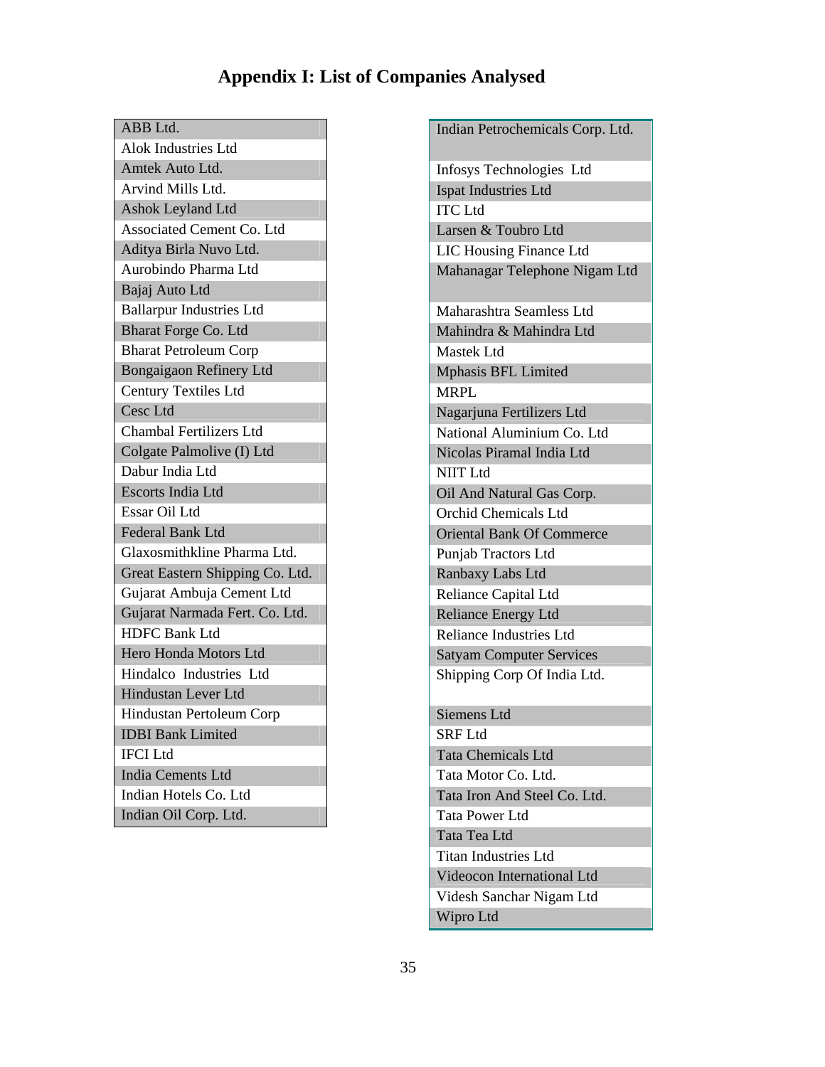# Appendix I: List of Companies Analysed

| |
|---|
| ABB Ltd. |
| Alok Industries Ltd |
| Amtek Auto Ltd. |
| Arvind Mills Ltd. |
| Ashok Leyland Ltd |
| Associated Cement Co. Ltd |
| Aditya Birla Nuvo Ltd. |
| Aurobindo Pharma Ltd |
| Bajaj Auto Ltd |
| Ballarpur Industries Ltd |
| Bharat Forge Co. Ltd |
| Bharat Petroleum Corp |
| Bongaigaon Refinery Ltd |
| Century Textiles Ltd |
| Cesc Ltd |
| Chambal Fertilizers Ltd |
| Colgate Palmolive (I) Ltd |
| Dabur India Ltd |
| Escorts India Ltd |
| Essar Oil Ltd |
| Federal Bank Ltd |
| Glaxosmithkline Pharma Ltd. |
| Great Eastern Shipping Co. Ltd. |
| Gujarat Ambuja Cement Ltd |
| Gujarat Narmada Fert. Co. Ltd. |
| HDFC Bank Ltd |
| Hero Honda Motors Ltd |
| Hindalco Industries Ltd |
| Hindustan Lever Ltd |
| Hindustan Pertoleum Corp |
| IDBI Bank Limited |
| IFCI Ltd |
| India Cements Ltd |
| Indian Hotels Co. Ltd |
| Indian Oil Corp. Ltd. |

| |
|---|
| Indian Petrochemicals Corp. Ltd. |
| Infosys Technologies Ltd |
| Ispat Industries Ltd |
| ITC Ltd |
| Larsen & Toubro Ltd |
| LIC Housing Finance Ltd |
| Mahanagar Telephone Nigam Ltd |
| Maharashtra Seamless Ltd |
| Mahindra & Mahindra Ltd |
| Mastek Ltd |
| Mphasis BFL Limited |
| MRPL |
| Nagarjuna Fertilizers Ltd |
| National Aluminium Co. Ltd |
| Nicolas Piramal India Ltd |
| NIIT Ltd |
| Oil And Natural Gas Corp. |
| Orchid Chemicals Ltd |
| Oriental Bank Of Commerce |
| Punjab Tractors Ltd |
| Ranbaxy Labs Ltd |
| Reliance Capital Ltd |
| Reliance Energy Ltd |
| Reliance Industries Ltd |
| Satyam Computer Services |
| Shipping Corp Of India Ltd. |
| Siemens Ltd |
| SRF Ltd |
| Tata Chemicals Ltd |
| Tata Motor Co. Ltd. |
| Tata Iron And Steel Co. Ltd. |
| Tata Power Ltd |
| Tata Tea Ltd |
| Titan Industries Ltd |
| Videocon International Ltd |
| Videsh Sanchar Nigam Ltd |
| Wipro Ltd |